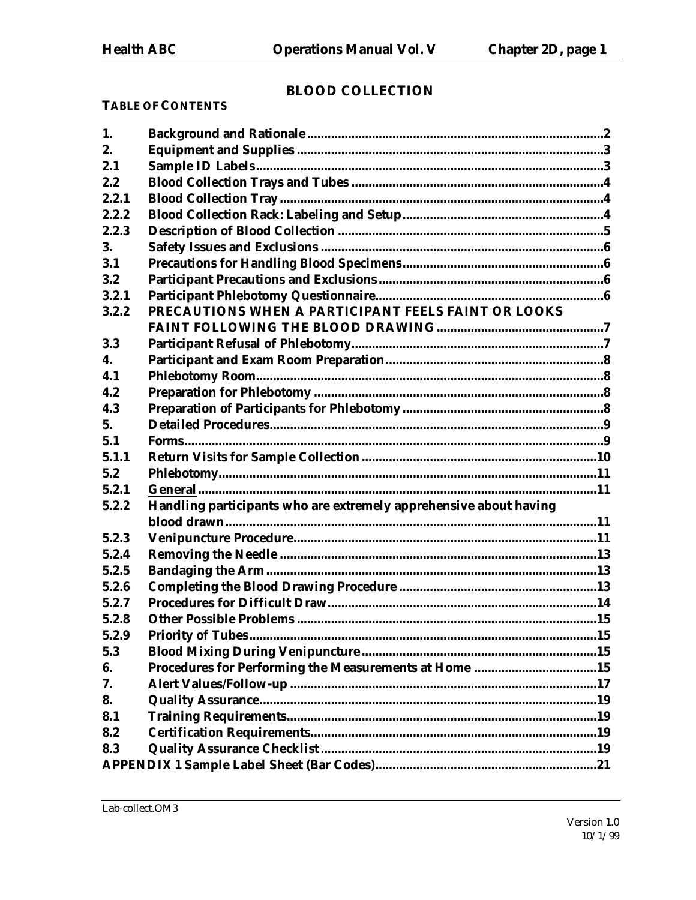# BLOOD COLLECTION

**TABLE OF CONTENTS**

| | | |
|---|---|---|
| 1. | Background and Rationale | 2 |
| 2. | Equipment and Supplies | 3 |
| 2.1 | Sample ID Labels | 3 |
| 2.2 | Blood Collection Trays and Tubes | 4 |
| 2.2.1 | Blood Collection Tray | 4 |
| 2.2.2 | Blood Collection Rack: Labeling and Setup | 4 |
| 2.2.3 | Description of Blood Collection | 5 |
| 3. | Safety Issues and Exclusions | 6 |
| 3.1 | Precautions for Handling Blood Specimens | 6 |
| 3.2 | Participant Precautions and Exclusions | 6 |
| 3.2.1 | Participant Phlebotomy Questionnaire | 6 |
| 3.2.2 | PRECAUTIONS WHEN A PARTICIPANT FEELS FAINT OR LOOKS FAINT FOLLOWING THE BLOOD DRAWING | 7 |
| 3.3 | Participant Refusal of Phlebotomy | 7 |
| 4. | Participant and Exam Room Preparation | 8 |
| 4.1 | Phlebotomy Room | 8 |
| 4.2 | Preparation for Phlebotomy | 8 |
| 4.3 | Preparation of Participants for Phlebotomy | 8 |
| 5. | Detailed Procedures | 9 |
| 5.1 | Forms | 9 |
| 5.1.1 | Return Visits for Sample Collection | 10 |
| 5.2 | Phlebotomy | 11 |
| 5.2.1 | General | 11 |
| 5.2.2 | Handling participants who are extremely apprehensive about having blood drawn | 11 |
| 5.2.3 | Venipuncture Procedure | 11 |
| 5.2.4 | Removing the Needle | 13 |
| 5.2.5 | Bandaging the Arm | 13 |
| 5.2.6 | Completing the Blood Drawing Procedure | 13 |
| 5.2.7 | Procedures for Difficult Draw | 14 |
| 5.2.8 | Other Possible Problems | 15 |
| 5.2.9 | Priority of Tubes | 15 |
| 5.3 | Blood Mixing During Venipuncture | 15 |
| 6. | Procedures for Performing the Measurements at Home | 15 |
| 7. | Alert Values/Follow-up | 17 |
| 8. | Quality Assurance | 19 |
| 8.1 | Training Requirements | 19 |
| 8.2 | Certification Requirements | 19 |
| 8.3 | Quality Assurance Checklist | 19 |
| | APPENDIX 1 Sample Label Sheet (Bar Codes) | 21 |

Lab-collect.OM3

Version 1.0
10/1/99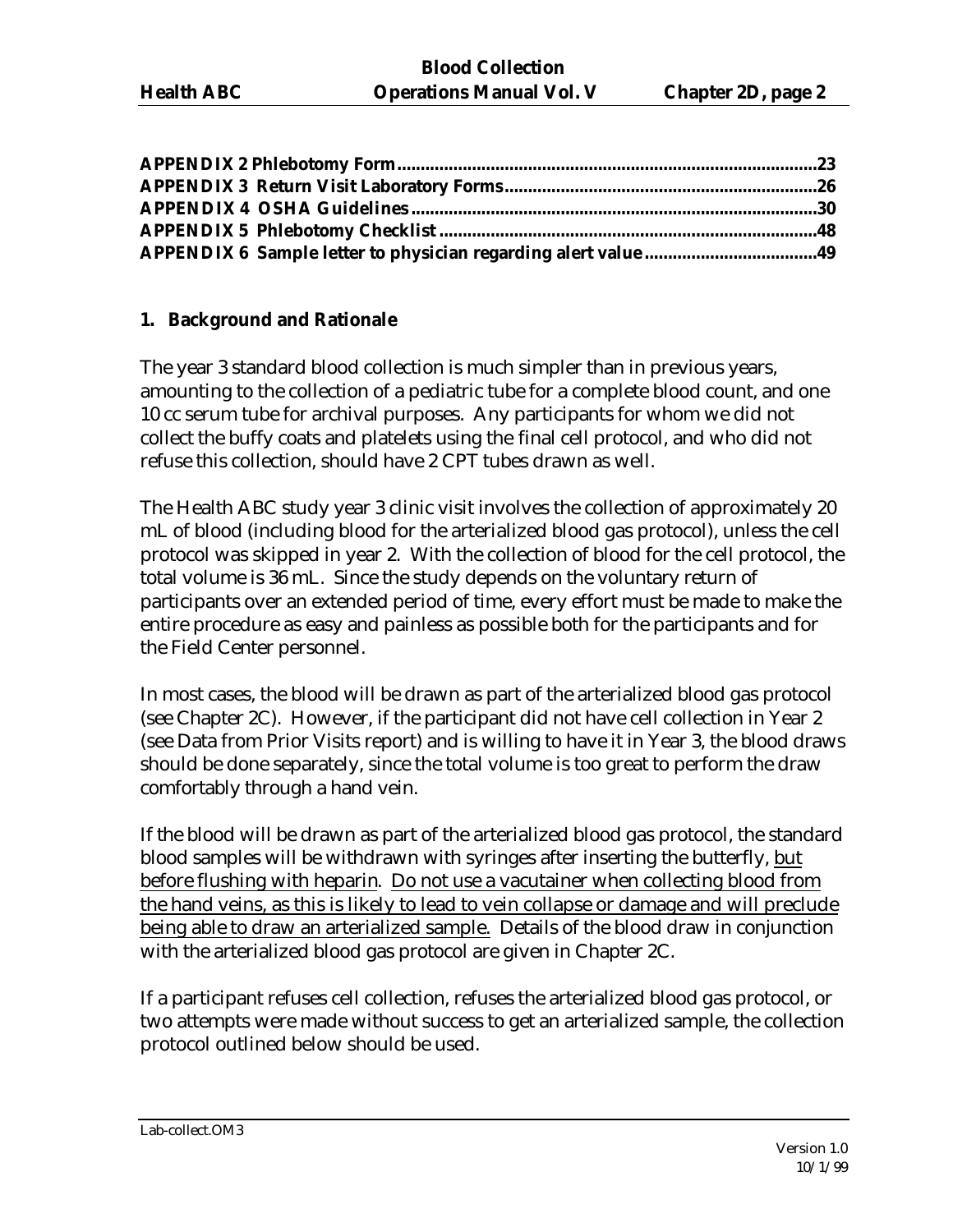**APPENDIX 2 Phlebotomy Form**......................................................................................23
**APPENDIX 3 Return Visit Laboratory Forms**.................................................................26
**APPENDIX 4 OSHA Guidelines**....................................................................................30
**APPENDIX 5 Phlebotomy Checklist**..............................................................................48
**APPENDIX 6 Sample letter to physician regarding alert value**....................................49

## 1. Background and Rationale

The year 3 standard blood collection is much simpler than in previous years, amounting to the collection of a pediatric tube for a complete blood count, and one 10 cc serum tube for archival purposes. Any participants for whom we did not collect the buffy coats and platelets using the final cell protocol, and who did not refuse this collection, should have 2 CPT tubes drawn as well.

The Health ABC study year 3 clinic visit involves the collection of approximately 20 mL of blood (including blood for the arterialized blood gas protocol), unless the cell protocol was skipped in year 2. With the collection of blood for the cell protocol, the total volume is 36 mL. Since the study depends on the voluntary return of participants over an extended period of time, every effort must be made to make the entire procedure as easy and painless as possible both for the participants and for the Field Center personnel.

In most cases, the blood will be drawn as part of the arterialized blood gas protocol (see Chapter 2C). However, if the participant did not have cell collection in Year 2 (see Data from Prior Visits report) and is willing to have it in Year 3, the blood draws should be done separately, since the total volume is too great to perform the draw comfortably through a hand vein.

If the blood will be drawn as part of the arterialized blood gas protocol, the standard blood samples will be withdrawn with syringes after inserting the butterfly, <u>but before flushing with heparin</u>. <u>Do not use a vacutainer when collecting blood from the hand veins, as this is likely to lead to vein collapse or damage and will preclude being able to draw an arterialized sample.</u> Details of the blood draw in conjunction with the arterialized blood gas protocol are given in Chapter 2C.

If a participant refuses cell collection, refuses the arterialized blood gas protocol, or two attempts were made without success to get an arterialized sample, the collection protocol outlined below should be used.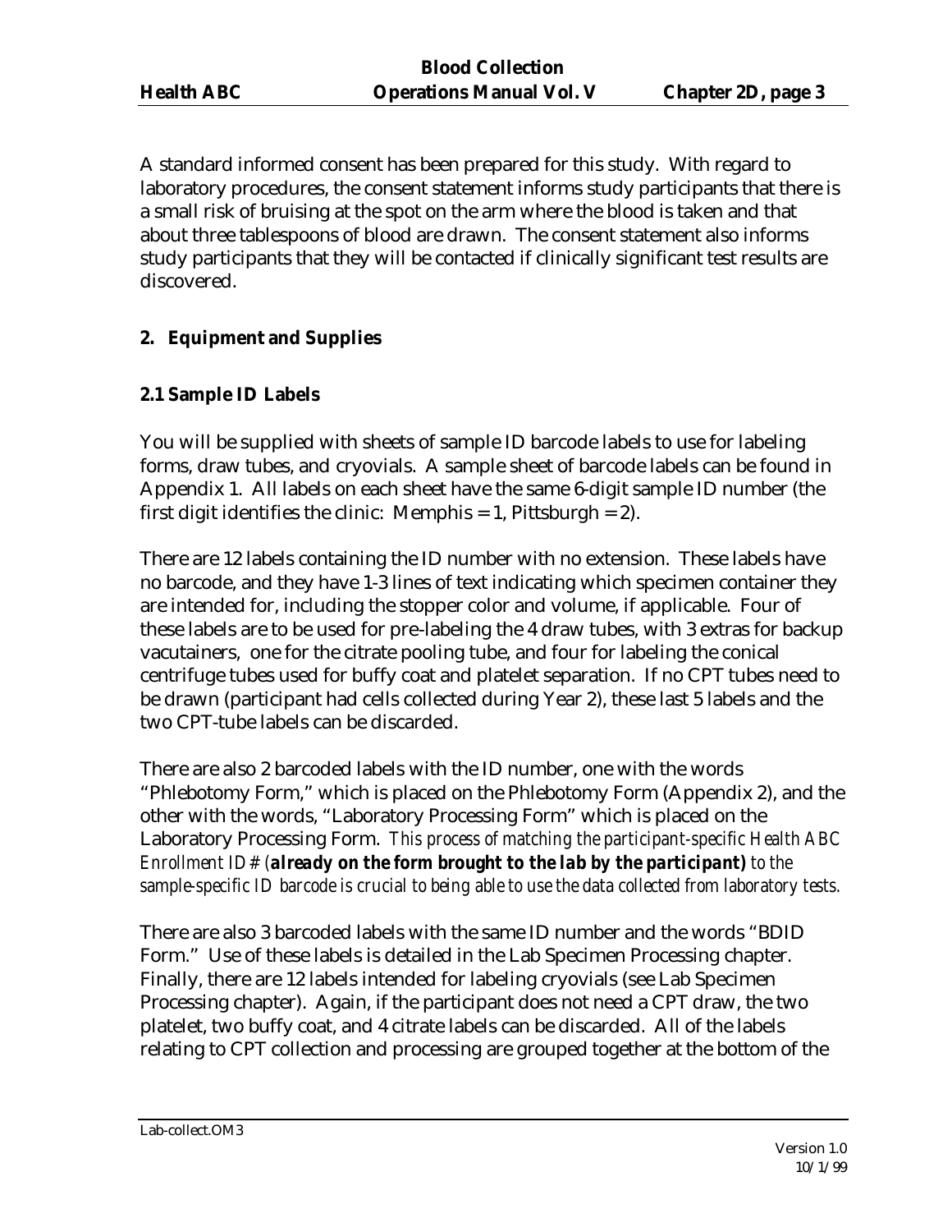A standard informed consent has been prepared for this study. With regard to laboratory procedures, the consent statement informs study participants that there is a small risk of bruising at the spot on the arm where the blood is taken and that about three tablespoons of blood are drawn. The consent statement also informs study participants that they will be contacted if clinically significant test results are discovered.

## 2. Equipment and Supplies

### 2.1 Sample ID Labels

You will be supplied with sheets of sample ID barcode labels to use for labeling forms, draw tubes, and cryovials. A sample sheet of barcode labels can be found in Appendix 1. All labels on each sheet have the same 6-digit sample ID number (the first digit identifies the clinic: Memphis = 1, Pittsburgh = 2).

There are 12 labels containing the ID number with no extension. These labels have no barcode, and they have 1-3 lines of text indicating which specimen container they are intended for, including the stopper color and volume, if applicable. Four of these labels are to be used for pre-labeling the 4 draw tubes, with 3 extras for backup vacutainers, one for the citrate pooling tube, and four for labeling the conical centrifuge tubes used for buffy coat and platelet separation. If no CPT tubes need to be drawn (participant had cells collected during Year 2), these last 5 labels and the two CPT-tube labels can be discarded.

There are also 2 barcoded labels with the ID number, one with the words "Phlebotomy Form," which is placed on the Phlebotomy Form (Appendix 2), and the other with the words, "Laboratory Processing Form" which is placed on the Laboratory Processing Form. *This process of matching the participant-specific Health ABC Enrollment ID# (**already on the form brought to the lab by the participant**) to the sample-specific ID barcode is crucial to being able to use the data collected from laboratory tests.*

There are also 3 barcoded labels with the same ID number and the words "BDID Form." Use of these labels is detailed in the Lab Specimen Processing chapter. Finally, there are 12 labels intended for labeling cryovials (see Lab Specimen Processing chapter). Again, if the participant does not need a CPT draw, the two platelet, two buffy coat, and 4 citrate labels can be discarded. All of the labels relating to CPT collection and processing are grouped together at the bottom of the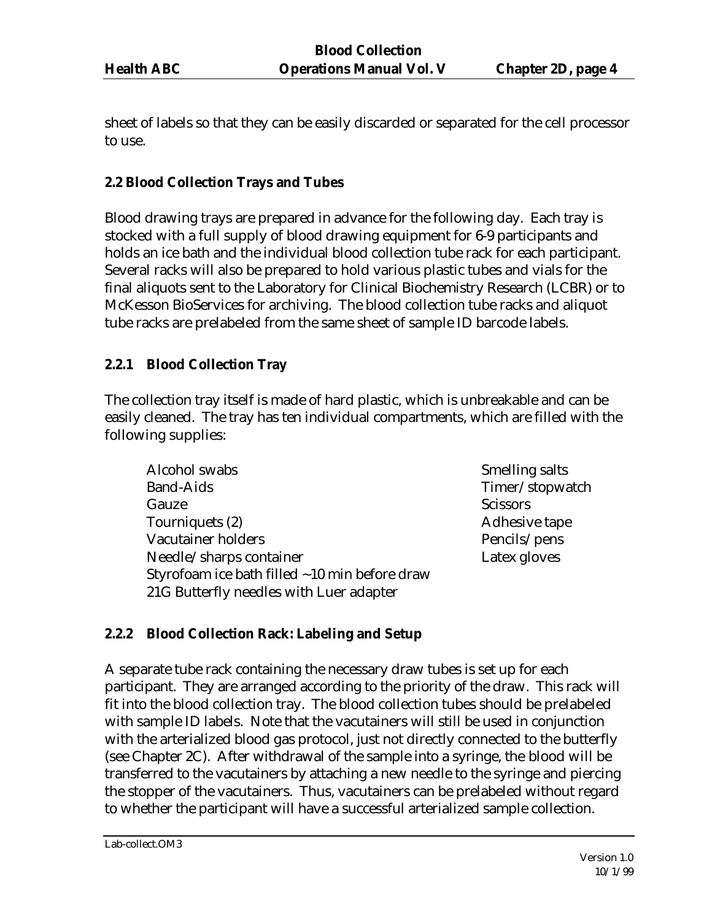sheet of labels so that they can be easily discarded or separated for the cell processor to use.

## 2.2 Blood Collection Trays and Tubes

Blood drawing trays are prepared in advance for the following day. Each tray is stocked with a full supply of blood drawing equipment for 6-9 participants and holds an ice bath and the individual blood collection tube rack for each participant. Several racks will also be prepared to hold various plastic tubes and vials for the final aliquots sent to the Laboratory for Clinical Biochemistry Research (LCBR) or to McKesson BioServices for archiving. The blood collection tube racks and aliquot tube racks are prelabeled from the same sheet of sample ID barcode labels.

### 2.2.1 Blood Collection Tray

The collection tray itself is made of hard plastic, which is unbreakable and can be easily cleaned. The tray has ten individual compartments, which are filled with the following supplies:

- Alcohol swabs
- Band-Aids
- Gauze
- Tourniquets (2)
- Vacutainer holders
- Needle/sharps container
- Styrofoam ice bath filled ~10 min before draw
- 21G Butterfly needles with Luer adapter
- Smelling salts
- Timer/stopwatch
- Scissors
- Adhesive tape
- Pencils/pens
- Latex gloves

### 2.2.2 Blood Collection Rack: Labeling and Setup

A separate tube rack containing the necessary draw tubes is set up for each participant. They are arranged according to the priority of the draw. This rack will fit into the blood collection tray. The blood collection tubes should be prelabeled with sample ID labels. Note that the vacutainers will still be used in conjunction with the arterialized blood gas protocol, just not directly connected to the butterfly (see Chapter 2C). After withdrawal of the sample into a syringe, the blood will be transferred to the vacutainers by attaching a new needle to the syringe and piercing the stopper of the vacutainers. Thus, vacutainers can be prelabeled without regard to whether the participant will have a successful arterialized sample collection.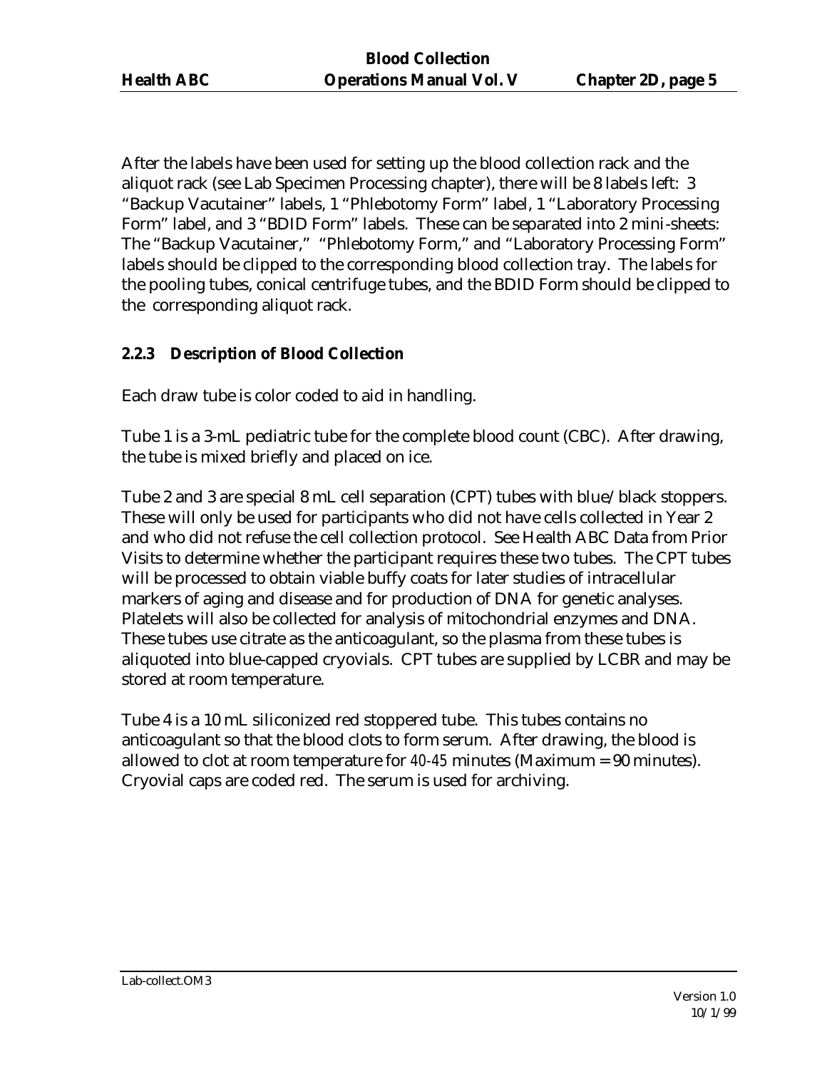After the labels have been used for setting up the blood collection rack and the aliquot rack (see Lab Specimen Processing chapter), there will be 8 labels left: 3 "Backup Vacutainer" labels, 1 "Phlebotomy Form" label, 1 "Laboratory Processing Form" label, and 3 "BDID Form" labels. These can be separated into 2 mini-sheets: The "Backup Vacutainer," "Phlebotomy Form," and "Laboratory Processing Form" labels should be clipped to the corresponding blood collection tray. The labels for the pooling tubes, conical centrifuge tubes, and the BDID Form should be clipped to the corresponding aliquot rack.

### 2.2.3 Description of Blood Collection

Each draw tube is color coded to aid in handling.

Tube 1 is a 3-mL pediatric tube for the complete blood count (CBC). After drawing, the tube is mixed briefly and placed on ice.

Tube 2 and 3 are special 8 mL cell separation (CPT) tubes with blue/black stoppers. These will only be used for participants who did not have cells collected in Year 2 and who did not refuse the cell collection protocol. See Health ABC Data from Prior Visits to determine whether the participant requires these two tubes. The CPT tubes will be processed to obtain viable buffy coats for later studies of intracellular markers of aging and disease and for production of DNA for genetic analyses. Platelets will also be collected for analysis of mitochondrial enzymes and DNA. These tubes use citrate as the anticoagulant, so the plasma from these tubes is aliquoted into blue-capped cryovials. CPT tubes are supplied by LCBR and may be stored at room temperature.

Tube 4 is a 10 mL siliconized red stoppered tube. This tubes contains no anticoagulant so that the blood clots to form serum. After drawing, the blood is allowed to clot at room temperature for *40-45* minutes (Maximum = 90 minutes). Cryovial caps are coded red. The serum is used for archiving.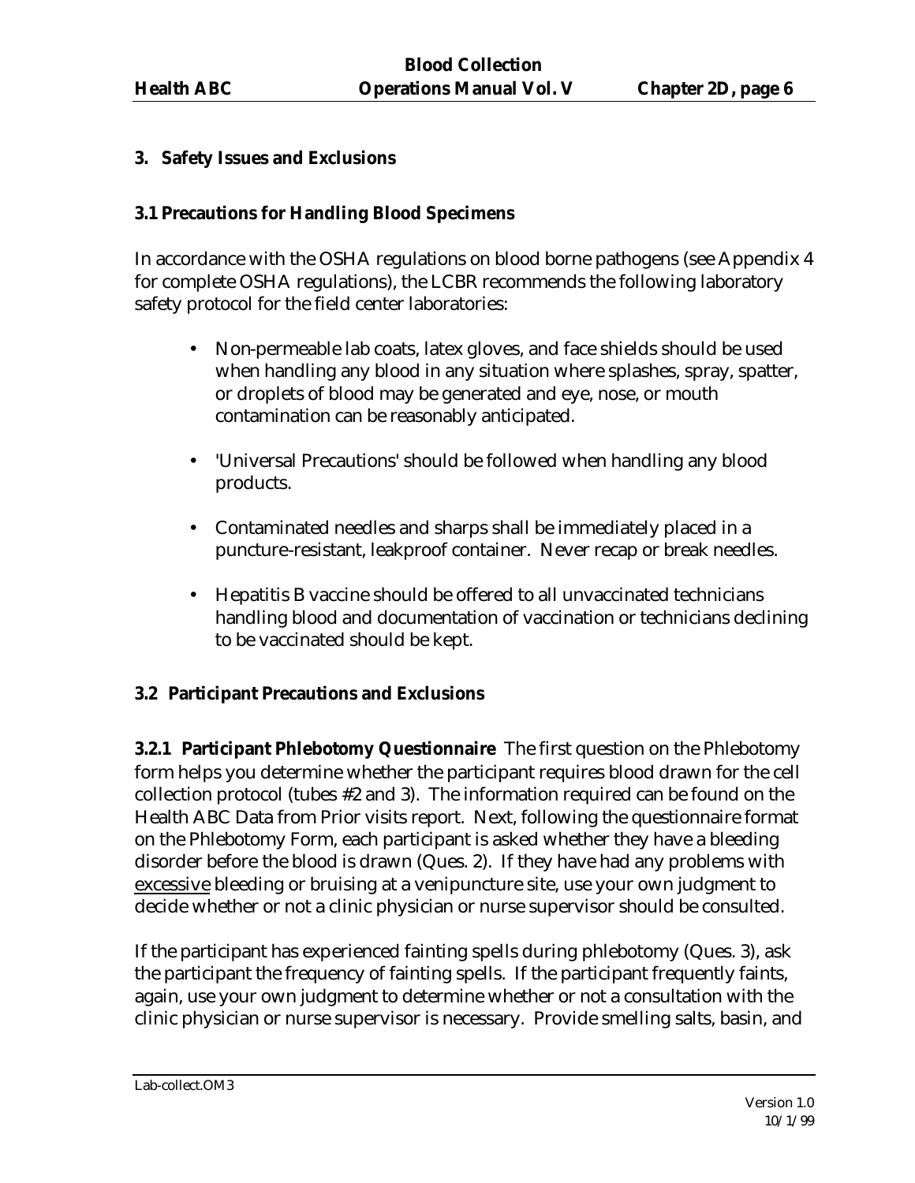## 3. Safety Issues and Exclusions

### 3.1 Precautions for Handling Blood Specimens

In accordance with the OSHA regulations on blood borne pathogens (see Appendix 4 for complete OSHA regulations), the LCBR recommends the following laboratory safety protocol for the field center laboratories:

- Non-permeable lab coats, latex gloves, and face shields should be used when handling any blood in any situation where splashes, spray, spatter, or droplets of blood may be generated and eye, nose, or mouth contamination can be reasonably anticipated.
- 'Universal Precautions' should be followed when handling any blood products.
- Contaminated needles and sharps shall be immediately placed in a puncture-resistant, leakproof container. Never recap or break needles.
- Hepatitis B vaccine should be offered to all unvaccinated technicians handling blood and documentation of vaccination or technicians declining to be vaccinated should be kept.

### 3.2 Participant Precautions and Exclusions

**3.2.1 Participant Phlebotomy Questionnaire** The first question on the Phlebotomy form helps you determine whether the participant requires blood drawn for the cell collection protocol (tubes #2 and 3). The information required can be found on the Health ABC Data from Prior visits report. Next, following the questionnaire format on the Phlebotomy Form, each participant is asked whether they have a bleeding disorder before the blood is drawn (Ques. 2). If they have had any problems with <u>excessive</u> bleeding or bruising at a venipuncture site, use your own judgment to decide whether or not a clinic physician or nurse supervisor should be consulted.

If the participant has experienced fainting spells during phlebotomy (Ques. 3), ask the participant the frequency of fainting spells. If the participant frequently faints, again, use your own judgment to determine whether or not a consultation with the clinic physician or nurse supervisor is necessary. Provide smelling salts, basin, and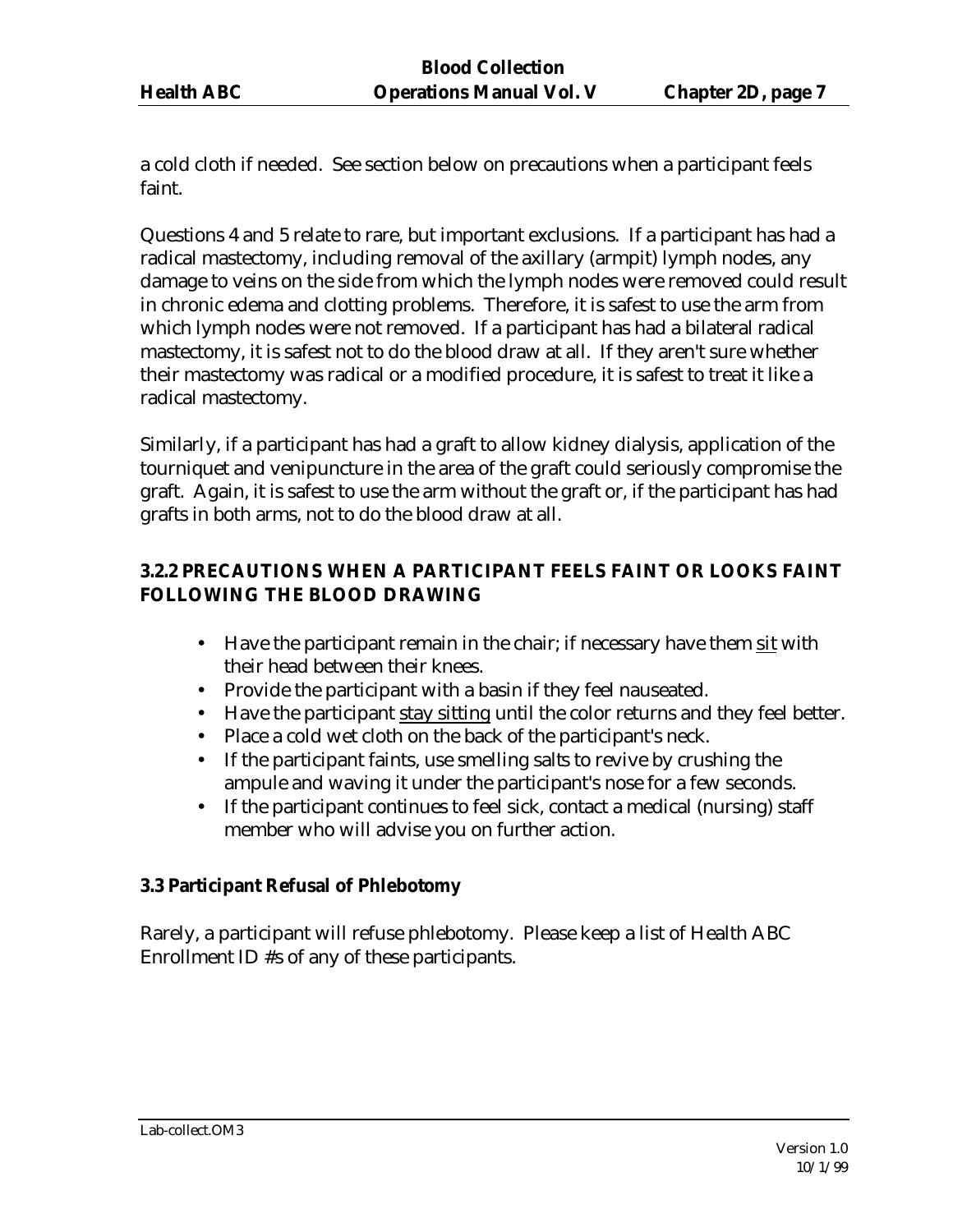a cold cloth if needed. See section below on precautions when a participant feels faint.

Questions 4 and 5 relate to rare, but important exclusions. If a participant has had a radical mastectomy, including removal of the axillary (armpit) lymph nodes, any damage to veins on the side from which the lymph nodes were removed could result in chronic edema and clotting problems. Therefore, it is safest to use the arm from which lymph nodes were not removed. If a participant has had a bilateral radical mastectomy, it is safest not to do the blood draw at all. If they aren't sure whether their mastectomy was radical or a modified procedure, it is safest to treat it like a radical mastectomy.

Similarly, if a participant has had a graft to allow kidney dialysis, application of the tourniquet and venipuncture in the area of the graft could seriously compromise the graft. Again, it is safest to use the arm without the graft or, if the participant has had grafts in both arms, not to do the blood draw at all.

### 3.2.2 PRECAUTIONS WHEN A PARTICIPANT FEELS FAINT OR LOOKS FAINT FOLLOWING THE BLOOD DRAWING

- Have the participant remain in the chair; if necessary have them <u>sit</u> with their head between their knees.
- Provide the participant with a basin if they feel nauseated.
- Have the participant <u>stay sitting</u> until the color returns and they feel better.
- Place a cold wet cloth on the back of the participant's neck.
- If the participant faints, use smelling salts to revive by crushing the ampule and waving it under the participant's nose for a few seconds.
- If the participant continues to feel sick, contact a medical (nursing) staff member who will advise you on further action.

### 3.3 Participant Refusal of Phlebotomy

Rarely, a participant will refuse phlebotomy. Please keep a list of Health ABC Enrollment ID #s of any of these participants.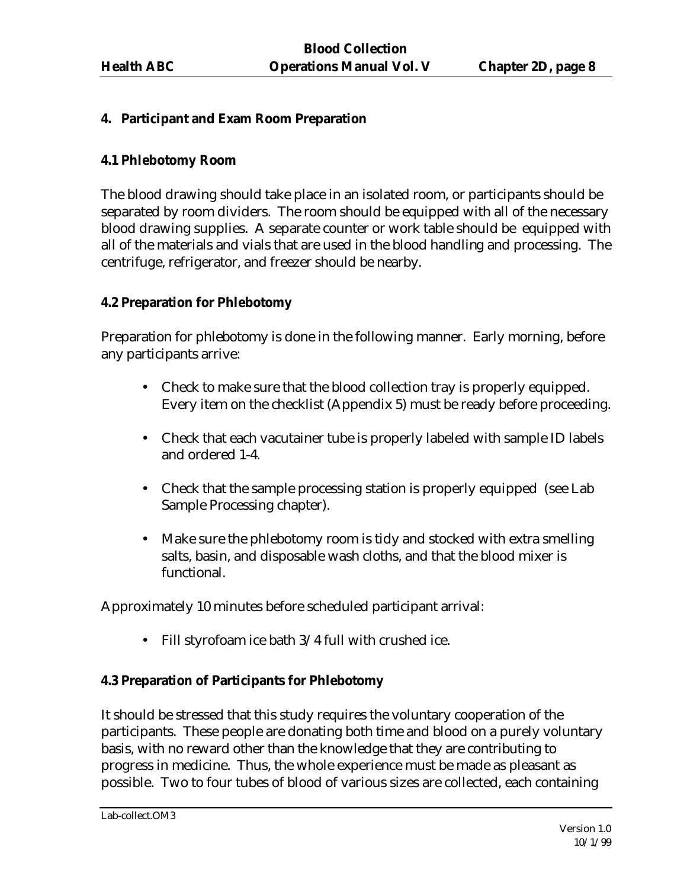## 4. Participant and Exam Room Preparation

### 4.1 Phlebotomy Room

The blood drawing should take place in an isolated room, or participants should be separated by room dividers. The room should be equipped with all of the necessary blood drawing supplies. A separate counter or work table should be equipped with all of the materials and vials that are used in the blood handling and processing. The centrifuge, refrigerator, and freezer should be nearby.

### 4.2 Preparation for Phlebotomy

Preparation for phlebotomy is done in the following manner. Early morning, before any participants arrive:

- Check to make sure that the blood collection tray is properly equipped. Every item on the checklist (Appendix 5) must be ready before proceeding.
- Check that each vacutainer tube is properly labeled with sample ID labels and ordered 1-4.
- Check that the sample processing station is properly equipped (see Lab Sample Processing chapter).
- Make sure the phlebotomy room is tidy and stocked with extra smelling salts, basin, and disposable wash cloths, and that the blood mixer is functional.

Approximately 10 minutes before scheduled participant arrival:

- Fill styrofoam ice bath 3/4 full with crushed ice.

### 4.3 Preparation of Participants for Phlebotomy

It should be stressed that this study requires the voluntary cooperation of the participants. These people are donating both time and blood on a purely voluntary basis, with no reward other than the knowledge that they are contributing to progress in medicine. Thus, the whole experience must be made as pleasant as possible. Two to four tubes of blood of various sizes are collected, each containing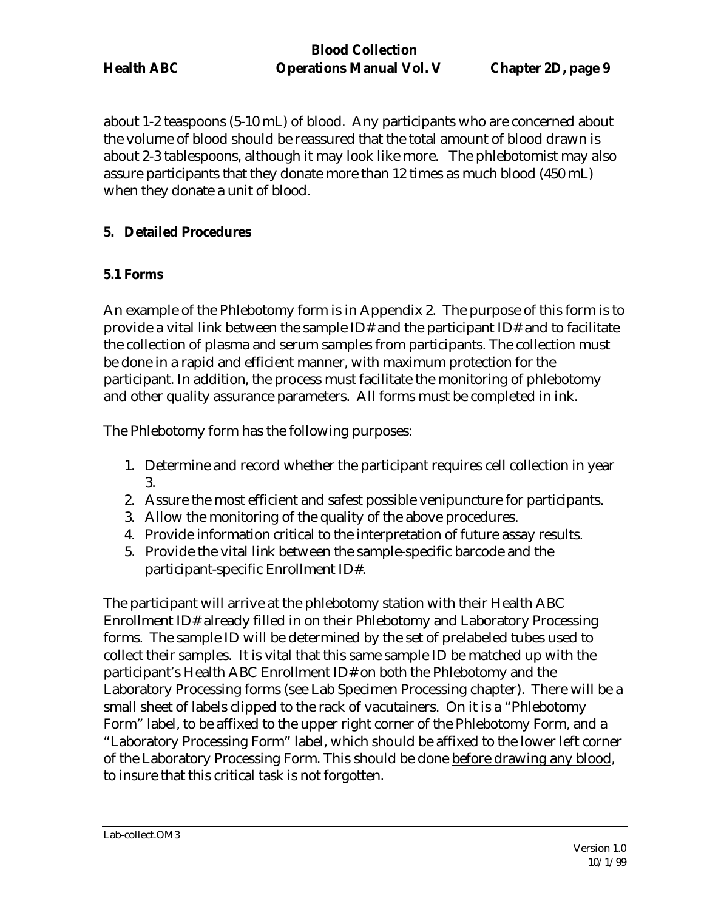about 1-2 teaspoons (5-10 mL) of blood. Any participants who are concerned about the volume of blood should be reassured that the total amount of blood drawn is about 2-3 tablespoons, although it may look like more. The phlebotomist may also assure participants that they donate more than 12 times as much blood (450 mL) when they donate a unit of blood.

## 5. Detailed Procedures

### 5.1 Forms

An example of the Phlebotomy form is in Appendix 2. The purpose of this form is to provide a vital link between the sample ID# and the participant ID# and to facilitate the collection of plasma and serum samples from participants. The collection must be done in a rapid and efficient manner, with maximum protection for the participant. In addition, the process must facilitate the monitoring of phlebotomy and other quality assurance parameters. All forms must be completed in ink.

The Phlebotomy form has the following purposes:

1. Determine and record whether the participant requires cell collection in year 3.
2. Assure the most efficient and safest possible venipuncture for participants.
3. Allow the monitoring of the quality of the above procedures.
4. Provide information critical to the interpretation of future assay results.
5. Provide the vital link between the sample-specific barcode and the participant-specific Enrollment ID#.

The participant will arrive at the phlebotomy station with their Health ABC Enrollment ID# already filled in on their Phlebotomy and Laboratory Processing forms. The sample ID will be determined by the set of prelabeled tubes used to collect their samples. It is vital that this same sample ID be matched up with the participant's Health ABC Enrollment ID# on both the Phlebotomy and the Laboratory Processing forms (see Lab Specimen Processing chapter). There will be a small sheet of labels clipped to the rack of vacutainers. On it is a "Phlebotomy Form" label, to be affixed to the upper right corner of the Phlebotomy Form, and a "Laboratory Processing Form" label, which should be affixed to the lower left corner of the Laboratory Processing Form. This should be done <u>before drawing any blood</u>, to insure that this critical task is not forgotten.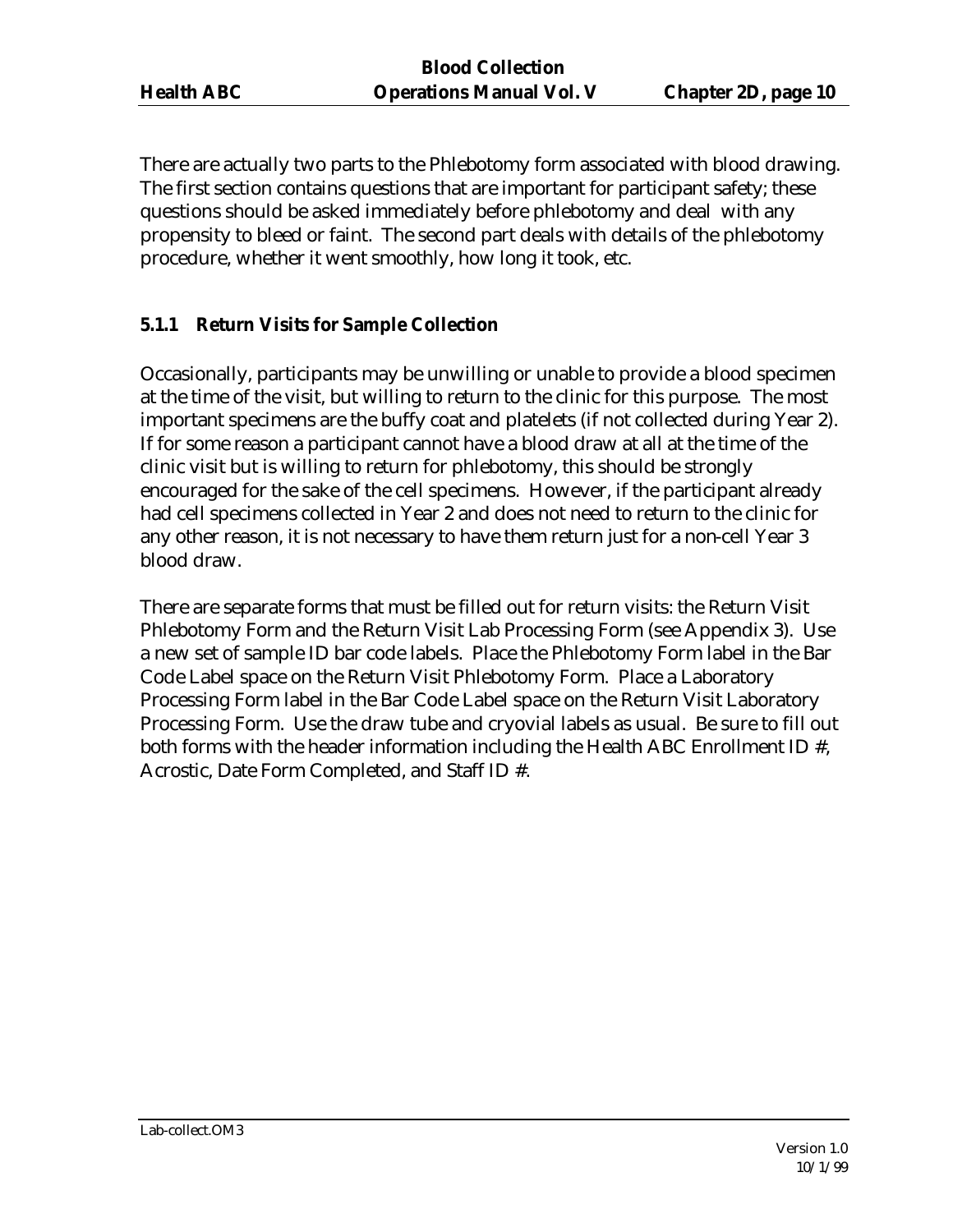There are actually two parts to the Phlebotomy form associated with blood drawing. The first section contains questions that are important for participant safety; these questions should be asked immediately before phlebotomy and deal with any propensity to bleed or faint. The second part deals with details of the phlebotomy procedure, whether it went smoothly, how long it took, etc.

### 5.1.1 Return Visits for Sample Collection

Occasionally, participants may be unwilling or unable to provide a blood specimen at the time of the visit, but willing to return to the clinic for this purpose. The most important specimens are the buffy coat and platelets (if not collected during Year 2). If for some reason a participant cannot have a blood draw at all at the time of the clinic visit but is willing to return for phlebotomy, this should be strongly encouraged for the sake of the cell specimens. However, if the participant already had cell specimens collected in Year 2 and does not need to return to the clinic for any other reason, it is not necessary to have them return just for a non-cell Year 3 blood draw.

There are separate forms that must be filled out for return visits: the Return Visit Phlebotomy Form and the Return Visit Lab Processing Form (see Appendix 3). Use a new set of sample ID bar code labels. Place the Phlebotomy Form label in the Bar Code Label space on the Return Visit Phlebotomy Form. Place a Laboratory Processing Form label in the Bar Code Label space on the Return Visit Laboratory Processing Form. Use the draw tube and cryovial labels as usual. Be sure to fill out both forms with the header information including the Health ABC Enrollment ID #, Acrostic, Date Form Completed, and Staff ID #.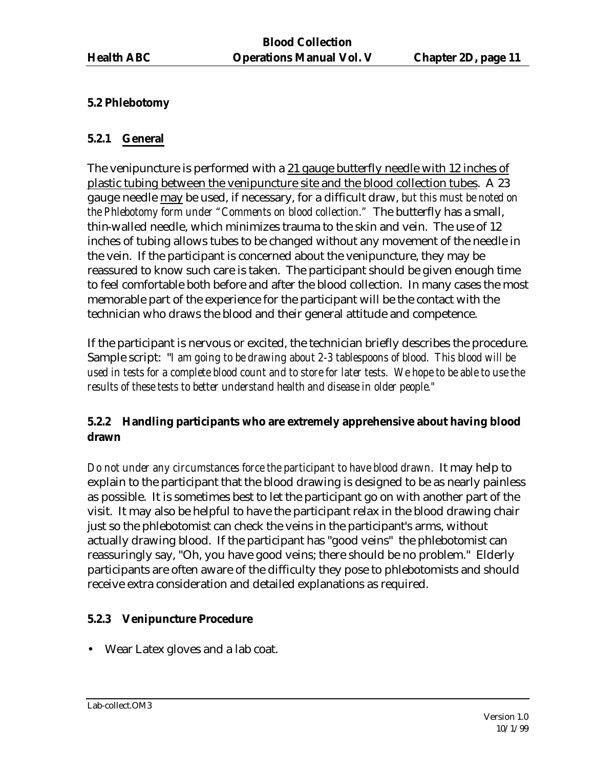### 5.2 Phlebotomy

#### 5.2.1 General

The venipuncture is performed with a 21 gauge butterfly needle with 12 inches of plastic tubing between the venipuncture site and the blood collection tubes. A 23 gauge needle may be used, if necessary, for a difficult draw, *but this must be noted on the Phlebotomy form under "Comments on blood collection."* The butterfly has a small, thin-walled needle, which minimizes trauma to the skin and vein. The use of 12 inches of tubing allows tubes to be changed without any movement of the needle in the vein. If the participant is concerned about the venipuncture, they may be reassured to know such care is taken. The participant should be given enough time to feel comfortable both before and after the blood collection. In many cases the most memorable part of the experience for the participant will be the contact with the technician who draws the blood and their general attitude and competence.

If the participant is nervous or excited, the technician briefly describes the procedure. Sample script: *"I am going to be drawing about 2-3 tablespoons of blood. This blood will be used in tests for a complete blood count and to store for later tests. We hope to be able to use the results of these tests to better understand health and disease in older people."*

#### 5.2.2 Handling participants who are extremely apprehensive about having blood drawn

*Do not under any circumstances force the participant to have blood drawn.* It may help to explain to the participant that the blood drawing is designed to be as nearly painless as possible. It is sometimes best to let the participant go on with another part of the visit. It may also be helpful to have the participant relax in the blood drawing chair just so the phlebotomist can check the veins in the participant's arms, without actually drawing blood. If the participant has "good veins" the phlebotomist can reassuringly say, "Oh, you have good veins; there should be no problem." Elderly participants are often aware of the difficulty they pose to phlebotomists and should receive extra consideration and detailed explanations as required.

#### 5.2.3 Venipuncture Procedure

- Wear Latex gloves and a lab coat.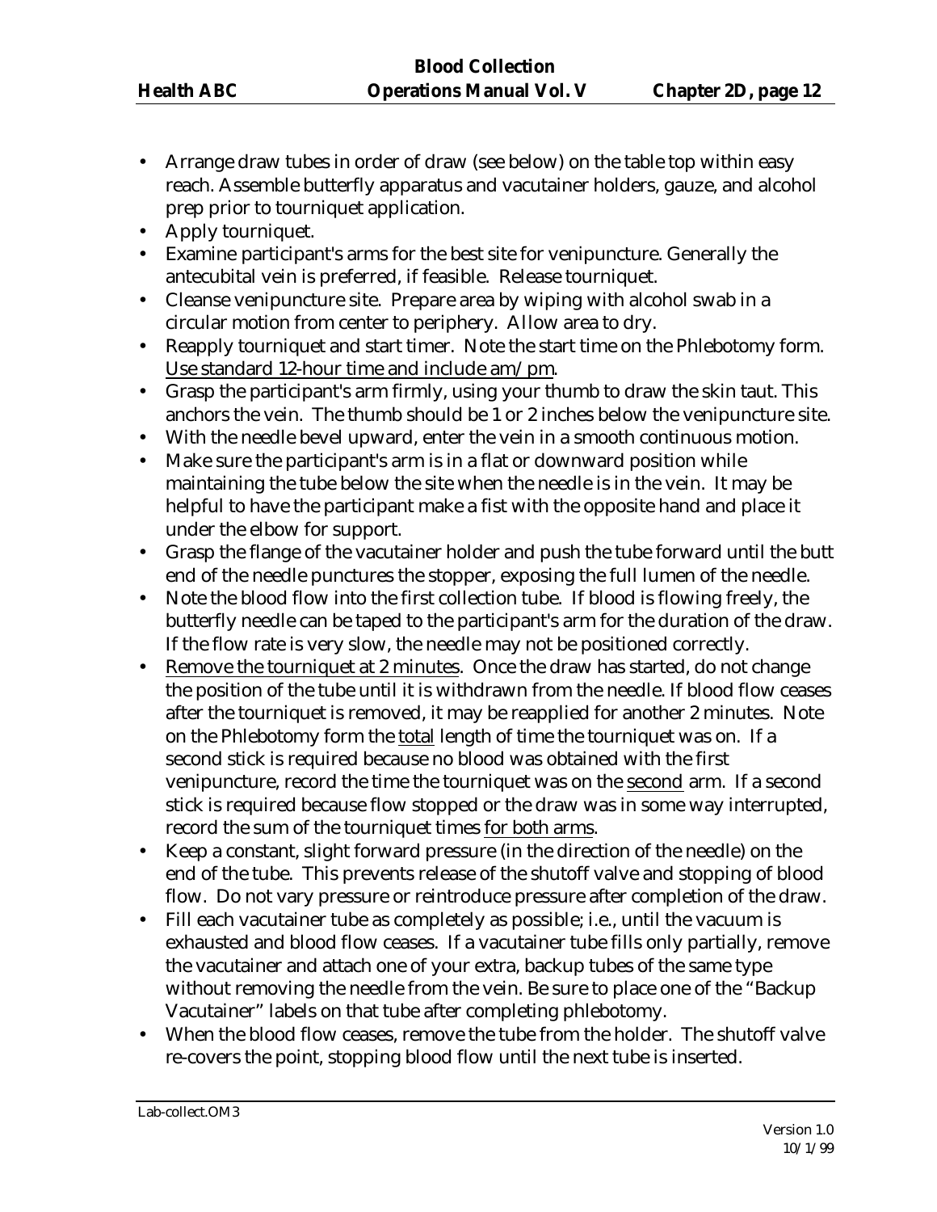- Arrange draw tubes in order of draw (see below) on the table top within easy reach. Assemble butterfly apparatus and vacutainer holders, gauze, and alcohol prep prior to tourniquet application.
- Apply tourniquet.
- Examine participant's arms for the best site for venipuncture. Generally the antecubital vein is preferred, if feasible. Release tourniquet.
- Cleanse venipuncture site. Prepare area by wiping with alcohol swab in a circular motion from center to periphery. Allow area to dry.
- Reapply tourniquet and start timer. Note the start time on the Phlebotomy form. <u>Use standard 12-hour time and include am/pm</u>.
- Grasp the participant's arm firmly, using your thumb to draw the skin taut. This anchors the vein. The thumb should be 1 or 2 inches below the venipuncture site.
- With the needle bevel upward, enter the vein in a smooth continuous motion.
- Make sure the participant's arm is in a flat or downward position while maintaining the tube below the site when the needle is in the vein. It may be helpful to have the participant make a fist with the opposite hand and place it under the elbow for support.
- Grasp the flange of the vacutainer holder and push the tube forward until the butt end of the needle punctures the stopper, exposing the full lumen of the needle.
- Note the blood flow into the first collection tube. If blood is flowing freely, the butterfly needle can be taped to the participant's arm for the duration of the draw. If the flow rate is very slow, the needle may not be positioned correctly.
- <u>Remove the tourniquet at 2 minutes</u>. Once the draw has started, do not change the position of the tube until it is withdrawn from the needle. If blood flow ceases after the tourniquet is removed, it may be reapplied for another 2 minutes. Note on the Phlebotomy form the <u>total</u> length of time the tourniquet was on. If a second stick is required because no blood was obtained with the first venipuncture, record the time the tourniquet was on the <u>second</u> arm. If a second stick is required because flow stopped or the draw was in some way interrupted, record the sum of the tourniquet times <u>for both arms</u>.
- Keep a constant, slight forward pressure (in the direction of the needle) on the end of the tube. This prevents release of the shutoff valve and stopping of blood flow. Do not vary pressure or reintroduce pressure after completion of the draw.
- Fill each vacutainer tube as completely as possible; i.e., until the vacuum is exhausted and blood flow ceases. If a vacutainer tube fills only partially, remove the vacutainer and attach one of your extra, backup tubes of the same type without removing the needle from the vein. Be sure to place one of the "Backup Vacutainer" labels on that tube after completing phlebotomy.
- When the blood flow ceases, remove the tube from the holder. The shutoff valve re-covers the point, stopping blood flow until the next tube is inserted.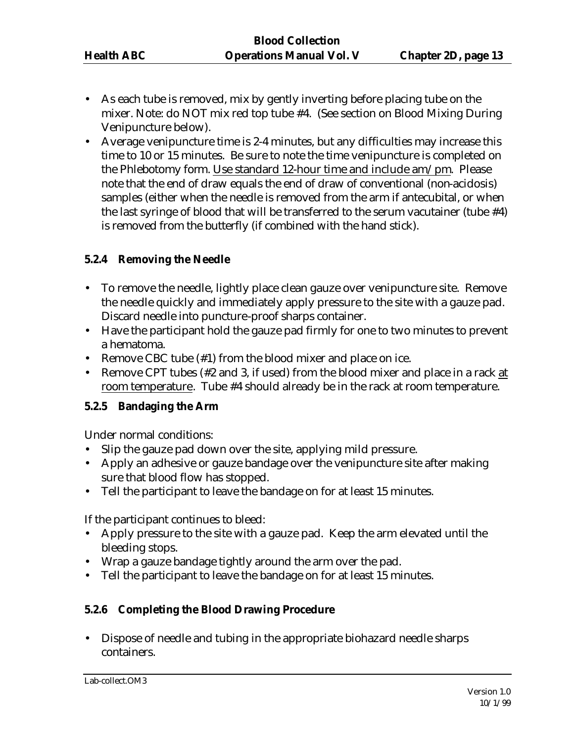- As each tube is removed, mix by gently inverting before placing tube on the mixer. Note: do NOT mix red top tube #4. (See section on Blood Mixing During Venipuncture below).
- Average venipuncture time is 2-4 minutes, but any difficulties may increase this time to 10 or 15 minutes. Be sure to note the time venipuncture is completed on the Phlebotomy form. Use standard 12-hour time and include am/pm. Please note that the end of draw equals the end of draw of conventional (non-acidosis) samples (either when the needle is removed from the arm if antecubital, or when the last syringe of blood that will be transferred to the serum vacutainer (tube #4) is removed from the butterfly (if combined with the hand stick).

### 5.2.4 Removing the Needle

- To remove the needle, lightly place clean gauze over venipuncture site. Remove the needle quickly and immediately apply pressure to the site with a gauze pad. Discard needle into puncture-proof sharps container.
- Have the participant hold the gauze pad firmly for one to two minutes to prevent a hematoma.
- Remove CBC tube (#1) from the blood mixer and place on ice.
- Remove CPT tubes (#2 and 3, if used) from the blood mixer and place in a rack at room temperature. Tube #4 should already be in the rack at room temperature.

### 5.2.5 Bandaging the Arm

Under normal conditions:

- Slip the gauze pad down over the site, applying mild pressure.
- Apply an adhesive or gauze bandage over the venipuncture site after making sure that blood flow has stopped.
- Tell the participant to leave the bandage on for at least 15 minutes.

If the participant continues to bleed:

- Apply pressure to the site with a gauze pad. Keep the arm elevated until the bleeding stops.
- Wrap a gauze bandage tightly around the arm over the pad.
- Tell the participant to leave the bandage on for at least 15 minutes.

### 5.2.6 Completing the Blood Drawing Procedure

- Dispose of needle and tubing in the appropriate biohazard needle sharps containers.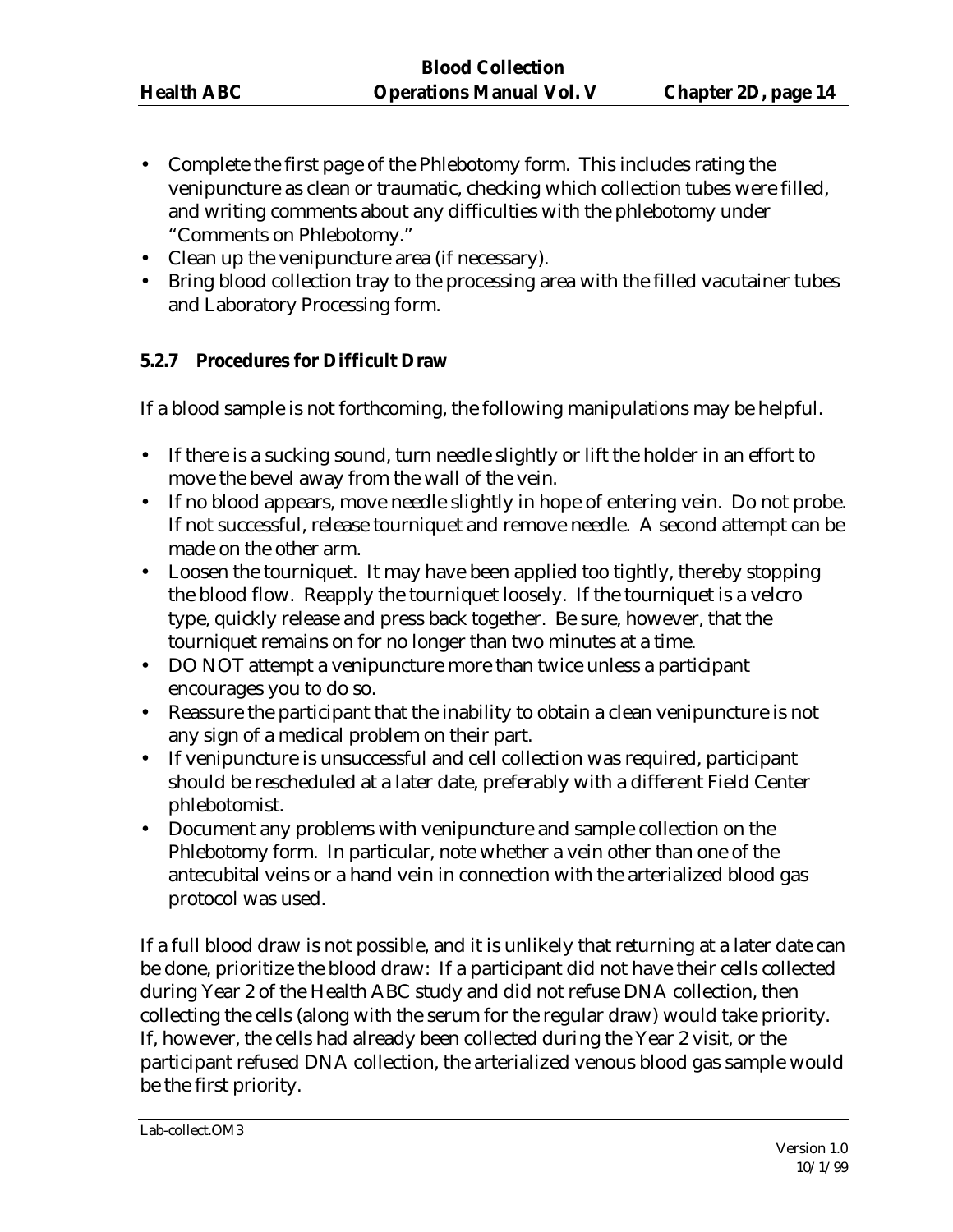- Complete the first page of the Phlebotomy form. This includes rating the venipuncture as clean or traumatic, checking which collection tubes were filled, and writing comments about any difficulties with the phlebotomy under "Comments on Phlebotomy."
- Clean up the venipuncture area (if necessary).
- Bring blood collection tray to the processing area with the filled vacutainer tubes and Laboratory Processing form.

### 5.2.7 Procedures for Difficult Draw

If a blood sample is not forthcoming, the following manipulations may be helpful.

- If there is a sucking sound, turn needle slightly or lift the holder in an effort to move the bevel away from the wall of the vein.
- If no blood appears, move needle slightly in hope of entering vein. Do not probe. If not successful, release tourniquet and remove needle. A second attempt can be made on the other arm.
- Loosen the tourniquet. It may have been applied too tightly, thereby stopping the blood flow. Reapply the tourniquet loosely. If the tourniquet is a velcro type, quickly release and press back together. Be sure, however, that the tourniquet remains on for no longer than two minutes at a time.
- DO NOT attempt a venipuncture more than twice unless a participant encourages you to do so.
- Reassure the participant that the inability to obtain a clean venipuncture is not any sign of a medical problem on their part.
- If venipuncture is unsuccessful and cell collection was required, participant should be rescheduled at a later date, preferably with a different Field Center phlebotomist.
- Document any problems with venipuncture and sample collection on the Phlebotomy form. In particular, note whether a vein other than one of the antecubital veins or a hand vein in connection with the arterialized blood gas protocol was used.

If a full blood draw is not possible, and it is unlikely that returning at a later date can be done, prioritize the blood draw: If a participant did not have their cells collected during Year 2 of the Health ABC study and did not refuse DNA collection, then collecting the cells (along with the serum for the regular draw) would take priority. If, however, the cells had already been collected during the Year 2 visit, or the participant refused DNA collection, the arterialized venous blood gas sample would be the first priority.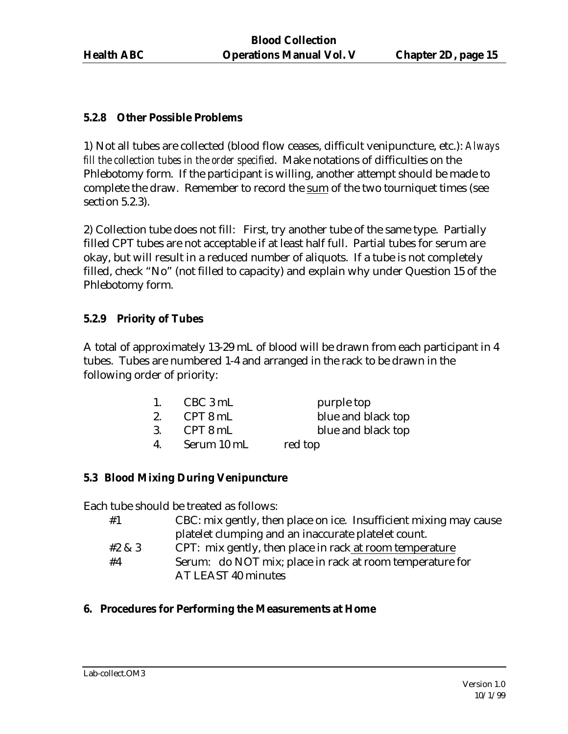### 5.2.8 Other Possible Problems

1) Not all tubes are collected (blood flow ceases, difficult venipuncture, etc.): *Always fill the collection tubes in the order specified*. Make notations of difficulties on the Phlebotomy form. If the participant is willing, another attempt should be made to complete the draw. Remember to record the sum of the two tourniquet times (see section 5.2.3).

2) Collection tube does not fill: First, try another tube of the same type. Partially filled CPT tubes are not acceptable if at least half full. Partial tubes for serum are okay, but will result in a reduced number of aliquots. If a tube is not completely filled, check "No" (not filled to capacity) and explain why under Question 15 of the Phlebotomy form.

### 5.2.9 Priority of Tubes

A total of approximately 13-29 mL of blood will be drawn from each participant in 4 tubes. Tubes are numbered 1-4 and arranged in the rack to be drawn in the following order of priority:

1. CBC 3 mL — purple top
2. CPT 8 mL — blue and black top
3. CPT 8 mL — blue and black top
4. Serum 10 mL — red top

### 5.3 Blood Mixing During Venipuncture

Each tube should be treated as follows:

| | |
|---|---|
| #1 | CBC: mix gently, then place on ice. Insufficient mixing may cause platelet clumping and an inaccurate platelet count. |
| #2 & 3 | CPT: mix gently, then place in rack at room temperature |
| #4 | Serum: do NOT mix; place in rack at room temperature for AT LEAST 40 minutes |

## 6. Procedures for Performing the Measurements at Home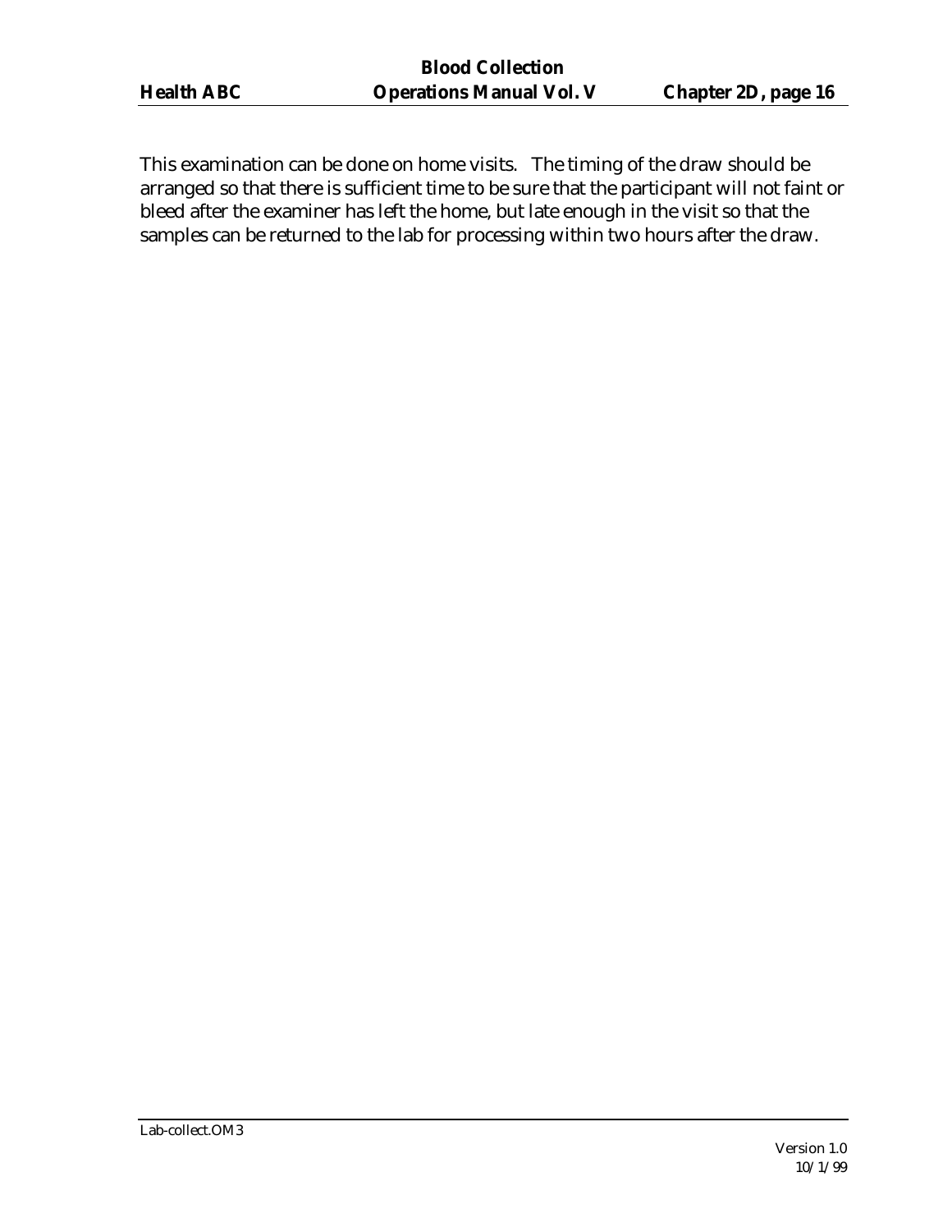This examination can be done on home visits. The timing of the draw should be arranged so that there is sufficient time to be sure that the participant will not faint or bleed after the examiner has left the home, but late enough in the visit so that the samples can be returned to the lab for processing within two hours after the draw.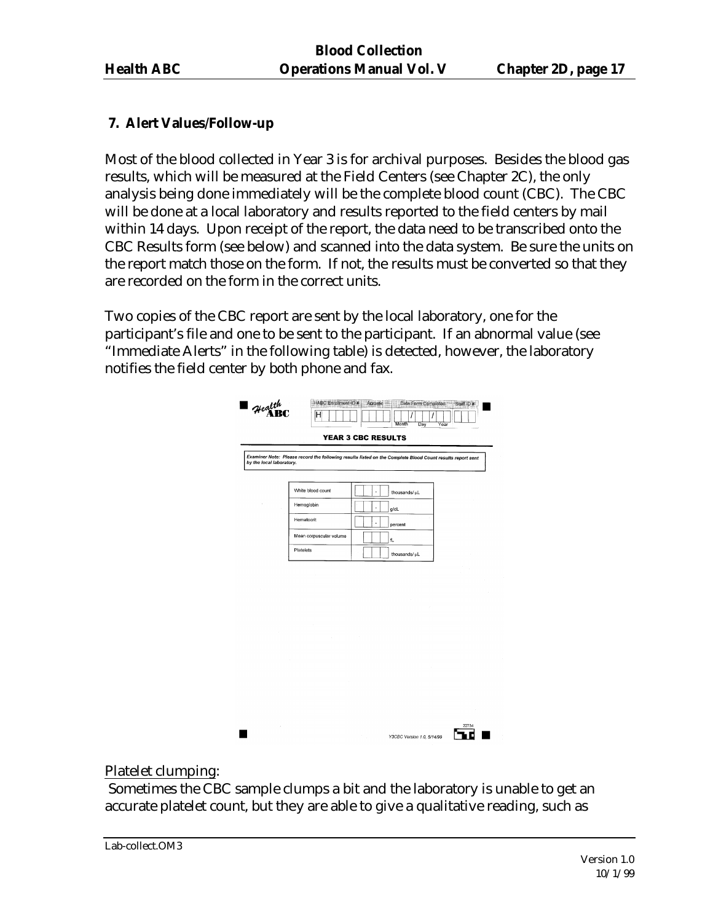## 7. Alert Values/Follow-up

Most of the blood collected in Year 3 is for archival purposes. Besides the blood gas results, which will be measured at the Field Centers (see Chapter 2C), the only analysis being done immediately will be the complete blood count (CBC). The CBC will be done at a local laboratory and results reported to the field centers by mail within 14 days. Upon receipt of the report, the data need to be transcribed onto the CBC Results form (see below) and scanned into the data system. Be sure the units on the report match those on the form. If not, the results must be converted so that they are recorded on the form in the correct units.

Two copies of the CBC report are sent by the local laboratory, one for the participant's file and one to be sent to the participant. If an abnormal value (see "Immediate Alerts" in the following table) is detected, however, the laboratory notifies the field center by both phone and fax.

**Health ABC**

| HABC Enrollment ID # | Acrostic | Date Form Completed | Staff ID # |
|---|---|---|---|
| H | | Month / Day / Year | |

**YEAR 3 CBC RESULTS**

***Examiner Note: Please record the following results listed on the Complete Blood Count results report sent by the local laboratory.***

| Test | Result |
|---|---|
| White blood count | __ __ . __ thousands/ µL |
| Hemoglobin | __ __ . __ g/dL |
| Hematocrit | __ __ . __ percent |
| Mean corpuscular volume | __ __ __ fL |
| Platelets | __ __ __ thousands/ µL |

Y3CBC Version 1.0, 5/14/99

Platelet clumping:

Sometimes the CBC sample clumps a bit and the laboratory is unable to get an accurate platelet count, but they are able to give a qualitative reading, such as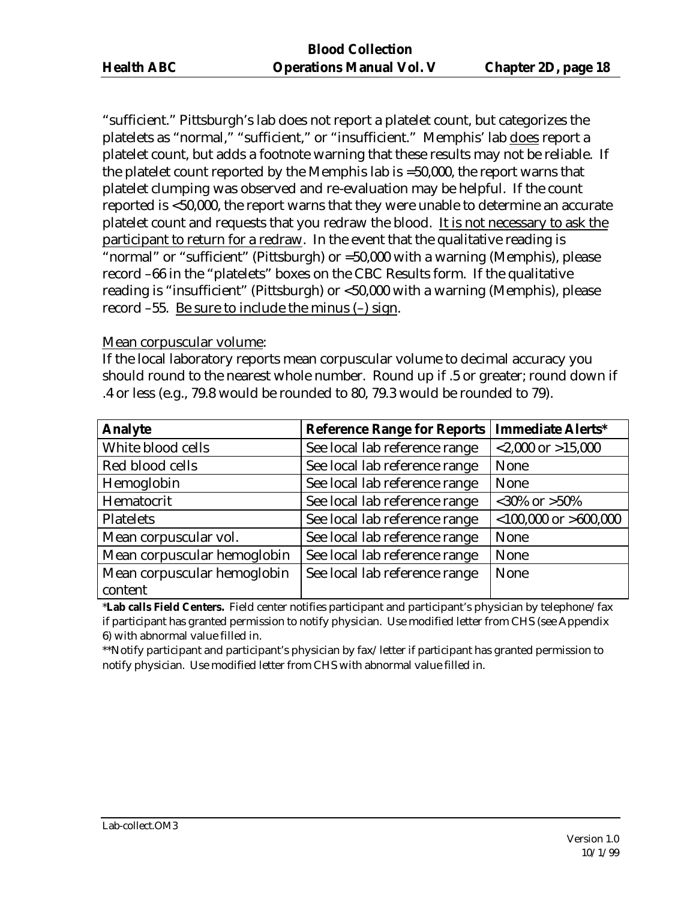"sufficient." Pittsburgh's lab does not report a platelet count, but categorizes the platelets as "normal," "sufficient," or "insufficient." Memphis' lab does report a platelet count, but adds a footnote warning that these results may not be reliable. If the platelet count reported by the Memphis lab is =50,000, the report warns that platelet clumping was observed and re-evaluation may be helpful. If the count reported is <50,000, the report warns that they were unable to determine an accurate platelet count and requests that you redraw the blood. It is not necessary to ask the participant to return for a redraw. In the event that the qualitative reading is "normal" or "sufficient" (Pittsburgh) or =50,000 with a warning (Memphis), please record –66 in the "platelets" boxes on the CBC Results form. If the qualitative reading is "insufficient" (Pittsburgh) or <50,000 with a warning (Memphis), please record –55. Be sure to include the minus (–) sign.

Mean corpuscular volume:

If the local laboratory reports mean corpuscular volume to decimal accuracy you should round to the nearest whole number. Round up if .5 or greater; round down if .4 or less (e.g., 79.8 would be rounded to 80, 79.3 would be rounded to 79).

| **Analyte** | **Reference Range for Reports** | **Immediate Alerts*** |
|---|---|---|
| White blood cells | See local lab reference range | <2,000 or >15,000 |
| Red blood cells | See local lab reference range | None |
| Hemoglobin | See local lab reference range | None |
| Hematocrit | See local lab reference range | <30% or >50% |
| Platelets | See local lab reference range | <100,000 or >600,000 |
| Mean corpuscular vol. | See local lab reference range | None |
| Mean corpuscular hemoglobin | See local lab reference range | None |
| Mean corpuscular hemoglobin content | See local lab reference range | None |

***Lab calls Field Centers.** Field center notifies participant and participant's physician by telephone/fax if participant has granted permission to notify physician. Use modified letter from CHS (see Appendix 6) with abnormal value filled in.

**Notify participant and participant's physician by fax/letter if participant has granted permission to notify physician. Use modified letter from CHS with abnormal value filled in.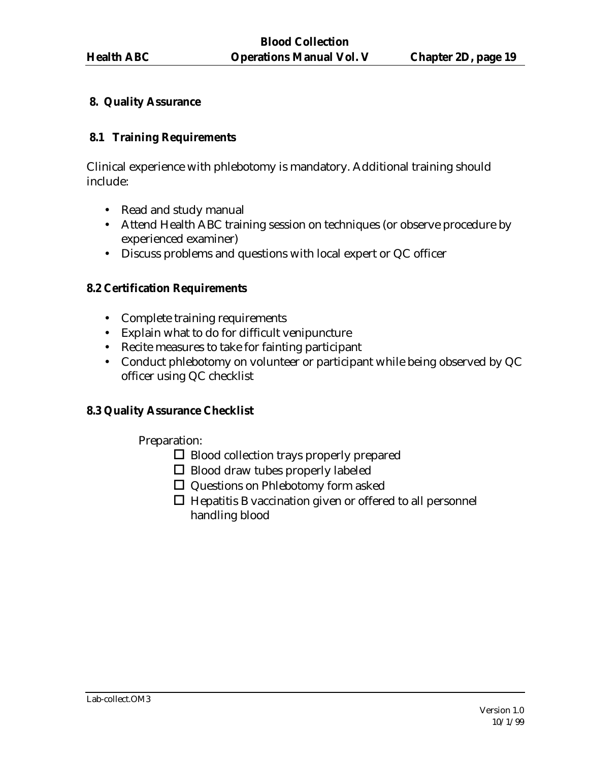## 8. Quality Assurance

### 8.1 Training Requirements

Clinical experience with phlebotomy is mandatory. Additional training should include:

- Read and study manual
- Attend Health ABC training session on techniques (or observe procedure by experienced examiner)
- Discuss problems and questions with local expert or QC officer

### 8.2 Certification Requirements

- Complete training requirements
- Explain what to do for difficult venipuncture
- Recite measures to take for fainting participant
- Conduct phlebotomy on volunteer or participant while being observed by QC officer using QC checklist

### 8.3 Quality Assurance Checklist

Preparation:

- ☐ Blood collection trays properly prepared
- ☐ Blood draw tubes properly labeled
- ☐ Questions on Phlebotomy form asked
- ☐ Hepatitis B vaccination given or offered to all personnel handling blood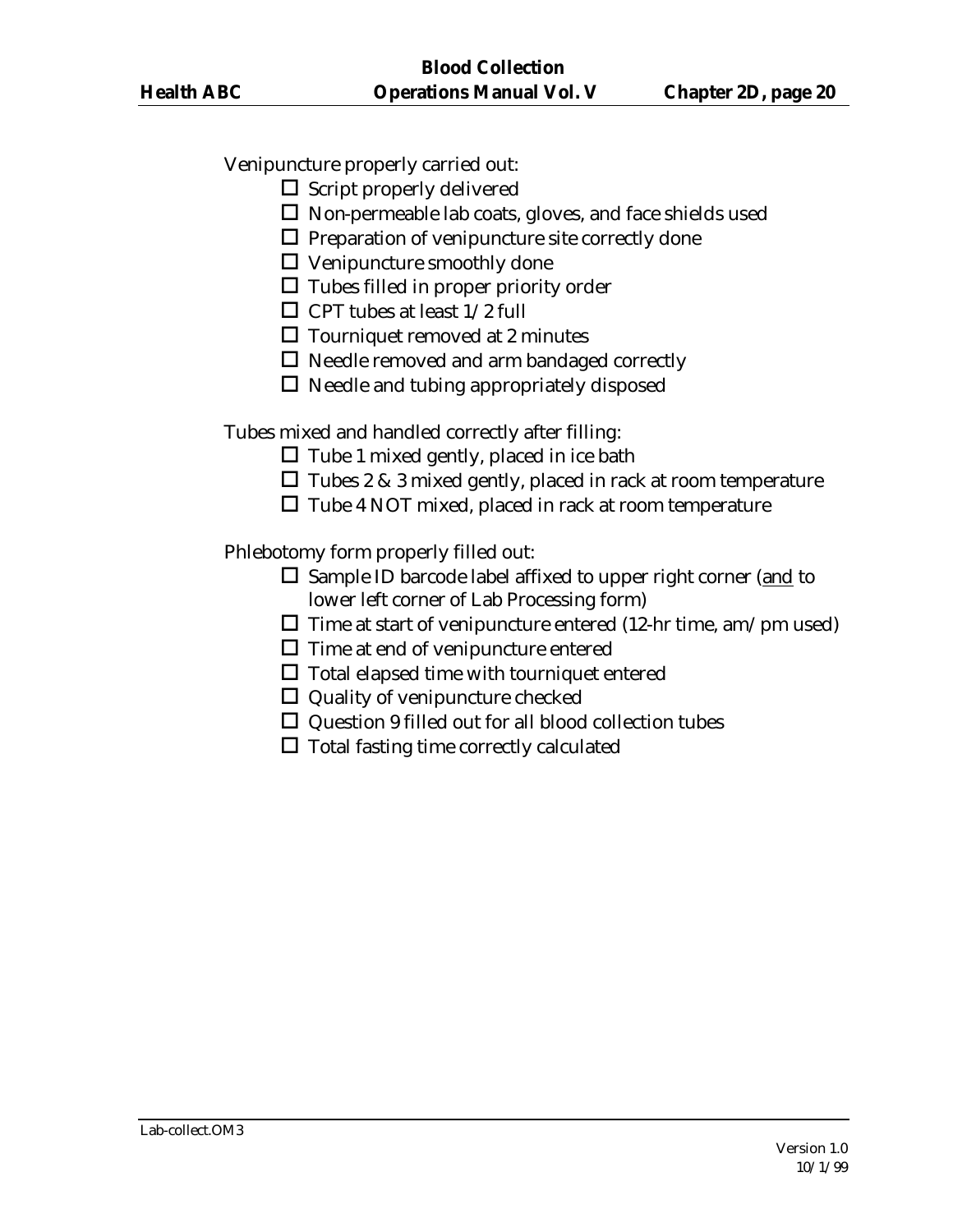Venipuncture properly carried out:

- ☐ Script properly delivered
- ☐ Non-permeable lab coats, gloves, and face shields used
- ☐ Preparation of venipuncture site correctly done
- ☐ Venipuncture smoothly done
- ☐ Tubes filled in proper priority order
- ☐ CPT tubes at least 1/2 full
- ☐ Tourniquet removed at 2 minutes
- ☐ Needle removed and arm bandaged correctly
- ☐ Needle and tubing appropriately disposed

Tubes mixed and handled correctly after filling:

- ☐ Tube 1 mixed gently, placed in ice bath
- ☐ Tubes 2 & 3 mixed gently, placed in rack at room temperature
- ☐ Tube 4 NOT mixed, placed in rack at room temperature

Phlebotomy form properly filled out:

- ☐ Sample ID barcode label affixed to upper right corner (<u>and</u> to lower left corner of Lab Processing form)
- ☐ Time at start of venipuncture entered (12-hr time, am/pm used)
- ☐ Time at end of venipuncture entered
- ☐ Total elapsed time with tourniquet entered
- ☐ Quality of venipuncture checked
- ☐ Question 9 filled out for all blood collection tubes
- ☐ Total fasting time correctly calculated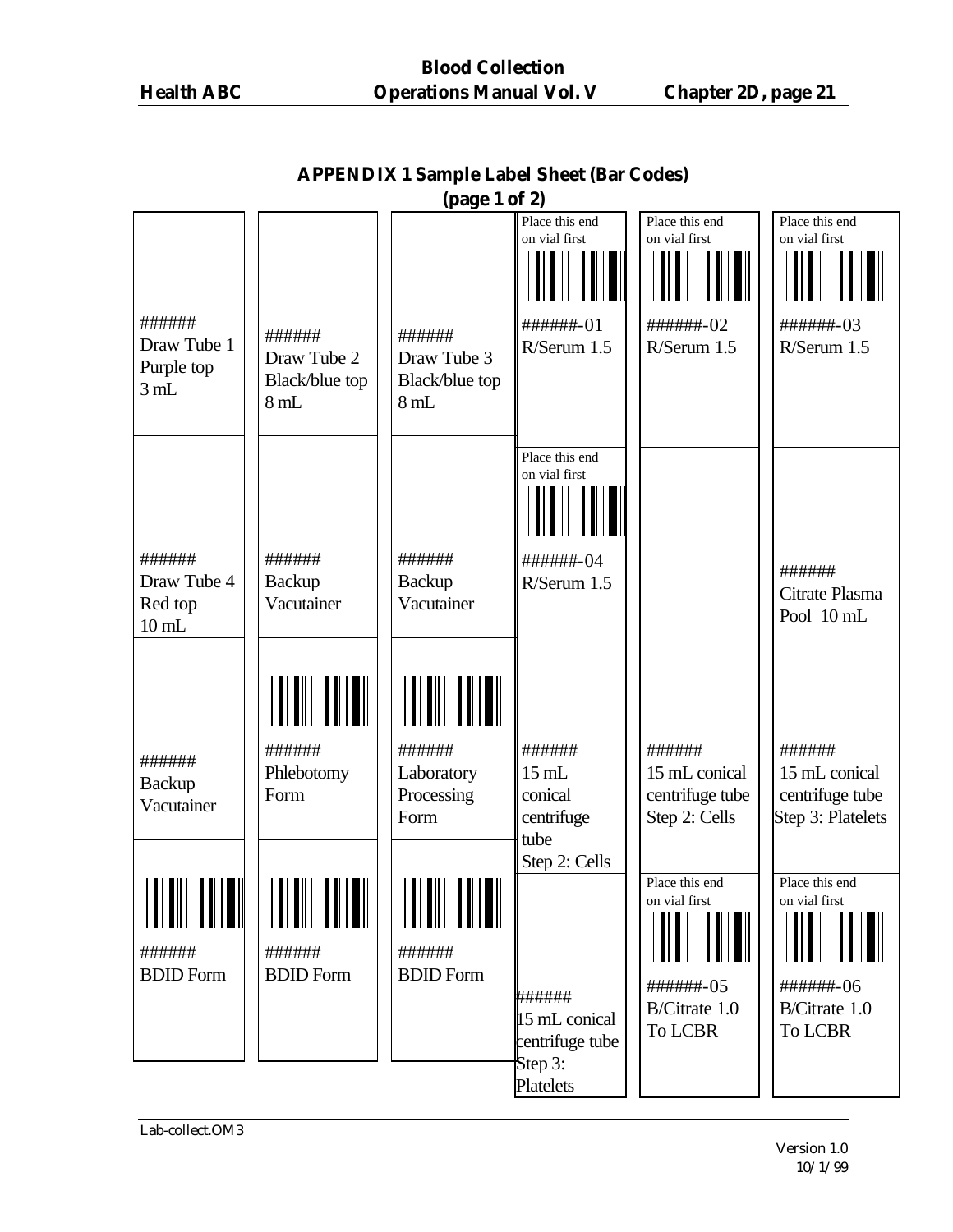## APPENDIX 1 Sample Label Sheet (Bar Codes)
### (page 1 of 2)

| Column 1 | Column 2 | Column 3 | Column 4 | Column 5 | Column 6 |
|---|---|---|---|---|---|
| ###### Draw Tube 1 Purple top 3 mL | ###### Draw Tube 2 Black/blue top 8 mL | ###### Draw Tube 3 Black/blue top 8 mL | Place this end on vial first ######-01 R/Serum 1.5 | Place this end on vial first ######-02 R/Serum 1.5 | Place this end on vial first ######-03 R/Serum 1.5 |
| ###### Draw Tube 4 Red top 10 mL | ###### Backup Vacutainer | ###### Backup Vacutainer | Place this end on vial first ######-04 R/Serum 1.5 | | ###### Citrate Plasma Pool 10 mL |
| ###### Backup Vacutainer | ###### Phlebotomy Form | ###### Laboratory Processing Form | ###### 15 mL conical centrifuge tube Step 2: Cells | ###### 15 mL conical centrifuge tube Step 2: Cells | ###### 15 mL conical centrifuge tube Step 3: Platelets |
| ###### BDID Form | ###### BDID Form | ###### BDID Form | ###### 15 mL conical centrifuge tube Step 3: Platelets | Place this end on vial first ######-05 B/Citrate 1.0 To LCBR | Place this end on vial first ######-06 B/Citrate 1.0 To LCBR |

Lab-collect.OM3

Version 1.0
10/1/99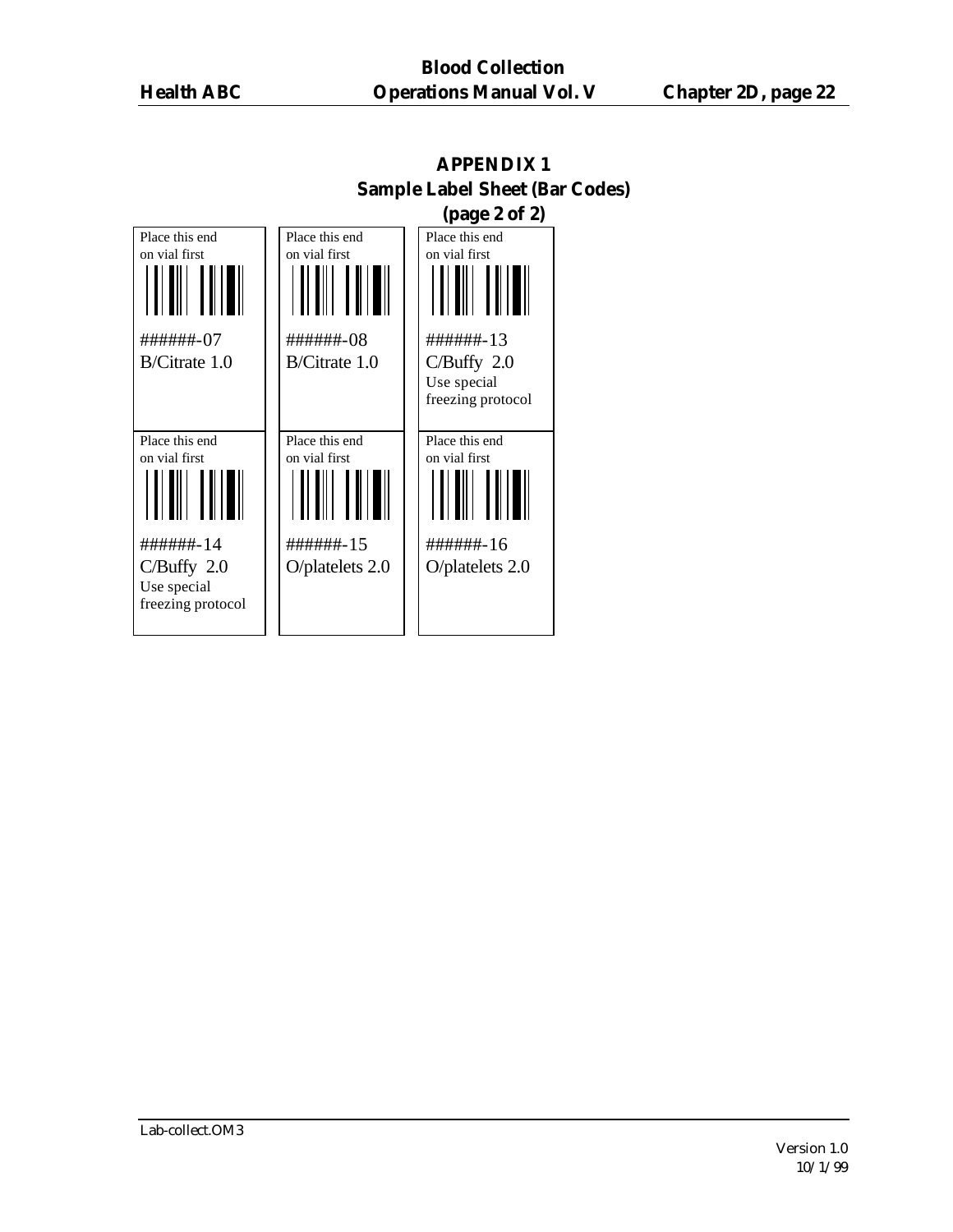## APPENDIX 1
### Sample Label Sheet (Bar Codes)
### (page 2 of 2)

| | | |
|---|---|---|
| Place this end on vial first<br>######-07<br>B/Citrate 1.0 | Place this end on vial first<br>######-08<br>B/Citrate 1.0 | Place this end on vial first<br>######-13<br>C/Buffy 2.0<br>Use special freezing protocol |
| Place this end on vial first<br>######-14<br>C/Buffy 2.0<br>Use special freezing protocol | Place this end on vial first<br>######-15<br>O/platelets 2.0 | Place this end on vial first<br>######-16<br>O/platelets 2.0 |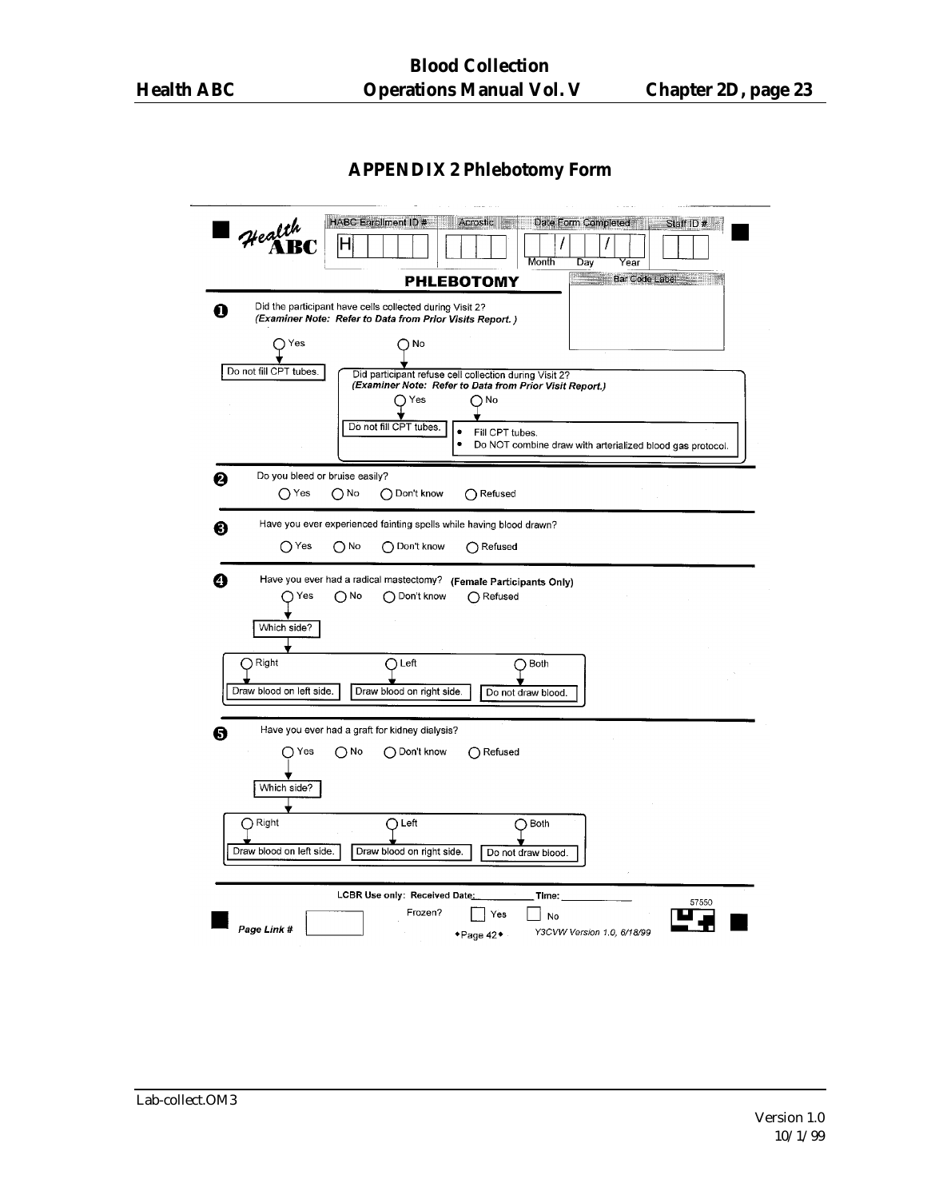## APPENDIX 2 Phlebotomy Form

**Health ABC**

HABC Enrollment ID #: H _ _ _ _ _ | Acrostic: _ _ _ _ | Date Form Completed: _ _ / _ _ / _ _ (Month Day Year) | Staff ID #: _ _ _

Bar Code Label

# PHLEBOTOMY

**1.** Did the participant have cells collected during Visit 2?
*(Examiner Note: Refer to Data from Prior Visits Report.)*

- ○ Yes → Do not fill CPT tubes.
- ○ No → Did participant refuse cell collection during Visit 2?
  *(Examiner Note: Refer to Data from Prior Visit Report.)*
  - ○ Yes → Do not fill CPT tubes.
  - ○ No →
    - Fill CPT tubes.
    - Do NOT combine draw with arterialized blood gas protocol.

**2.** Do you bleed or bruise easily?

○ Yes ○ No ○ Don't know ○ Refused

**3.** Have you ever experienced fainting spells while having blood drawn?

○ Yes ○ No ○ Don't know ○ Refused

**4.** Have you ever had a radical mastectomy? **(Female Participants Only)**

○ Yes ○ No ○ Don't know ○ Refused

Yes → Which side?

- ○ Right → Draw blood on left side.
- ○ Left → Draw blood on right side.
- ○ Both → Do not draw blood.

**5.** Have you ever had a graft for kidney dialysis?

○ Yes ○ No ○ Don't know ○ Refused

Yes → Which side?

- ○ Right → Draw blood on left side.
- ○ Left → Draw blood on right side.
- ○ Both → Do not draw blood.

LCBR Use only: Received Date: __________ Time: __________

Frozen? ☐ Yes ☐ No

57550

Page Link # ______

•Page 42• Y3CVW Version 1.0, 6/18/99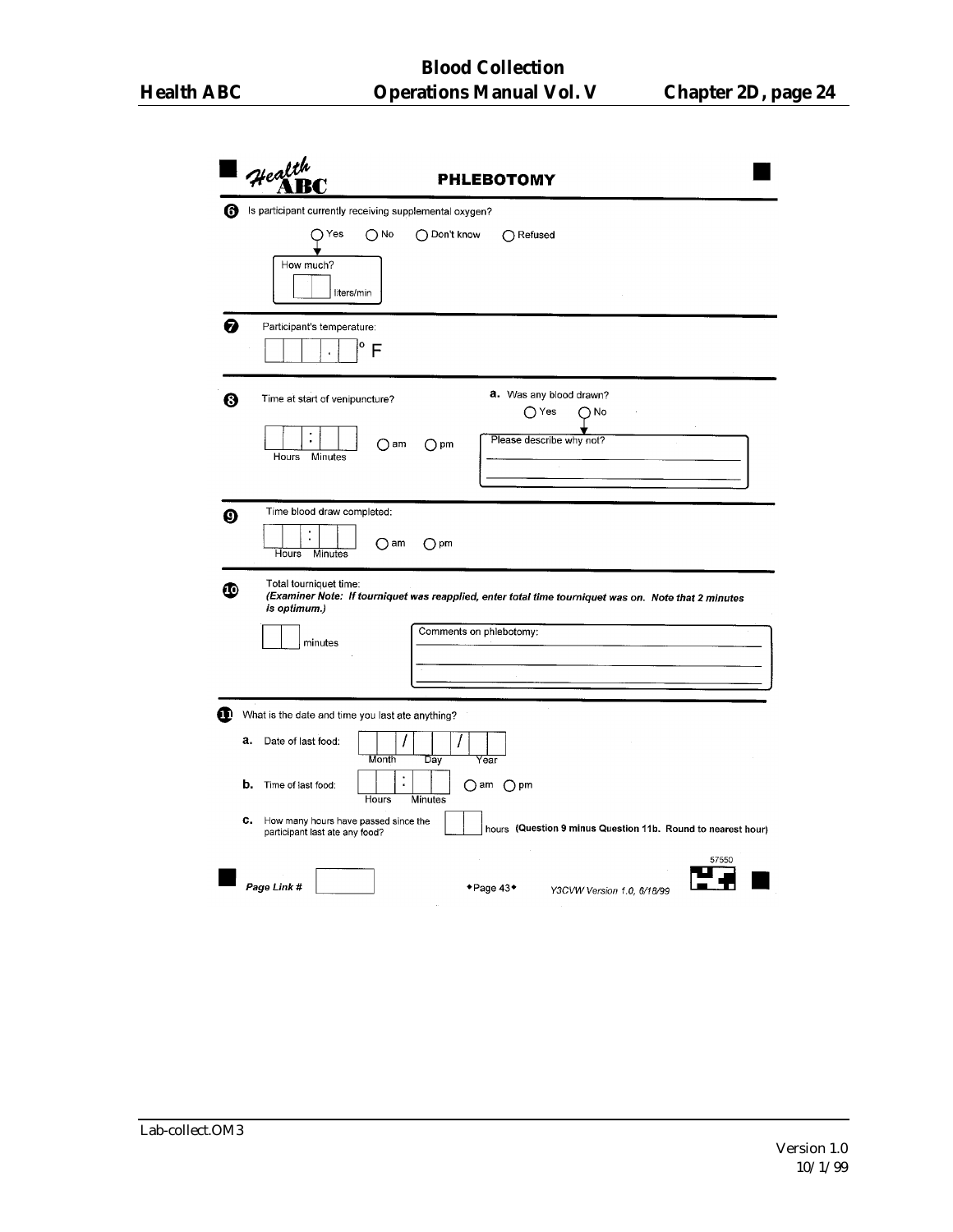# Health ABC — PHLEBOTOMY

**6** Is participant currently receiving supplemental oxygen?

○ Yes ○ No ○ Don't know ○ Refused

How much? [ | ] liters/min

**7** Participant's temperature:

[ | | | . | ] °F

**8** Time at start of venipuncture?

[ | : | ] ○ am ○ pm
Hours Minutes

**a.** Was any blood drawn?

○ Yes ○ No

Please describe why not?

______________________________

______________________________

**9** Time blood draw completed:

[ | : | ] ○ am ○ pm
Hours Minutes

**10** Total tourniquet time:
***(Examiner Note: If tourniquet was reapplied, enter total time tourniquet was on. Note that 2 minutes is optimum.)***

[ | ] minutes

Comments on phlebotomy:

______________________________

______________________________

______________________________

**11** What is the date and time you last ate anything?

**a.** Date of last food: [ | / | / | ]
Month Day Year

**b.** Time of last food: [ | : | ] ○ am ○ pm
Hours Minutes

**c.** How many hours have passed since the participant last ate any food? [ | ] hours **(Question 9 minus Question 11b. Round to nearest hour)**

*Page Link #* [ ]

♦Page 43♦

*Y3CVW Version 1.0, 6/18/99*

57550

Lab-collect.OM3

Version 1.0
10/1/99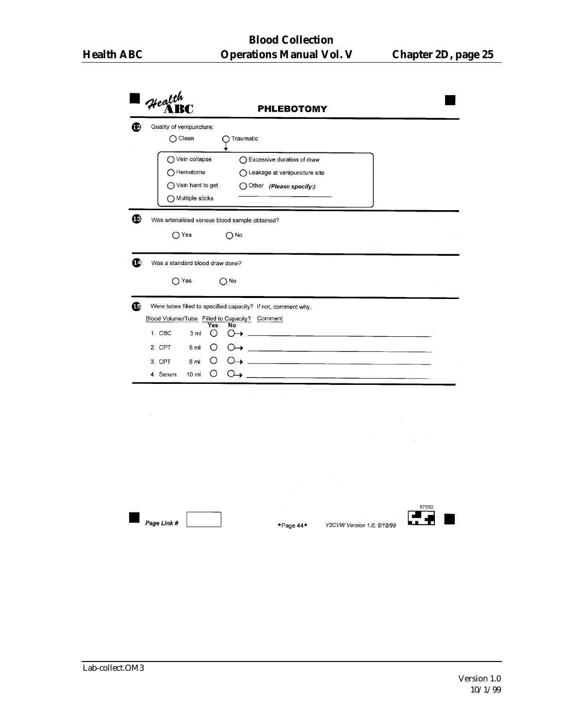# PHLEBOTOMY

**12** Quality of venipuncture:

- ○ Clean
- ○ Traumatic
  - ○ Vein collapse
  - ○ Hematoma
  - ○ Vein hard to get
  - ○ Multiple sticks
  - ○ Excessive duration of draw
  - ○ Leakage at venipuncture site
  - ○ Other *(Please specify:)* ______________

**13** Was arterialized venous blood sample obtained?

○ Yes ○ No

**14** Was a standard blood draw done?

○ Yes ○ No

**15** Were tubes filled to specified capacity? If not, comment why.

| Blood Volume/Tube | | Filled to Capacity? Yes | No | Comment |
|---|---|---|---|---|
| 1. CBC | 3 ml | ○ | ○→ | ______________ |
| 2. CPT | 8 ml | ○ | ○→ | ______________ |
| 3. CPT | 8 ml | ○ | ○→ | ______________ |
| 4. Serum | 10 ml | ○ | ○→ | ______________ |

*Page Link #* [ ]

•Page 44•

*Y3CVW Version 1.0, 6/18/99*

57550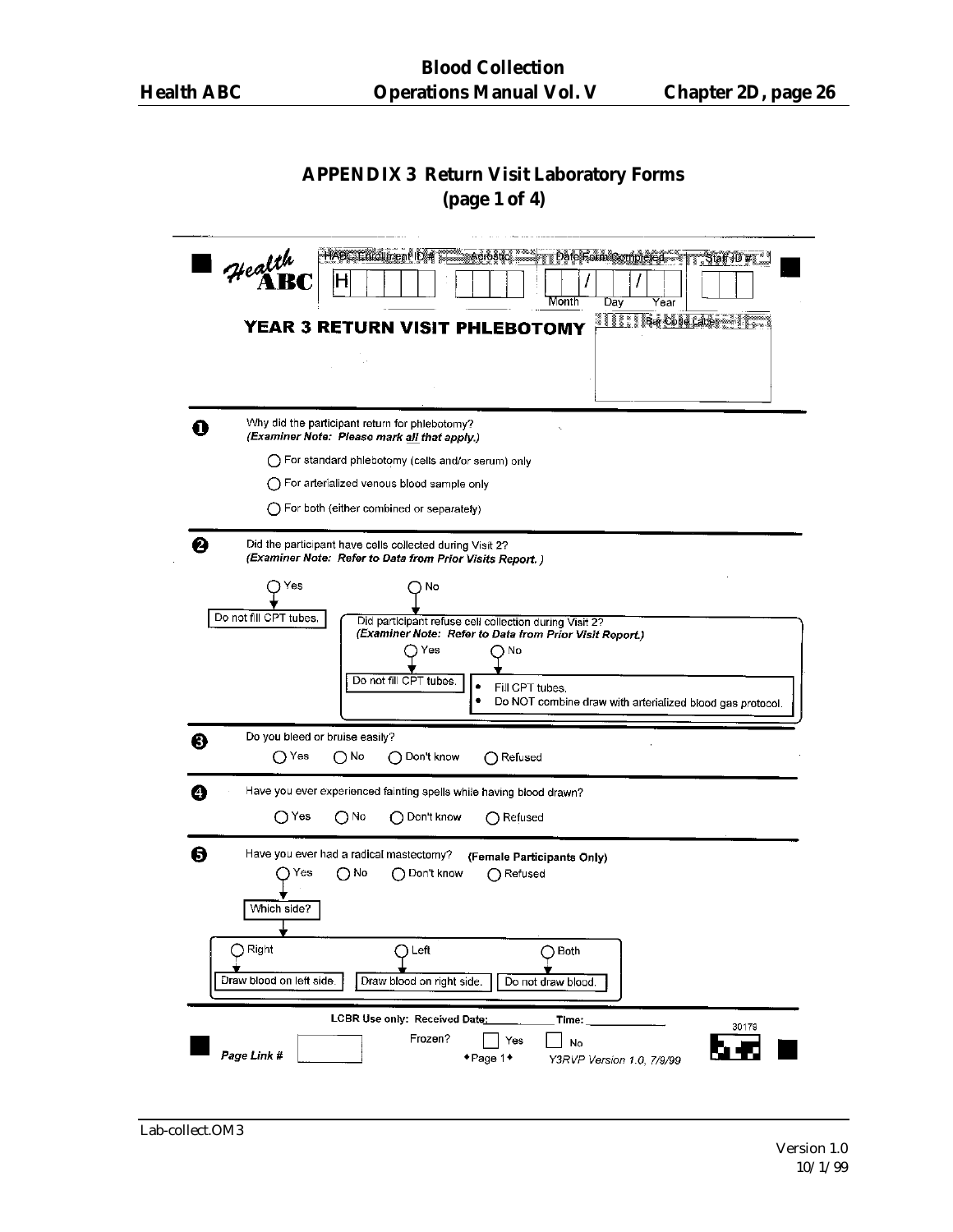## APPENDIX 3 Return Visit Laboratory Forms
**(page 1 of 4)**

**Health ABC**

HABC Enrollment ID # H | Acrostic | Date Form Completed: ___ / ___ / ___ (Month Day Year) | Staff ID #

**YEAR 3 RETURN VISIT PHLEBOTOMY**

Bar Code Label

---

**1** Why did the participant return for phlebotomy?
*(Examiner Note: Please mark all that apply.)*

- ◯ For standard phlebotomy (cells and/or serum) only
- ◯ For arterialized venous blood sample only
- ◯ For both (either combined or separately)

---

**2** Did the participant have cells collected during Visit 2?
*(Examiner Note: Refer to Data from Prior Visits Report.)*

- ◯ Yes → Do not fill CPT tubes.
- ◯ No → Did participant refuse cell collection during Visit 2?
  *(Examiner Note: Refer to Data from Prior Visit Report.)*
  - ◯ Yes → Do not fill CPT tubes.
  - ◯ No →
    - Fill CPT tubes.
    - Do NOT combine draw with arterialized blood gas protocol.

---

**3** Do you bleed or bruise easily?

◯ Yes ◯ No ◯ Don't know ◯ Refused

---

**4** Have you ever experienced fainting spells while having blood drawn?

◯ Yes ◯ No ◯ Don't know ◯ Refused

---

**5** Have you ever had a radical mastectomy? **(Female Participants Only)**

◯ Yes ◯ No ◯ Don't know ◯ Refused

Yes → Which side?

- ◯ Right → Draw blood on left side.
- ◯ Left → Draw blood on right side.
- ◯ Both → Do not draw blood.

---

LCBR Use only: Received Date: ________ Time: ________

Frozen? ☐ Yes ☐ No

Page Link # ________

♦Page 1♦ Y3RVP Version 1.0, 7/9/99

30179

Lab-collect.OM3

Version 1.0
10/1/99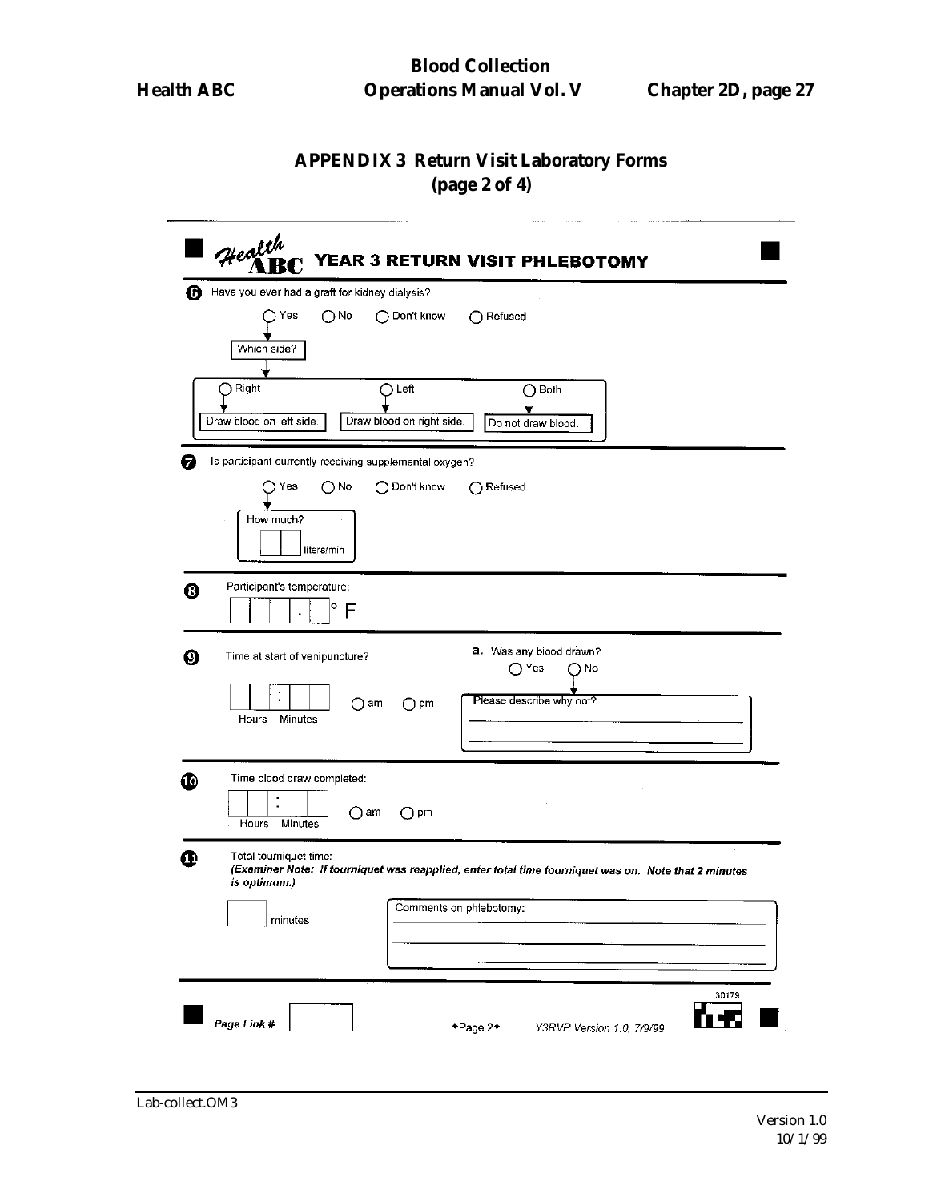# APPENDIX 3 Return Visit Laboratory Forms (page 2 of 4)

## Health ABC YEAR 3 RETURN VISIT PHLEBOTOMY

**6** Have you ever had a graft for kidney dialysis?

○ Yes ○ No ○ Don't know ○ Refused

Yes → Which side?

- ○ Right → Draw blood on left side.
- ○ Left → Draw blood on right side.
- ○ Both → Do not draw blood.

**7** Is participant currently receiving supplemental oxygen?

○ Yes ○ No ○ Don't know ○ Refused

Yes → How much? ☐☐ liters/min

**8** Participant's temperature:

☐☐☐.☐ ° F

**9** Time at start of venipuncture?

☐☐:☐☐ ○ am ○ pm

Hours Minutes

**a.** Was any blood drawn?

○ Yes ○ No

No → Please describe why not?

______________________________

______________________________

**10** Time blood draw completed:

☐☐:☐☐ ○ am ○ pm

Hours Minutes

**11** Total tourniquet time:

***(Examiner Note: If tourniquet was reapplied, enter total time tourniquet was on. Note that 2 minutes is optimum.)***

☐☐ minutes

Comments on phlebotomy:

______________________________

______________________________

______________________________

30179

*Page Link #* ☐

◆Page 2◆ *Y3RVP Version 1.0, 7/9/99*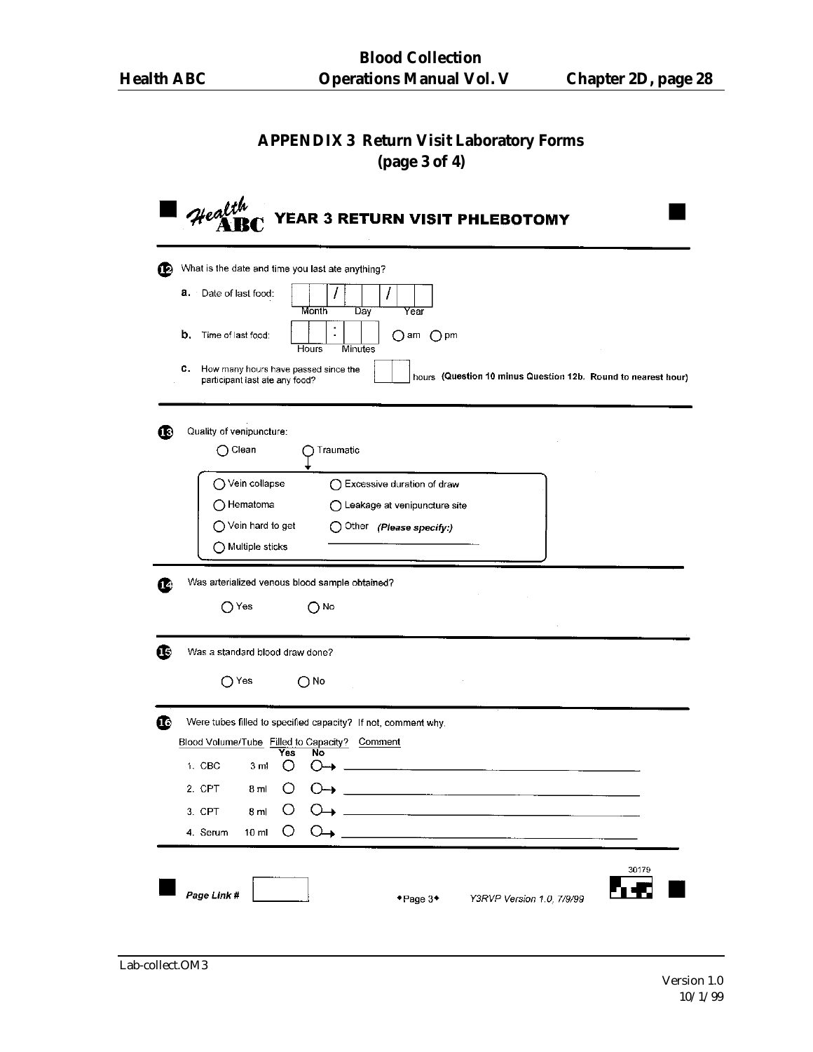## APPENDIX 3 Return Visit Laboratory Forms (page 3 of 4)

# Health ABC YEAR 3 RETURN VISIT PHLEBOTOMY

**12** What is the date and time you last ate anything?

**a.** Date of last food: ___ ___ / ___ ___ / ___ ___ (Month / Day / Year)

**b.** Time of last food: ___ ___ : ___ ___ (Hours : Minutes) ○ am ○ pm

**c.** How many hours have passed since the participant last ate any food? ___ ___ hours **(Question 10 minus Question 12b. Round to nearest hour)**

**13** Quality of venipuncture:

○ Clean ○ Traumatic

- ○ Vein collapse
- ○ Hematoma
- ○ Vein hard to get
- ○ Multiple sticks
- ○ Excessive duration of draw
- ○ Leakage at venipuncture site
- ○ Other *(Please specify:)* ____________________

**14** Was arterialized venous blood sample obtained?

○ Yes ○ No

**15** Was a standard blood draw done?

○ Yes ○ No

**16** Were tubes filled to specified capacity? If not, comment why.

| Blood Volume/Tube | | Filled to Capacity? Yes | No | Comment |
|---|---|---|---|---|
| 1. CBC | 3 ml | ○ | ○→ | ____________________ |
| 2. CPT | 8 ml | ○ | ○→ | ____________________ |
| 3. CPT | 8 ml | ○ | ○→ | ____________________ |
| 4. Serum | 10 ml | ○ | ○→ | ____________________ |

*Page Link #* ________

◆Page 3◆ *Y3RVP Version 1.0, 7/9/99*

30179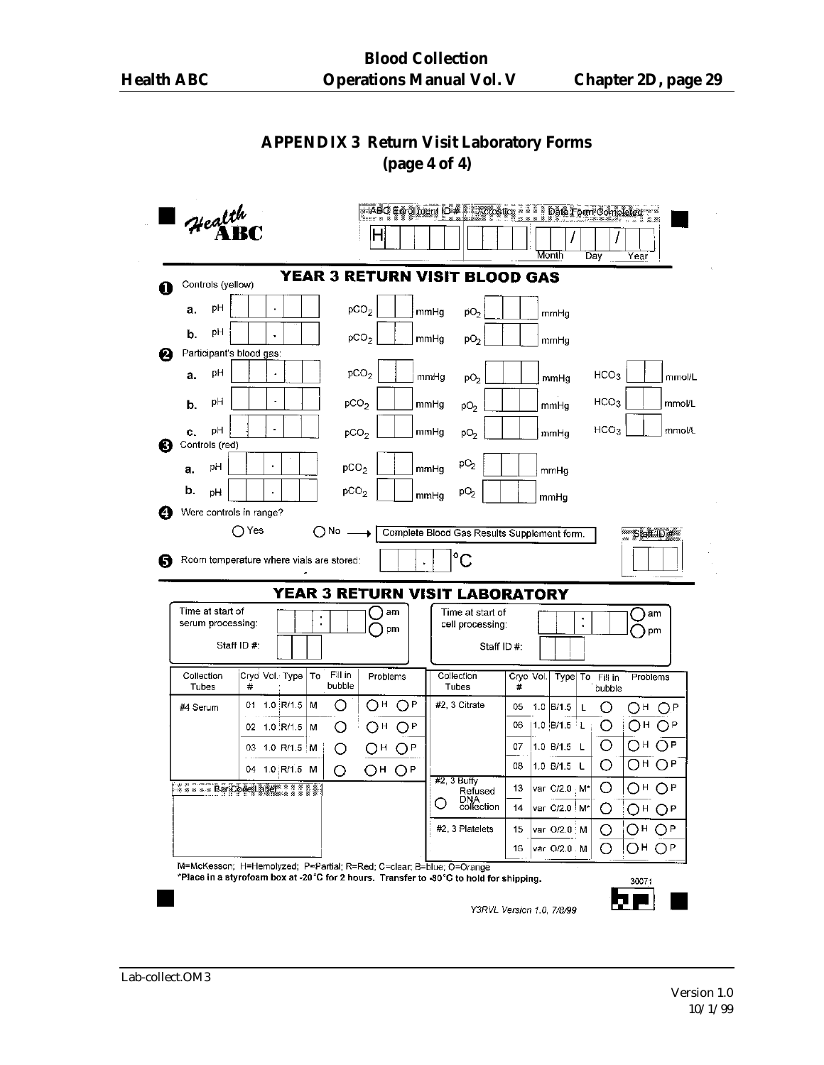## APPENDIX 3 Return Visit Laboratory Forms (page 4 of 4)

**Health ABC**

HABC Enrollment ID # H _ _ _ _ _ | Acrostic _ _ _ _ | Date Form Completed _ _ / _ _ / _ _ (Month / Day / Year)

# YEAR 3 RETURN VISIT BLOOD GAS

**1** Controls (yellow)

a. pH ___ . ___ &nbsp;&nbsp; $pCO_2$ ___ mmHg &nbsp;&nbsp; $pO_2$ ___ mmHg

b. pH ___ . ___ &nbsp;&nbsp; $pCO_2$ ___ mmHg &nbsp;&nbsp; $pO_2$ ___ mmHg

**2** Participant's blood gas:

a. pH ___ . ___ &nbsp;&nbsp; $pCO_2$ ___ mmHg &nbsp;&nbsp; $pO_2$ ___ mmHg &nbsp;&nbsp; $HCO_3$ ___ mmol/L

b. pH ___ . ___ &nbsp;&nbsp; $pCO_2$ ___ mmHg &nbsp;&nbsp; $pO_2$ ___ mmHg &nbsp;&nbsp; $HCO_3$ ___ mmol/L

c. pH ___ . ___ &nbsp;&nbsp; $pCO_2$ ___ mmHg &nbsp;&nbsp; $pO_2$ ___ mmHg &nbsp;&nbsp; $HCO_3$ ___ mmol/L

**3** Controls (red)

a. pH ___ . ___ &nbsp;&nbsp; $pCO_2$ ___ mmHg &nbsp;&nbsp; $pO_2$ ___ mmHg

b. pH ___ . ___ &nbsp;&nbsp; $pCO_2$ ___ mmHg &nbsp;&nbsp; $pO_2$ ___ mmHg

**4** Were controls in range?

○ Yes &nbsp;&nbsp; ○ No → Complete Blood Gas Results Supplement form.

**5** Room temperature where vials are stored: ___ . ___ °C

Staff ID #: ___

# YEAR 3 RETURN VISIT LABORATORY

Time at start of serum processing: ___ : ___ ○ am ○ pm &nbsp;&nbsp; Staff ID #: ___

Time at start of cell processing: ___ : ___ ○ am ○ pm &nbsp;&nbsp; Staff ID #: ___

| Collection Tubes | Cryo # | Vol. | Type | To | Fill in bubble | Problems |
|---|---|---|---|---|---|---|
| #4 Serum | 01 | 1.0 | R/1.5 | M | ○ | ○H ○P |
| | 02 | 1.0 | R/1.5 | M | ○ | ○H ○P |
| | 03 | 1.0 | R/1.5 | M | ○ | ○H ○P |
| | 04 | 1.0 | R/1.5 | M | ○ | ○H ○P |
| Bar Code Label | | | | | | |

| Collection Tubes | Cryo # | Vol. | Type | To | Fill in bubble | Problems |
|---|---|---|---|---|---|---|
| #2, 3 Citrate | 05 | 1.0 | B/1.5 | L | ○ | ○H ○P |
| | 06 | 1.0 | B/1.5 | L | ○ | ○H ○P |
| | 07 | 1.0 | B/1.5 | L | ○ | ○H ○P |
| | 08 | 1.0 | B/1.5 | L | ○ | ○H ○P |
| #2, 3 Buffy ○ Refused DNA collection | 13 | var | C/2.0 | M* | ○ | ○H ○P |
| | 14 | var | C/2.0 | M* | ○ | ○H ○P |
| #2, 3 Platelets | 15 | var | O/2.0 | M | ○ | ○H ○P |
| | 16 | var | O/2.0 | M | ○ | ○H ○P |

M=McKesson; H=Hemolyzed; P=Partial; R=Red; C=clear; B=blue; O=Orange

*Place in a styrofoam box at -20°C for 2 hours. Transfer to -80°C to hold for shipping.

30071

Y3RVL Version 1.0, 7/8/99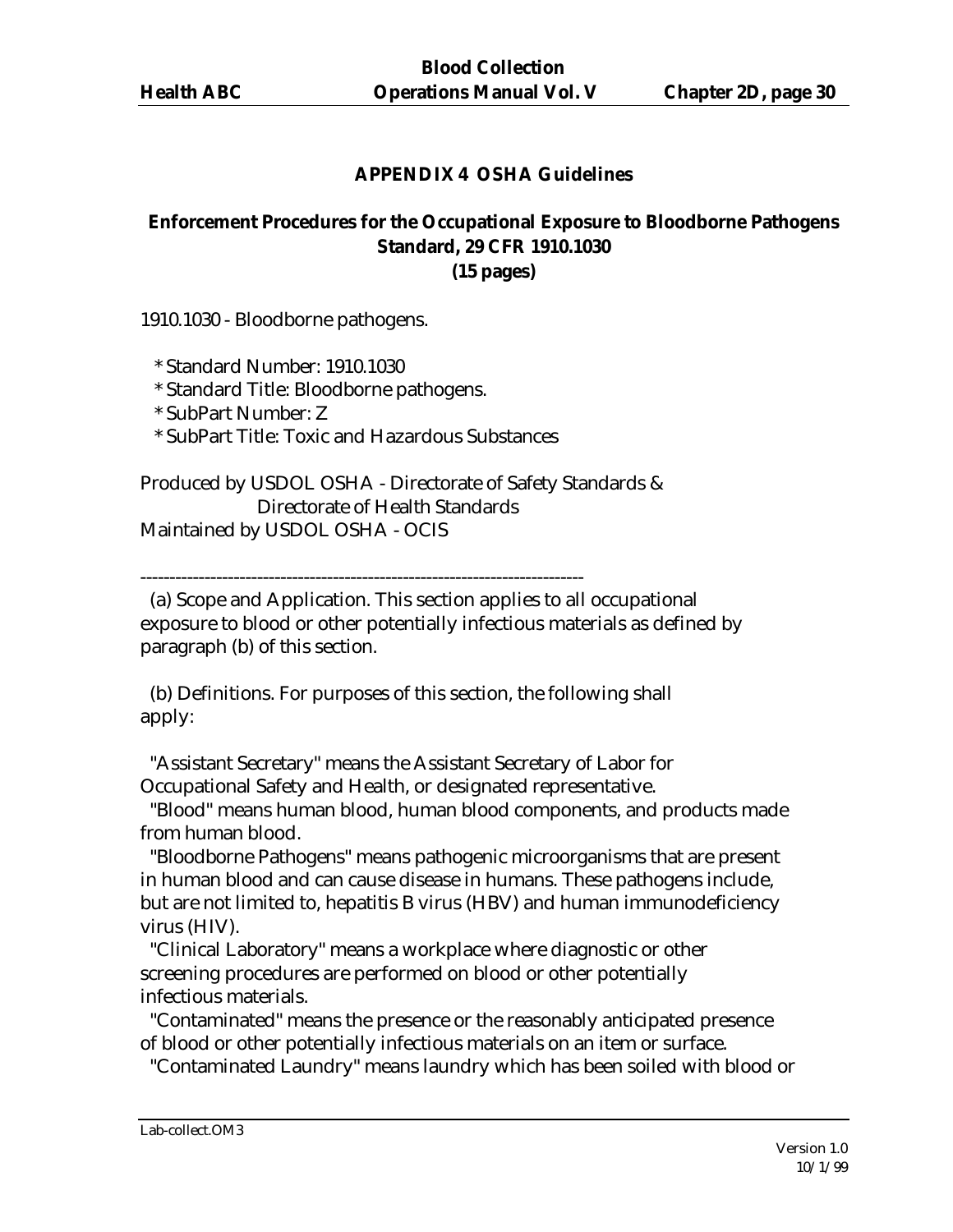## APPENDIX 4 OSHA Guidelines

### Enforcement Procedures for the Occupational Exposure to Bloodborne Pathogens Standard, 29 CFR 1910.1030
### (15 pages)

1910.1030 - Bloodborne pathogens.

* Standard Number: 1910.1030
* Standard Title: Bloodborne pathogens.
* SubPart Number: Z
* SubPart Title: Toxic and Hazardous Substances

Produced by USDOL OSHA - Directorate of Safety Standards &
Directorate of Health Standards
Maintained by USDOL OSHA - OCIS

---

(a) Scope and Application. This section applies to all occupational exposure to blood or other potentially infectious materials as defined by paragraph (b) of this section.

(b) Definitions. For purposes of this section, the following shall apply:

"Assistant Secretary" means the Assistant Secretary of Labor for Occupational Safety and Health, or designated representative.

"Blood" means human blood, human blood components, and products made from human blood.

"Bloodborne Pathogens" means pathogenic microorganisms that are present in human blood and can cause disease in humans. These pathogens include, but are not limited to, hepatitis B virus (HBV) and human immunodeficiency virus (HIV).

"Clinical Laboratory" means a workplace where diagnostic or other screening procedures are performed on blood or other potentially infectious materials.

"Contaminated" means the presence or the reasonably anticipated presence of blood or other potentially infectious materials on an item or surface.

"Contaminated Laundry" means laundry which has been soiled with blood or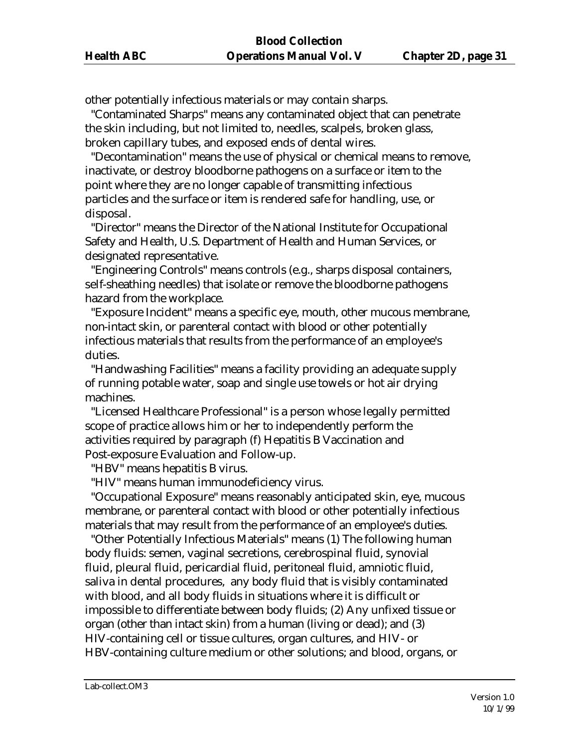other potentially infectious materials or may contain sharps.

"Contaminated Sharps" means any contaminated object that can penetrate the skin including, but not limited to, needles, scalpels, broken glass, broken capillary tubes, and exposed ends of dental wires.

"Decontamination" means the use of physical or chemical means to remove, inactivate, or destroy bloodborne pathogens on a surface or item to the point where they are no longer capable of transmitting infectious particles and the surface or item is rendered safe for handling, use, or disposal.

"Director" means the Director of the National Institute for Occupational Safety and Health, U.S. Department of Health and Human Services, or designated representative.

"Engineering Controls" means controls (e.g., sharps disposal containers, self-sheathing needles) that isolate or remove the bloodborne pathogens hazard from the workplace.

"Exposure Incident" means a specific eye, mouth, other mucous membrane, non-intact skin, or parenteral contact with blood or other potentially infectious materials that results from the performance of an employee's duties.

"Handwashing Facilities" means a facility providing an adequate supply of running potable water, soap and single use towels or hot air drying machines.

"Licensed Healthcare Professional" is a person whose legally permitted scope of practice allows him or her to independently perform the activities required by paragraph (f) Hepatitis B Vaccination and Post-exposure Evaluation and Follow-up.

"HBV" means hepatitis B virus.

"HIV" means human immunodeficiency virus.

"Occupational Exposure" means reasonably anticipated skin, eye, mucous membrane, or parenteral contact with blood or other potentially infectious materials that may result from the performance of an employee's duties.

"Other Potentially Infectious Materials" means (1) The following human body fluids: semen, vaginal secretions, cerebrospinal fluid, synovial fluid, pleural fluid, pericardial fluid, peritoneal fluid, amniotic fluid, saliva in dental procedures, any body fluid that is visibly contaminated with blood, and all body fluids in situations where it is difficult or impossible to differentiate between body fluids; (2) Any unfixed tissue or organ (other than intact skin) from a human (living or dead); and (3) HIV-containing cell or tissue cultures, organ cultures, and HIV- or HBV-containing culture medium or other solutions; and blood, organs, or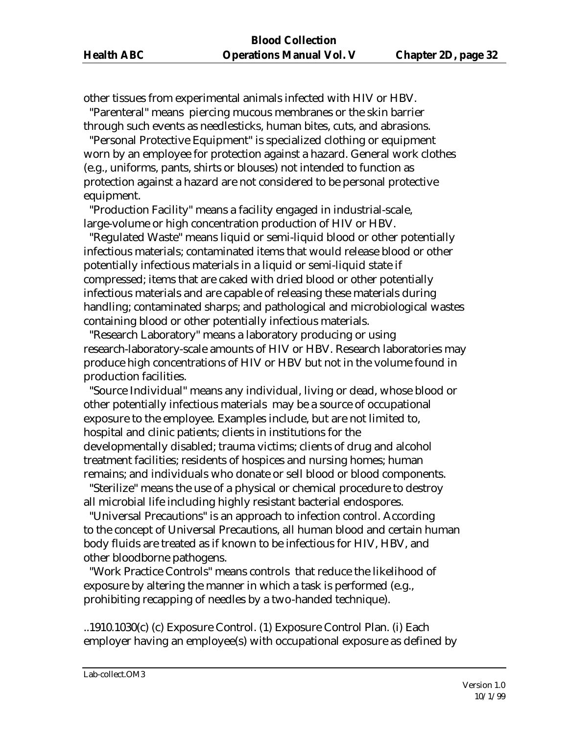other tissues from experimental animals infected with HIV or HBV.

"Parenteral" means piercing mucous membranes or the skin barrier through such events as needlesticks, human bites, cuts, and abrasions.

"Personal Protective Equipment" is specialized clothing or equipment worn by an employee for protection against a hazard. General work clothes (e.g., uniforms, pants, shirts or blouses) not intended to function as protection against a hazard are not considered to be personal protective equipment.

"Production Facility" means a facility engaged in industrial-scale, large-volume or high concentration production of HIV or HBV.

"Regulated Waste" means liquid or semi-liquid blood or other potentially infectious materials; contaminated items that would release blood or other potentially infectious materials in a liquid or semi-liquid state if compressed; items that are caked with dried blood or other potentially infectious materials and are capable of releasing these materials during handling; contaminated sharps; and pathological and microbiological wastes containing blood or other potentially infectious materials.

"Research Laboratory" means a laboratory producing or using research-laboratory-scale amounts of HIV or HBV. Research laboratories may produce high concentrations of HIV or HBV but not in the volume found in production facilities.

"Source Individual" means any individual, living or dead, whose blood or other potentially infectious materials may be a source of occupational exposure to the employee. Examples include, but are not limited to, hospital and clinic patients; clients in institutions for the developmentally disabled; trauma victims; clients of drug and alcohol treatment facilities; residents of hospices and nursing homes; human remains; and individuals who donate or sell blood or blood components.

"Sterilize" means the use of a physical or chemical procedure to destroy all microbial life including highly resistant bacterial endospores.

"Universal Precautions" is an approach to infection control. According to the concept of Universal Precautions, all human blood and certain human body fluids are treated as if known to be infectious for HIV, HBV, and other bloodborne pathogens.

"Work Practice Controls" means controls that reduce the likelihood of exposure by altering the manner in which a task is performed (e.g., prohibiting recapping of needles by a two-handed technique).

..1910.1030(c) (c) Exposure Control. (1) Exposure Control Plan. (i) Each employer having an employee(s) with occupational exposure as defined by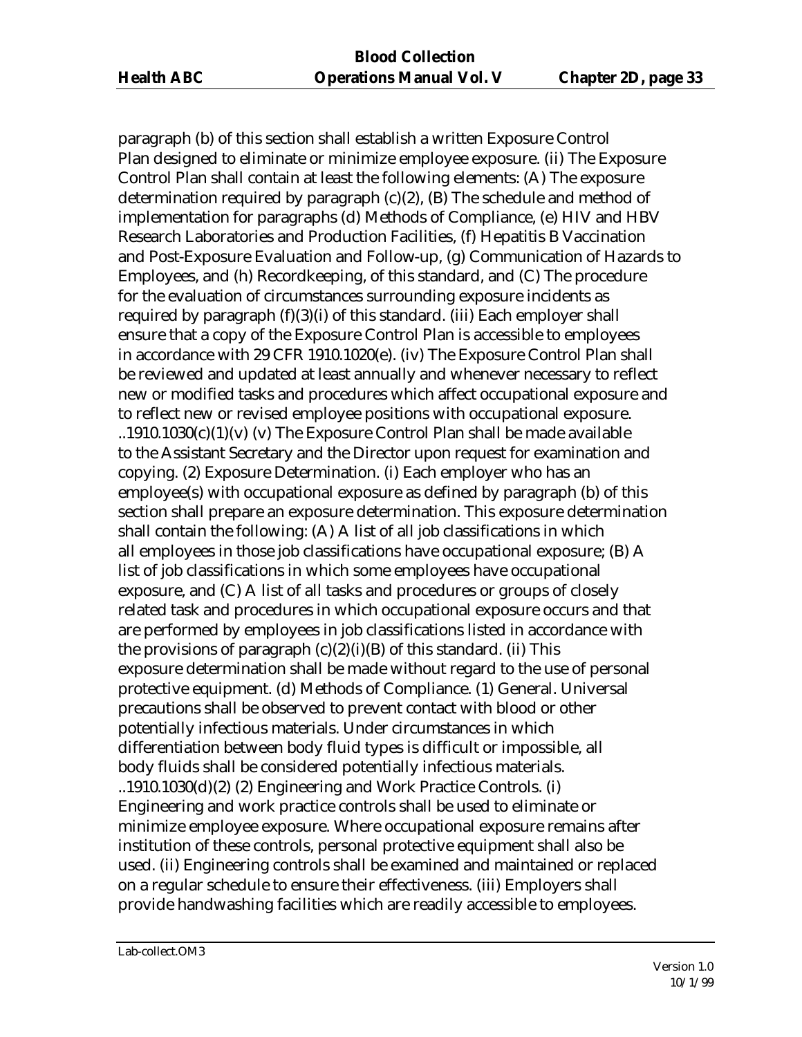paragraph (b) of this section shall establish a written Exposure Control Plan designed to eliminate or minimize employee exposure. (ii) The Exposure Control Plan shall contain at least the following elements: (A) The exposure determination required by paragraph (c)(2), (B) The schedule and method of implementation for paragraphs (d) Methods of Compliance, (e) HIV and HBV Research Laboratories and Production Facilities, (f) Hepatitis B Vaccination and Post-Exposure Evaluation and Follow-up, (g) Communication of Hazards to Employees, and (h) Recordkeeping, of this standard, and (C) The procedure for the evaluation of circumstances surrounding exposure incidents as required by paragraph (f)(3)(i) of this standard. (iii) Each employer shall ensure that a copy of the Exposure Control Plan is accessible to employees in accordance with 29 CFR 1910.1020(e). (iv) The Exposure Control Plan shall be reviewed and updated at least annually and whenever necessary to reflect new or modified tasks and procedures which affect occupational exposure and to reflect new or revised employee positions with occupational exposure. ..1910.1030(c)(1)(v) (v) The Exposure Control Plan shall be made available to the Assistant Secretary and the Director upon request for examination and copying. (2) Exposure Determination. (i) Each employer who has an employee(s) with occupational exposure as defined by paragraph (b) of this section shall prepare an exposure determination. This exposure determination shall contain the following: (A) A list of all job classifications in which all employees in those job classifications have occupational exposure; (B) A list of job classifications in which some employees have occupational exposure, and (C) A list of all tasks and procedures or groups of closely related task and procedures in which occupational exposure occurs and that are performed by employees in job classifications listed in accordance with the provisions of paragraph (c)(2)(i)(B) of this standard. (ii) This exposure determination shall be made without regard to the use of personal protective equipment. (d) Methods of Compliance. (1) General. Universal precautions shall be observed to prevent contact with blood or other potentially infectious materials. Under circumstances in which differentiation between body fluid types is difficult or impossible, all body fluids shall be considered potentially infectious materials. ..1910.1030(d)(2) (2) Engineering and Work Practice Controls. (i) Engineering and work practice controls shall be used to eliminate or minimize employee exposure. Where occupational exposure remains after institution of these controls, personal protective equipment shall also be used. (ii) Engineering controls shall be examined and maintained or replaced on a regular schedule to ensure their effectiveness. (iii) Employers shall provide handwashing facilities which are readily accessible to employees.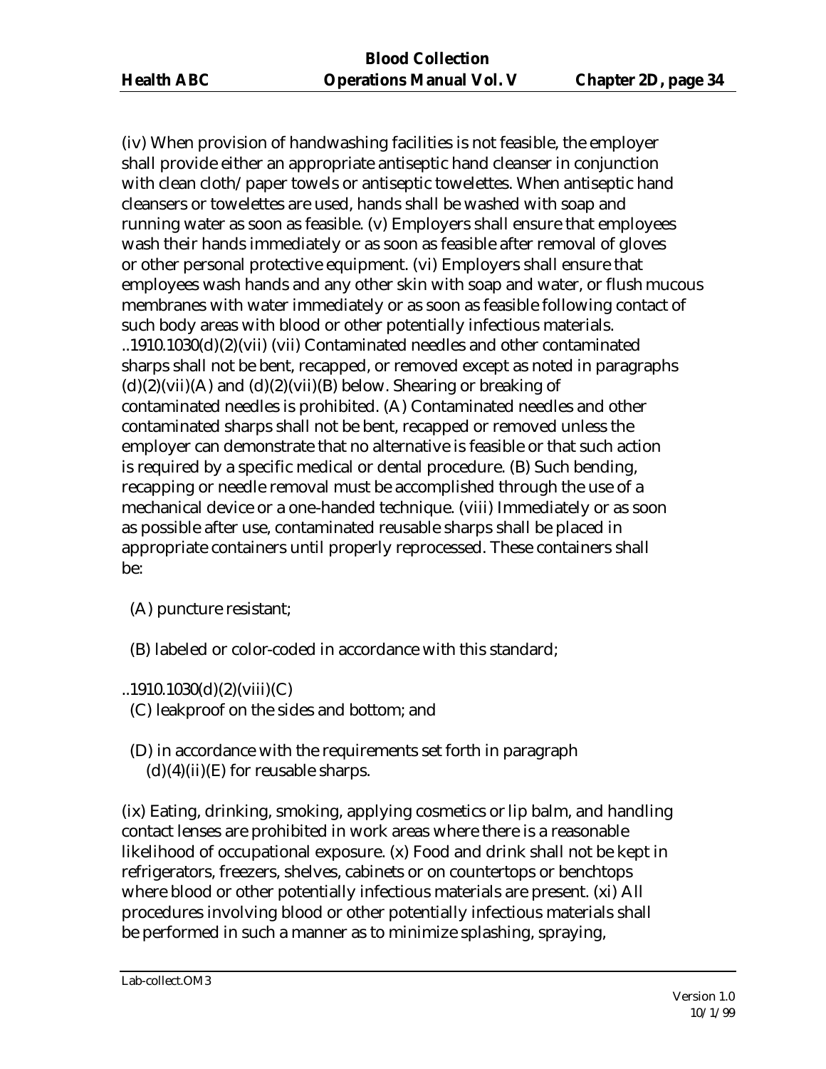(iv) When provision of handwashing facilities is not feasible, the employer shall provide either an appropriate antiseptic hand cleanser in conjunction with clean cloth/paper towels or antiseptic towelettes. When antiseptic hand cleansers or towelettes are used, hands shall be washed with soap and running water as soon as feasible. (v) Employers shall ensure that employees wash their hands immediately or as soon as feasible after removal of gloves or other personal protective equipment. (vi) Employers shall ensure that employees wash hands and any other skin with soap and water, or flush mucous membranes with water immediately or as soon as feasible following contact of such body areas with blood or other potentially infectious materials. ..1910.1030(d)(2)(vii) (vii) Contaminated needles and other contaminated sharps shall not be bent, recapped, or removed except as noted in paragraphs (d)(2)(vii)(A) and (d)(2)(vii)(B) below. Shearing or breaking of contaminated needles is prohibited. (A) Contaminated needles and other contaminated sharps shall not be bent, recapped or removed unless the employer can demonstrate that no alternative is feasible or that such action is required by a specific medical or dental procedure. (B) Such bending, recapping or needle removal must be accomplished through the use of a mechanical device or a one-handed technique. (viii) Immediately or as soon as possible after use, contaminated reusable sharps shall be placed in appropriate containers until properly reprocessed. These containers shall be:

(A) puncture resistant;

(B) labeled or color-coded in accordance with this standard;

..1910.1030(d)(2)(viii)(C)
(C) leakproof on the sides and bottom; and

(D) in accordance with the requirements set forth in paragraph (d)(4)(ii)(E) for reusable sharps.

(ix) Eating, drinking, smoking, applying cosmetics or lip balm, and handling contact lenses are prohibited in work areas where there is a reasonable likelihood of occupational exposure. (x) Food and drink shall not be kept in refrigerators, freezers, shelves, cabinets or on countertops or benchtops where blood or other potentially infectious materials are present. (xi) All procedures involving blood or other potentially infectious materials shall be performed in such a manner as to minimize splashing, spraying,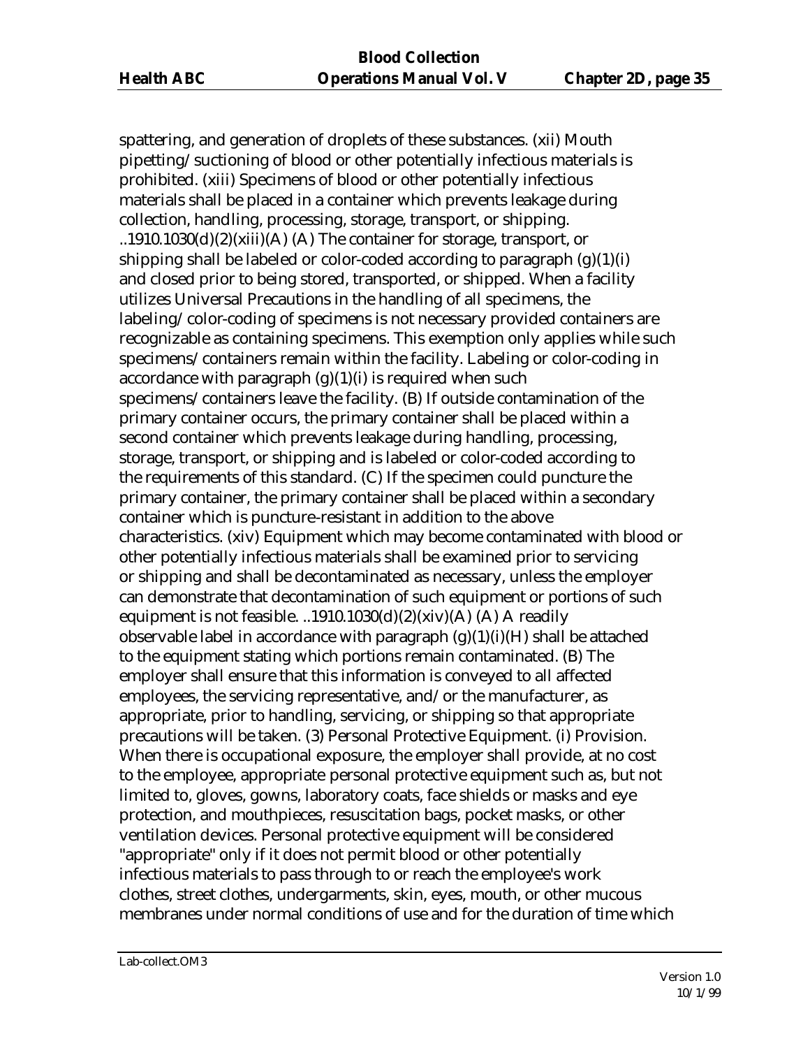spattering, and generation of droplets of these substances. (xii) Mouth pipetting/suctioning of blood or other potentially infectious materials is prohibited. (xiii) Specimens of blood or other potentially infectious materials shall be placed in a container which prevents leakage during collection, handling, processing, storage, transport, or shipping. ..1910.1030(d)(2)(xiii)(A) (A) The container for storage, transport, or shipping shall be labeled or color-coded according to paragraph (g)(1)(i) and closed prior to being stored, transported, or shipped. When a facility utilizes Universal Precautions in the handling of all specimens, the labeling/color-coding of specimens is not necessary provided containers are recognizable as containing specimens. This exemption only applies while such specimens/containers remain within the facility. Labeling or color-coding in accordance with paragraph (g)(1)(i) is required when such specimens/containers leave the facility. (B) If outside contamination of the primary container occurs, the primary container shall be placed within a second container which prevents leakage during handling, processing, storage, transport, or shipping and is labeled or color-coded according to the requirements of this standard. (C) If the specimen could puncture the primary container, the primary container shall be placed within a secondary container which is puncture-resistant in addition to the above characteristics. (xiv) Equipment which may become contaminated with blood or other potentially infectious materials shall be examined prior to servicing or shipping and shall be decontaminated as necessary, unless the employer can demonstrate that decontamination of such equipment or portions of such equipment is not feasible. ..1910.1030(d)(2)(xiv)(A) (A) A readily observable label in accordance with paragraph (g)(1)(i)(H) shall be attached to the equipment stating which portions remain contaminated. (B) The employer shall ensure that this information is conveyed to all affected employees, the servicing representative, and/or the manufacturer, as appropriate, prior to handling, servicing, or shipping so that appropriate precautions will be taken. (3) Personal Protective Equipment. (i) Provision. When there is occupational exposure, the employer shall provide, at no cost to the employee, appropriate personal protective equipment such as, but not limited to, gloves, gowns, laboratory coats, face shields or masks and eye protection, and mouthpieces, resuscitation bags, pocket masks, or other ventilation devices. Personal protective equipment will be considered "appropriate" only if it does not permit blood or other potentially infectious materials to pass through to or reach the employee's work clothes, street clothes, undergarments, skin, eyes, mouth, or other mucous membranes under normal conditions of use and for the duration of time which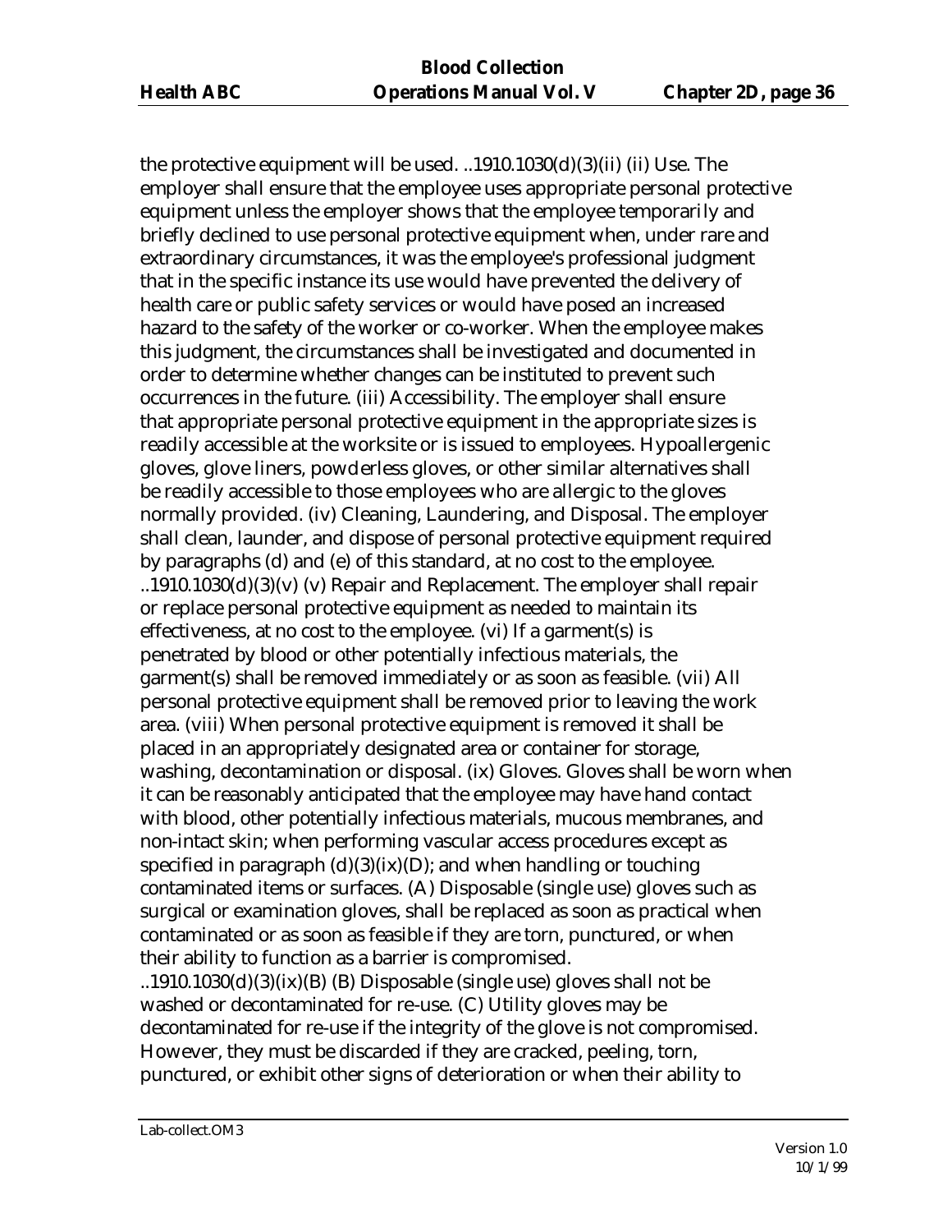the protective equipment will be used. ..1910.1030(d)(3)(ii) (ii) Use. The employer shall ensure that the employee uses appropriate personal protective equipment unless the employer shows that the employee temporarily and briefly declined to use personal protective equipment when, under rare and extraordinary circumstances, it was the employee's professional judgment that in the specific instance its use would have prevented the delivery of health care or public safety services or would have posed an increased hazard to the safety of the worker or co-worker. When the employee makes this judgment, the circumstances shall be investigated and documented in order to determine whether changes can be instituted to prevent such occurrences in the future. (iii) Accessibility. The employer shall ensure that appropriate personal protective equipment in the appropriate sizes is readily accessible at the worksite or is issued to employees. Hypoallergenic gloves, glove liners, powderless gloves, or other similar alternatives shall be readily accessible to those employees who are allergic to the gloves normally provided. (iv) Cleaning, Laundering, and Disposal. The employer shall clean, launder, and dispose of personal protective equipment required by paragraphs (d) and (e) of this standard, at no cost to the employee. ..1910.1030(d)(3)(v) (v) Repair and Replacement. The employer shall repair or replace personal protective equipment as needed to maintain its effectiveness, at no cost to the employee. (vi) If a garment(s) is penetrated by blood or other potentially infectious materials, the garment(s) shall be removed immediately or as soon as feasible. (vii) All personal protective equipment shall be removed prior to leaving the work area. (viii) When personal protective equipment is removed it shall be placed in an appropriately designated area or container for storage, washing, decontamination or disposal. (ix) Gloves. Gloves shall be worn when it can be reasonably anticipated that the employee may have hand contact with blood, other potentially infectious materials, mucous membranes, and non-intact skin; when performing vascular access procedures except as specified in paragraph (d)(3)(ix)(D); and when handling or touching contaminated items or surfaces. (A) Disposable (single use) gloves such as surgical or examination gloves, shall be replaced as soon as practical when contaminated or as soon as feasible if they are torn, punctured, or when their ability to function as a barrier is compromised. ..1910.1030(d)(3)(ix)(B) (B) Disposable (single use) gloves shall not be washed or decontaminated for re-use. (C) Utility gloves may be decontaminated for re-use if the integrity of the glove is not compromised. However, they must be discarded if they are cracked, peeling, torn, punctured, or exhibit other signs of deterioration or when their ability to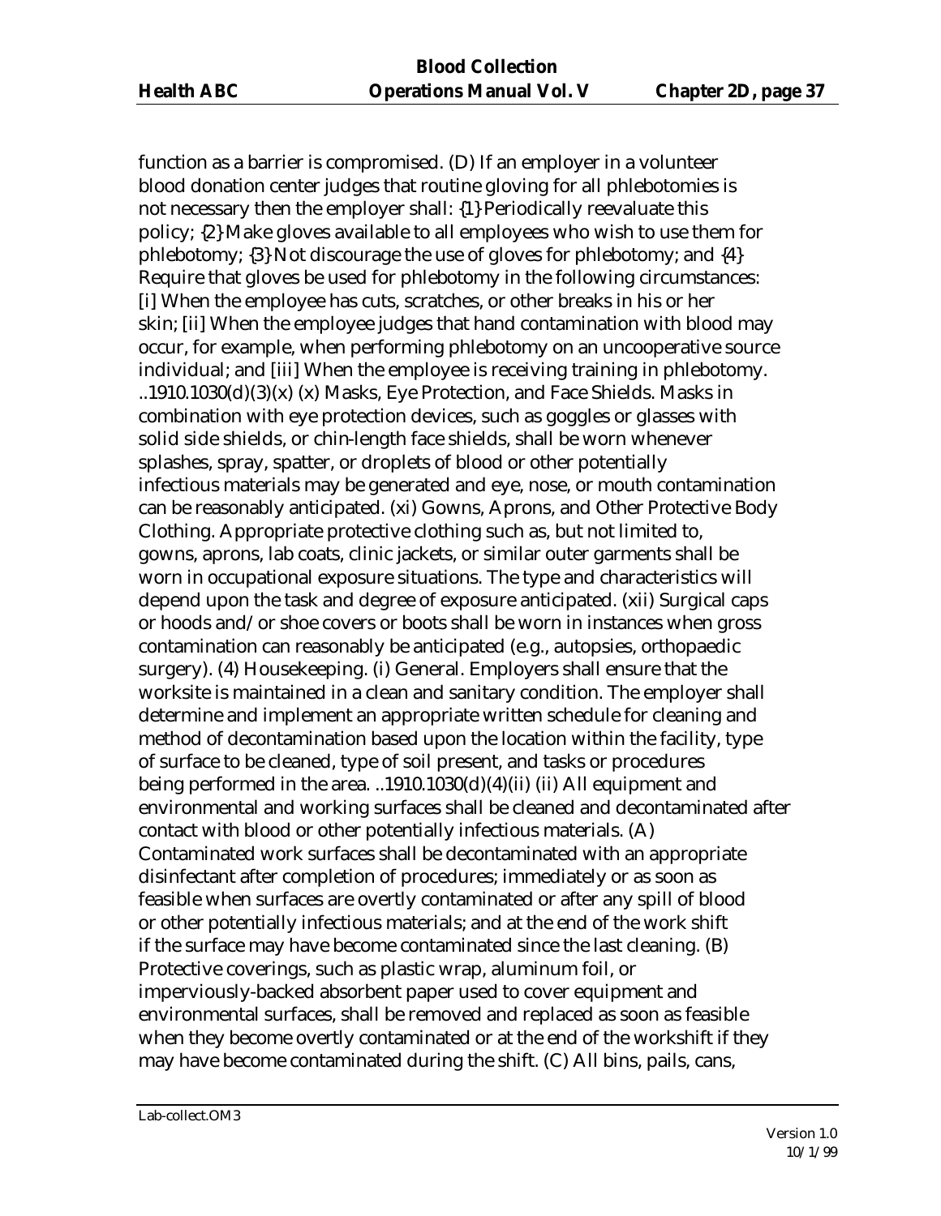function as a barrier is compromised. (D) If an employer in a volunteer blood donation center judges that routine gloving for all phlebotomies is not necessary then the employer shall: {1} Periodically reevaluate this policy; {2} Make gloves available to all employees who wish to use them for phlebotomy; {3} Not discourage the use of gloves for phlebotomy; and {4} Require that gloves be used for phlebotomy in the following circumstances: [i] When the employee has cuts, scratches, or other breaks in his or her skin; [ii] When the employee judges that hand contamination with blood may occur, for example, when performing phlebotomy on an uncooperative source individual; and [iii] When the employee is receiving training in phlebotomy. ..1910.1030(d)(3)(x) (x) Masks, Eye Protection, and Face Shields. Masks in combination with eye protection devices, such as goggles or glasses with solid side shields, or chin-length face shields, shall be worn whenever splashes, spray, spatter, or droplets of blood or other potentially infectious materials may be generated and eye, nose, or mouth contamination can be reasonably anticipated. (xi) Gowns, Aprons, and Other Protective Body Clothing. Appropriate protective clothing such as, but not limited to, gowns, aprons, lab coats, clinic jackets, or similar outer garments shall be worn in occupational exposure situations. The type and characteristics will depend upon the task and degree of exposure anticipated. (xii) Surgical caps or hoods and/or shoe covers or boots shall be worn in instances when gross contamination can reasonably be anticipated (e.g., autopsies, orthopaedic surgery). (4) Housekeeping. (i) General. Employers shall ensure that the worksite is maintained in a clean and sanitary condition. The employer shall determine and implement an appropriate written schedule for cleaning and method of decontamination based upon the location within the facility, type of surface to be cleaned, type of soil present, and tasks or procedures being performed in the area. ..1910.1030(d)(4)(ii) (ii) All equipment and environmental and working surfaces shall be cleaned and decontaminated after contact with blood or other potentially infectious materials. (A) Contaminated work surfaces shall be decontaminated with an appropriate disinfectant after completion of procedures; immediately or as soon as feasible when surfaces are overtly contaminated or after any spill of blood or other potentially infectious materials; and at the end of the work shift if the surface may have become contaminated since the last cleaning. (B) Protective coverings, such as plastic wrap, aluminum foil, or imperviously-backed absorbent paper used to cover equipment and environmental surfaces, shall be removed and replaced as soon as feasible when they become overtly contaminated or at the end of the workshift if they may have become contaminated during the shift. (C) All bins, pails, cans,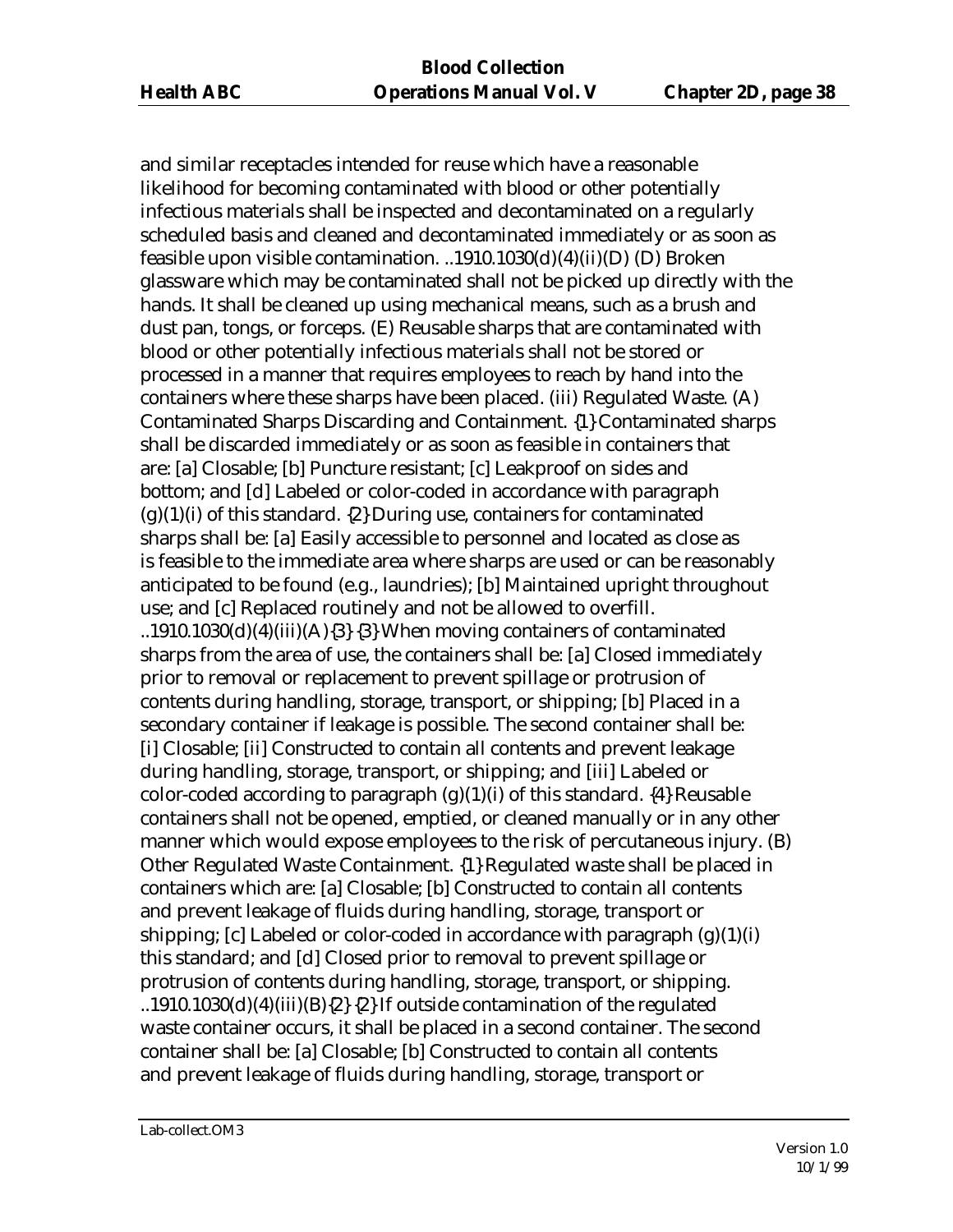and similar receptacles intended for reuse which have a reasonable likelihood for becoming contaminated with blood or other potentially infectious materials shall be inspected and decontaminated on a regularly scheduled basis and cleaned and decontaminated immediately or as soon as feasible upon visible contamination. ..1910.1030(d)(4)(ii)(D) (D) Broken glassware which may be contaminated shall not be picked up directly with the hands. It shall be cleaned up using mechanical means, such as a brush and dust pan, tongs, or forceps. (E) Reusable sharps that are contaminated with blood or other potentially infectious materials shall not be stored or processed in a manner that requires employees to reach by hand into the containers where these sharps have been placed. (iii) Regulated Waste. (A) Contaminated Sharps Discarding and Containment. {1} Contaminated sharps shall be discarded immediately or as soon as feasible in containers that are: [a] Closable; [b] Puncture resistant; [c] Leakproof on sides and bottom; and [d] Labeled or color-coded in accordance with paragraph (g)(1)(i) of this standard. {2} During use, containers for contaminated sharps shall be: [a] Easily accessible to personnel and located as close as is feasible to the immediate area where sharps are used or can be reasonably anticipated to be found (e.g., laundries); [b] Maintained upright throughout use; and [c] Replaced routinely and not be allowed to overfill. ..1910.1030(d)(4)(iii)(A){3} {3} When moving containers of contaminated sharps from the area of use, the containers shall be: [a] Closed immediately prior to removal or replacement to prevent spillage or protrusion of contents during handling, storage, transport, or shipping; [b] Placed in a secondary container if leakage is possible. The second container shall be: [i] Closable; [ii] Constructed to contain all contents and prevent leakage during handling, storage, transport, or shipping; and [iii] Labeled or color-coded according to paragraph (g)(1)(i) of this standard. {4} Reusable containers shall not be opened, emptied, or cleaned manually or in any other manner which would expose employees to the risk of percutaneous injury. (B) Other Regulated Waste Containment. {1} Regulated waste shall be placed in containers which are: [a] Closable; [b] Constructed to contain all contents and prevent leakage of fluids during handling, storage, transport or shipping; [c] Labeled or color-coded in accordance with paragraph (g)(1)(i) this standard; and [d] Closed prior to removal to prevent spillage or protrusion of contents during handling, storage, transport, or shipping. ..1910.1030(d)(4)(iii)(B){2} {2} If outside contamination of the regulated waste container occurs, it shall be placed in a second container. The second container shall be: [a] Closable; [b] Constructed to contain all contents and prevent leakage of fluids during handling, storage, transport or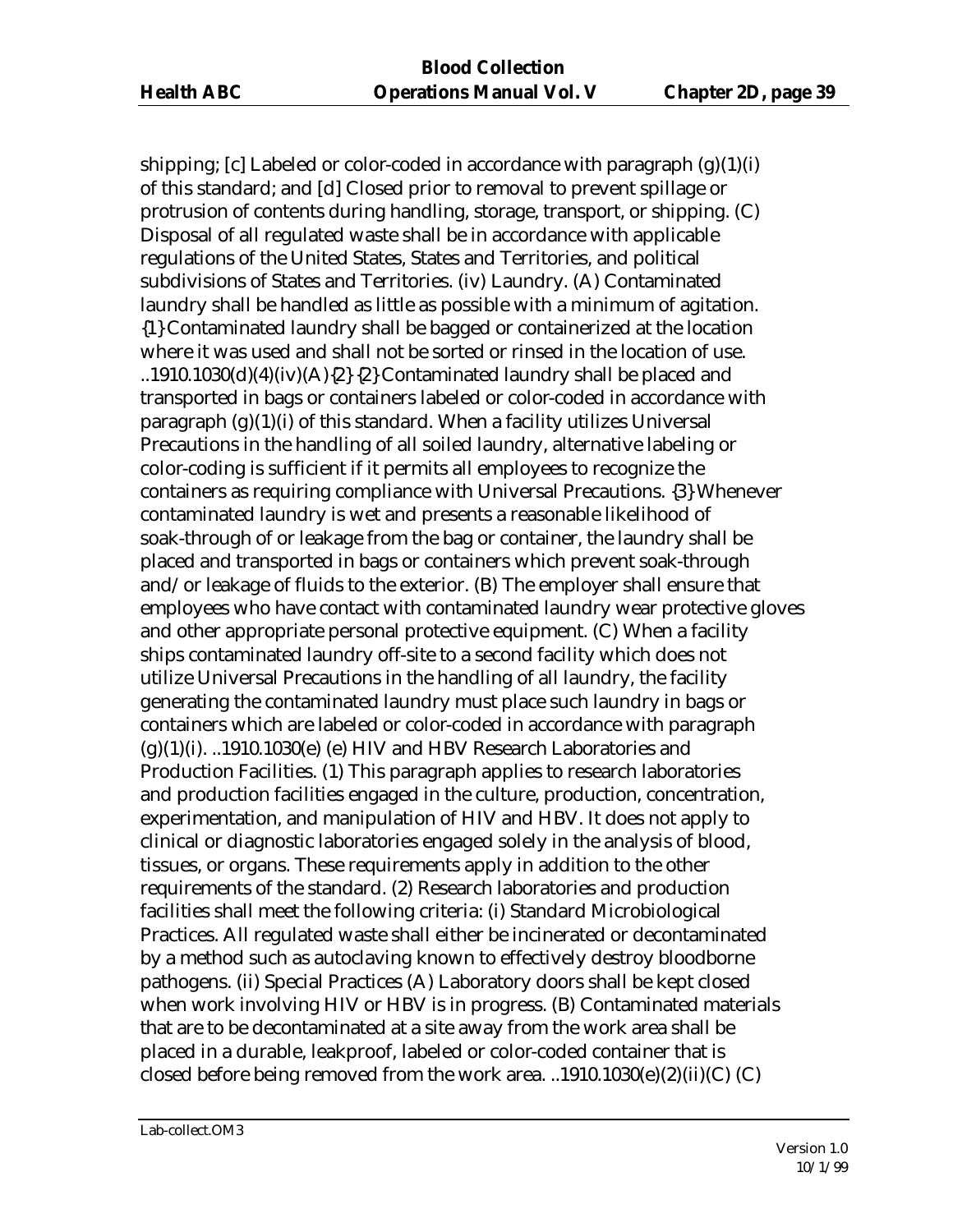shipping; [c] Labeled or color-coded in accordance with paragraph (g)(1)(i) of this standard; and [d] Closed prior to removal to prevent spillage or protrusion of contents during handling, storage, transport, or shipping. (C) Disposal of all regulated waste shall be in accordance with applicable regulations of the United States, States and Territories, and political subdivisions of States and Territories. (iv) Laundry. (A) Contaminated laundry shall be handled as little as possible with a minimum of agitation. {1} Contaminated laundry shall be bagged or containerized at the location where it was used and shall not be sorted or rinsed in the location of use. ..1910.1030(d)(4)(iv)(A){2} {2} Contaminated laundry shall be placed and transported in bags or containers labeled or color-coded in accordance with paragraph (g)(1)(i) of this standard. When a facility utilizes Universal Precautions in the handling of all soiled laundry, alternative labeling or color-coding is sufficient if it permits all employees to recognize the containers as requiring compliance with Universal Precautions. {3} Whenever contaminated laundry is wet and presents a reasonable likelihood of soak-through of or leakage from the bag or container, the laundry shall be placed and transported in bags or containers which prevent soak-through and/or leakage of fluids to the exterior. (B) The employer shall ensure that employees who have contact with contaminated laundry wear protective gloves and other appropriate personal protective equipment. (C) When a facility ships contaminated laundry off-site to a second facility which does not utilize Universal Precautions in the handling of all laundry, the facility generating the contaminated laundry must place such laundry in bags or containers which are labeled or color-coded in accordance with paragraph (g)(1)(i). ..1910.1030(e) (e) HIV and HBV Research Laboratories and Production Facilities. (1) This paragraph applies to research laboratories and production facilities engaged in the culture, production, concentration, experimentation, and manipulation of HIV and HBV. It does not apply to clinical or diagnostic laboratories engaged solely in the analysis of blood, tissues, or organs. These requirements apply in addition to the other requirements of the standard. (2) Research laboratories and production facilities shall meet the following criteria: (i) Standard Microbiological Practices. All regulated waste shall either be incinerated or decontaminated by a method such as autoclaving known to effectively destroy bloodborne pathogens. (ii) Special Practices (A) Laboratory doors shall be kept closed when work involving HIV or HBV is in progress. (B) Contaminated materials that are to be decontaminated at a site away from the work area shall be placed in a durable, leakproof, labeled or color-coded container that is closed before being removed from the work area. ..1910.1030(e)(2)(ii)(C) (C)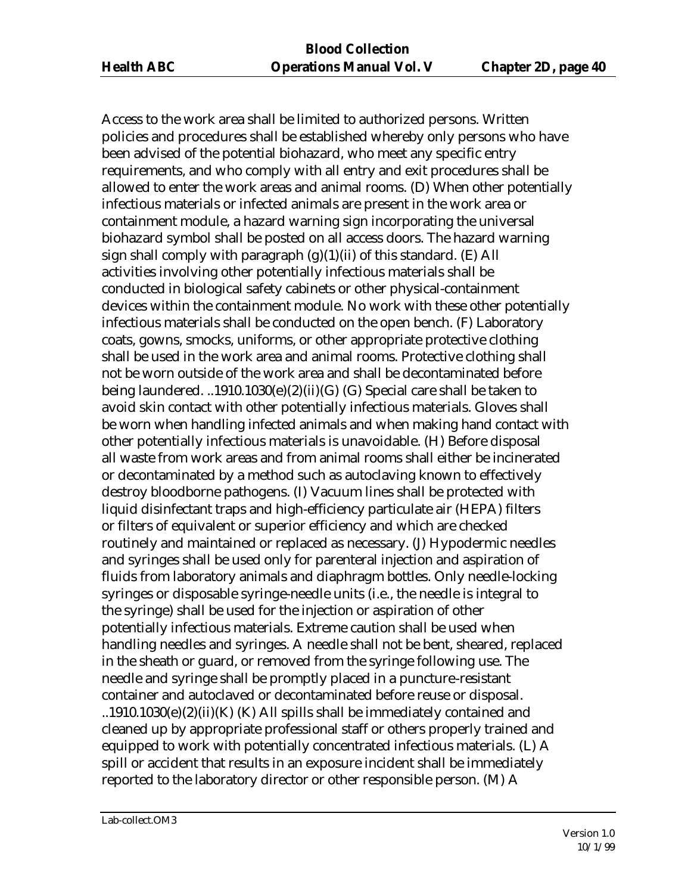Access to the work area shall be limited to authorized persons. Written policies and procedures shall be established whereby only persons who have been advised of the potential biohazard, who meet any specific entry requirements, and who comply with all entry and exit procedures shall be allowed to enter the work areas and animal rooms. (D) When other potentially infectious materials or infected animals are present in the work area or containment module, a hazard warning sign incorporating the universal biohazard symbol shall be posted on all access doors. The hazard warning sign shall comply with paragraph (g)(1)(ii) of this standard. (E) All activities involving other potentially infectious materials shall be conducted in biological safety cabinets or other physical-containment devices within the containment module. No work with these other potentially infectious materials shall be conducted on the open bench. (F) Laboratory coats, gowns, smocks, uniforms, or other appropriate protective clothing shall be used in the work area and animal rooms. Protective clothing shall not be worn outside of the work area and shall be decontaminated before being laundered. ..1910.1030(e)(2)(ii)(G) (G) Special care shall be taken to avoid skin contact with other potentially infectious materials. Gloves shall be worn when handling infected animals and when making hand contact with other potentially infectious materials is unavoidable. (H) Before disposal all waste from work areas and from animal rooms shall either be incinerated or decontaminated by a method such as autoclaving known to effectively destroy bloodborne pathogens. (I) Vacuum lines shall be protected with liquid disinfectant traps and high-efficiency particulate air (HEPA) filters or filters of equivalent or superior efficiency and which are checked routinely and maintained or replaced as necessary. (J) Hypodermic needles and syringes shall be used only for parenteral injection and aspiration of fluids from laboratory animals and diaphragm bottles. Only needle-locking syringes or disposable syringe-needle units (i.e., the needle is integral to the syringe) shall be used for the injection or aspiration of other potentially infectious materials. Extreme caution shall be used when handling needles and syringes. A needle shall not be bent, sheared, replaced in the sheath or guard, or removed from the syringe following use. The needle and syringe shall be promptly placed in a puncture-resistant container and autoclaved or decontaminated before reuse or disposal. ..1910.1030(e)(2)(ii)(K) (K) All spills shall be immediately contained and cleaned up by appropriate professional staff or others properly trained and equipped to work with potentially concentrated infectious materials. (L) A spill or accident that results in an exposure incident shall be immediately reported to the laboratory director or other responsible person. (M) A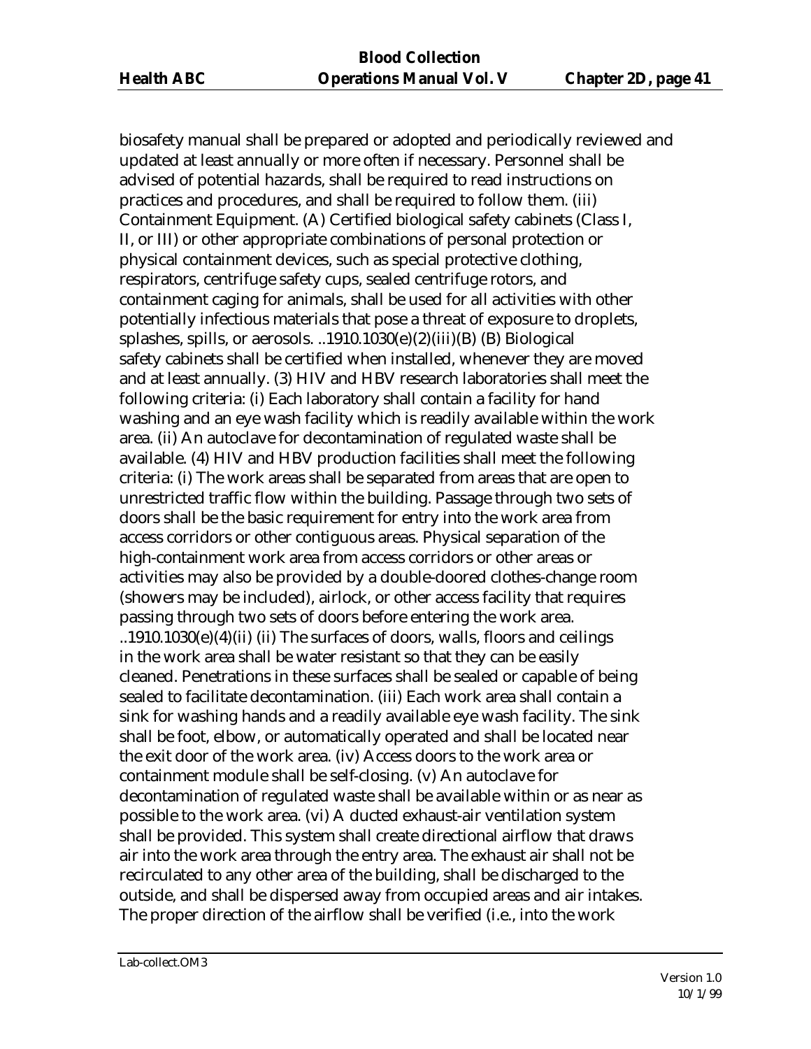biosafety manual shall be prepared or adopted and periodically reviewed and updated at least annually or more often if necessary. Personnel shall be advised of potential hazards, shall be required to read instructions on practices and procedures, and shall be required to follow them. (iii) Containment Equipment. (A) Certified biological safety cabinets (Class I, II, or III) or other appropriate combinations of personal protection or physical containment devices, such as special protective clothing, respirators, centrifuge safety cups, sealed centrifuge rotors, and containment caging for animals, shall be used for all activities with other potentially infectious materials that pose a threat of exposure to droplets, splashes, spills, or aerosols. ..1910.1030(e)(2)(iii)(B) (B) Biological safety cabinets shall be certified when installed, whenever they are moved and at least annually. (3) HIV and HBV research laboratories shall meet the following criteria: (i) Each laboratory shall contain a facility for hand washing and an eye wash facility which is readily available within the work area. (ii) An autoclave for decontamination of regulated waste shall be available. (4) HIV and HBV production facilities shall meet the following criteria: (i) The work areas shall be separated from areas that are open to unrestricted traffic flow within the building. Passage through two sets of doors shall be the basic requirement for entry into the work area from access corridors or other contiguous areas. Physical separation of the high-containment work area from access corridors or other areas or activities may also be provided by a double-doored clothes-change room (showers may be included), airlock, or other access facility that requires passing through two sets of doors before entering the work area. ..1910.1030(e)(4)(ii) (ii) The surfaces of doors, walls, floors and ceilings in the work area shall be water resistant so that they can be easily cleaned. Penetrations in these surfaces shall be sealed or capable of being sealed to facilitate decontamination. (iii) Each work area shall contain a sink for washing hands and a readily available eye wash facility. The sink shall be foot, elbow, or automatically operated and shall be located near the exit door of the work area. (iv) Access doors to the work area or containment module shall be self-closing. (v) An autoclave for decontamination of regulated waste shall be available within or as near as possible to the work area. (vi) A ducted exhaust-air ventilation system shall be provided. This system shall create directional airflow that draws air into the work area through the entry area. The exhaust air shall not be recirculated to any other area of the building, shall be discharged to the outside, and shall be dispersed away from occupied areas and air intakes. The proper direction of the airflow shall be verified (i.e., into the work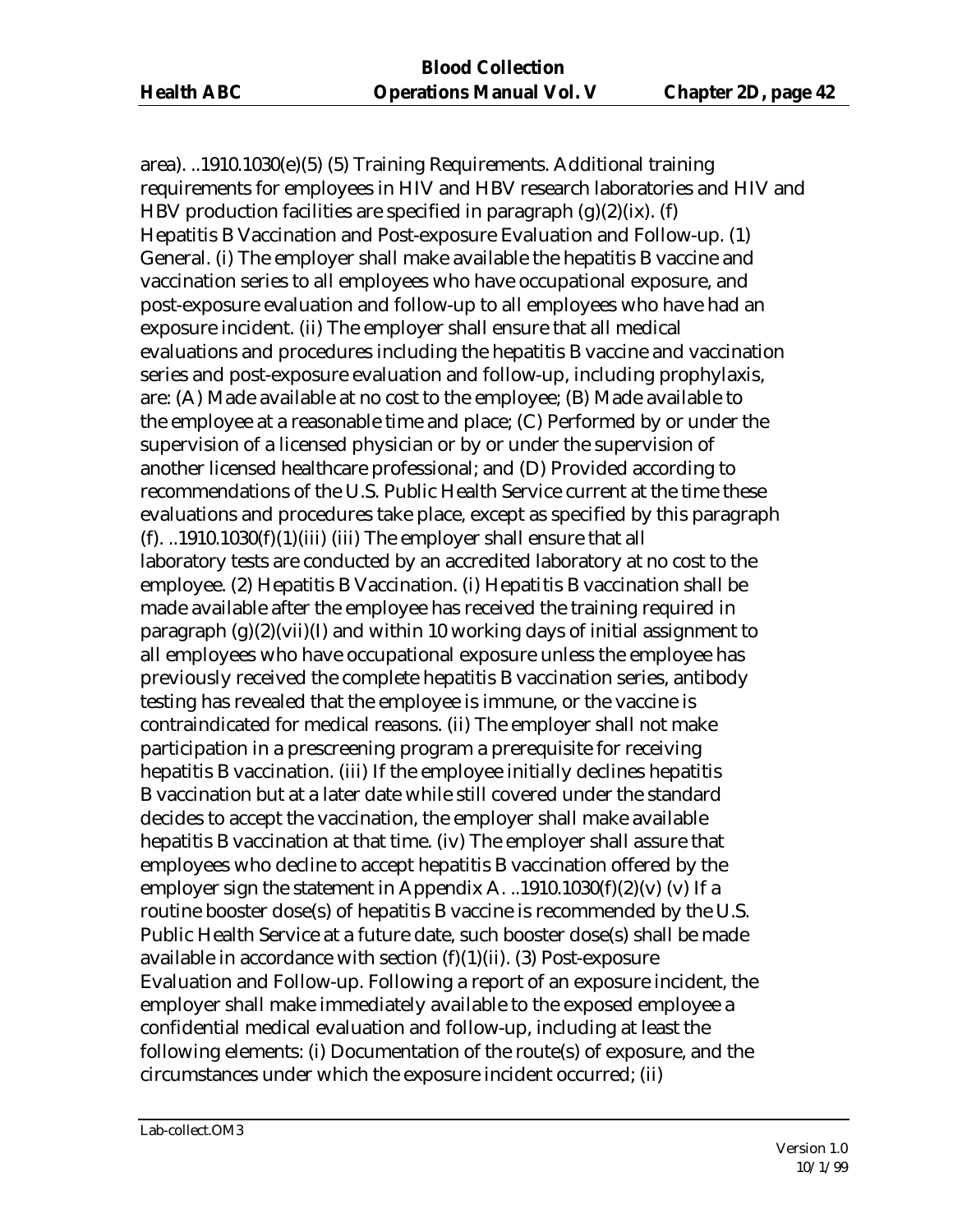area). ..1910.1030(e)(5) (5) Training Requirements. Additional training requirements for employees in HIV and HBV research laboratories and HIV and HBV production facilities are specified in paragraph (g)(2)(ix). (f) Hepatitis B Vaccination and Post-exposure Evaluation and Follow-up. (1) General. (i) The employer shall make available the hepatitis B vaccine and vaccination series to all employees who have occupational exposure, and post-exposure evaluation and follow-up to all employees who have had an exposure incident. (ii) The employer shall ensure that all medical evaluations and procedures including the hepatitis B vaccine and vaccination series and post-exposure evaluation and follow-up, including prophylaxis, are: (A) Made available at no cost to the employee; (B) Made available to the employee at a reasonable time and place; (C) Performed by or under the supervision of a licensed physician or by or under the supervision of another licensed healthcare professional; and (D) Provided according to recommendations of the U.S. Public Health Service current at the time these evaluations and procedures take place, except as specified by this paragraph (f). ..1910.1030(f)(1)(iii) (iii) The employer shall ensure that all laboratory tests are conducted by an accredited laboratory at no cost to the employee. (2) Hepatitis B Vaccination. (i) Hepatitis B vaccination shall be made available after the employee has received the training required in paragraph (g)(2)(vii)(I) and within 10 working days of initial assignment to all employees who have occupational exposure unless the employee has previously received the complete hepatitis B vaccination series, antibody testing has revealed that the employee is immune, or the vaccine is contraindicated for medical reasons. (ii) The employer shall not make participation in a prescreening program a prerequisite for receiving hepatitis B vaccination. (iii) If the employee initially declines hepatitis B vaccination but at a later date while still covered under the standard decides to accept the vaccination, the employer shall make available hepatitis B vaccination at that time. (iv) The employer shall assure that employees who decline to accept hepatitis B vaccination offered by the employer sign the statement in Appendix A. ..1910.1030(f)(2)(v) (v) If a routine booster dose(s) of hepatitis B vaccine is recommended by the U.S. Public Health Service at a future date, such booster dose(s) shall be made available in accordance with section (f)(1)(ii). (3) Post-exposure Evaluation and Follow-up. Following a report of an exposure incident, the employer shall make immediately available to the exposed employee a confidential medical evaluation and follow-up, including at least the following elements: (i) Documentation of the route(s) of exposure, and the circumstances under which the exposure incident occurred; (ii)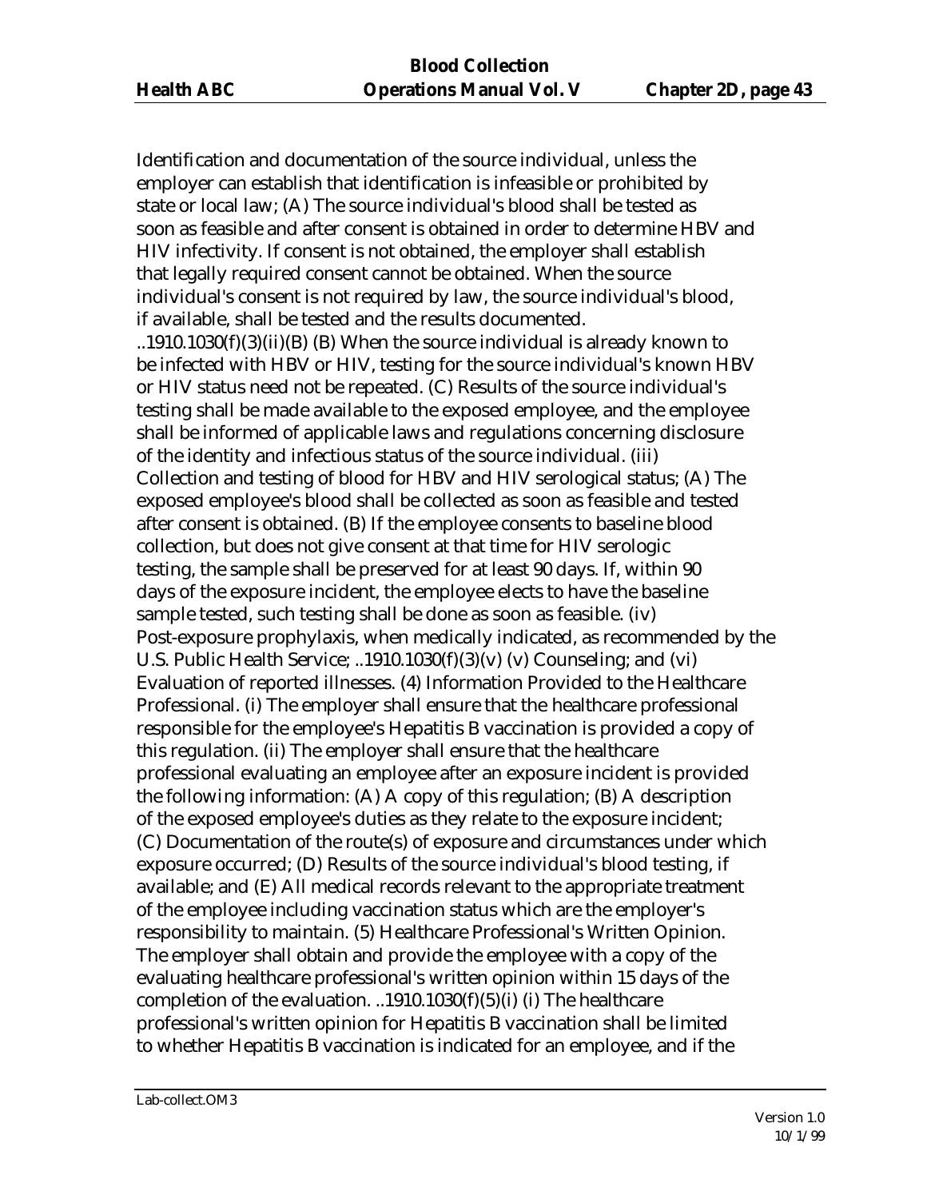Identification and documentation of the source individual, unless the employer can establish that identification is infeasible or prohibited by state or local law; (A) The source individual's blood shall be tested as soon as feasible and after consent is obtained in order to determine HBV and HIV infectivity. If consent is not obtained, the employer shall establish that legally required consent cannot be obtained. When the source individual's consent is not required by law, the source individual's blood, if available, shall be tested and the results documented. ..1910.1030(f)(3)(ii)(B) (B) When the source individual is already known to be infected with HBV or HIV, testing for the source individual's known HBV or HIV status need not be repeated. (C) Results of the source individual's testing shall be made available to the exposed employee, and the employee shall be informed of applicable laws and regulations concerning disclosure of the identity and infectious status of the source individual. (iii) Collection and testing of blood for HBV and HIV serological status; (A) The exposed employee's blood shall be collected as soon as feasible and tested after consent is obtained. (B) If the employee consents to baseline blood collection, but does not give consent at that time for HIV serologic testing, the sample shall be preserved for at least 90 days. If, within 90 days of the exposure incident, the employee elects to have the baseline sample tested, such testing shall be done as soon as feasible. (iv) Post-exposure prophylaxis, when medically indicated, as recommended by the U.S. Public Health Service; ..1910.1030(f)(3)(v) (v) Counseling; and (vi) Evaluation of reported illnesses. (4) Information Provided to the Healthcare Professional. (i) The employer shall ensure that the healthcare professional responsible for the employee's Hepatitis B vaccination is provided a copy of this regulation. (ii) The employer shall ensure that the healthcare professional evaluating an employee after an exposure incident is provided the following information: (A) A copy of this regulation; (B) A description of the exposed employee's duties as they relate to the exposure incident; (C) Documentation of the route(s) of exposure and circumstances under which exposure occurred; (D) Results of the source individual's blood testing, if available; and (E) All medical records relevant to the appropriate treatment of the employee including vaccination status which are the employer's responsibility to maintain. (5) Healthcare Professional's Written Opinion. The employer shall obtain and provide the employee with a copy of the evaluating healthcare professional's written opinion within 15 days of the completion of the evaluation. ..1910.1030(f)(5)(i) (i) The healthcare professional's written opinion for Hepatitis B vaccination shall be limited to whether Hepatitis B vaccination is indicated for an employee, and if the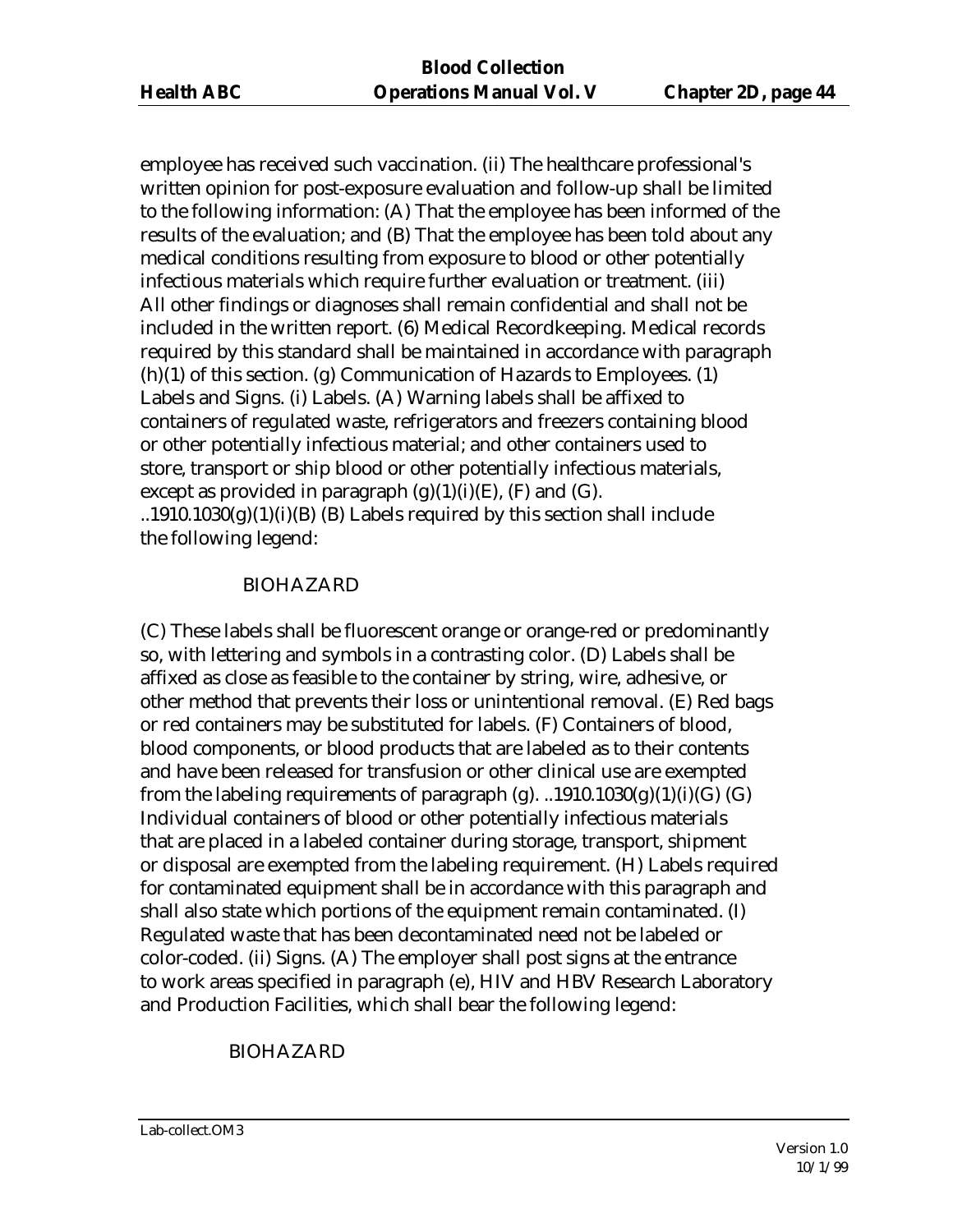employee has received such vaccination. (ii) The healthcare professional's written opinion for post-exposure evaluation and follow-up shall be limited to the following information: (A) That the employee has been informed of the results of the evaluation; and (B) That the employee has been told about any medical conditions resulting from exposure to blood or other potentially infectious materials which require further evaluation or treatment. (iii) All other findings or diagnoses shall remain confidential and shall not be included in the written report. (6) Medical Recordkeeping. Medical records required by this standard shall be maintained in accordance with paragraph (h)(1) of this section. (g) Communication of Hazards to Employees. (1) Labels and Signs. (i) Labels. (A) Warning labels shall be affixed to containers of regulated waste, refrigerators and freezers containing blood or other potentially infectious material; and other containers used to store, transport or ship blood or other potentially infectious materials, except as provided in paragraph (g)(1)(i)(E), (F) and (G). ..1910.1030(g)(1)(i)(B) (B) Labels required by this section shall include the following legend:

BIOHAZARD

(C) These labels shall be fluorescent orange or orange-red or predominantly so, with lettering and symbols in a contrasting color. (D) Labels shall be affixed as close as feasible to the container by string, wire, adhesive, or other method that prevents their loss or unintentional removal. (E) Red bags or red containers may be substituted for labels. (F) Containers of blood, blood components, or blood products that are labeled as to their contents and have been released for transfusion or other clinical use are exempted from the labeling requirements of paragraph (g). ..1910.1030(g)(1)(i)(G) (G) Individual containers of blood or other potentially infectious materials that are placed in a labeled container during storage, transport, shipment or disposal are exempted from the labeling requirement. (H) Labels required for contaminated equipment shall be in accordance with this paragraph and shall also state which portions of the equipment remain contaminated. (I) Regulated waste that has been decontaminated need not be labeled or color-coded. (ii) Signs. (A) The employer shall post signs at the entrance to work areas specified in paragraph (e), HIV and HBV Research Laboratory and Production Facilities, which shall bear the following legend:

BIOHAZARD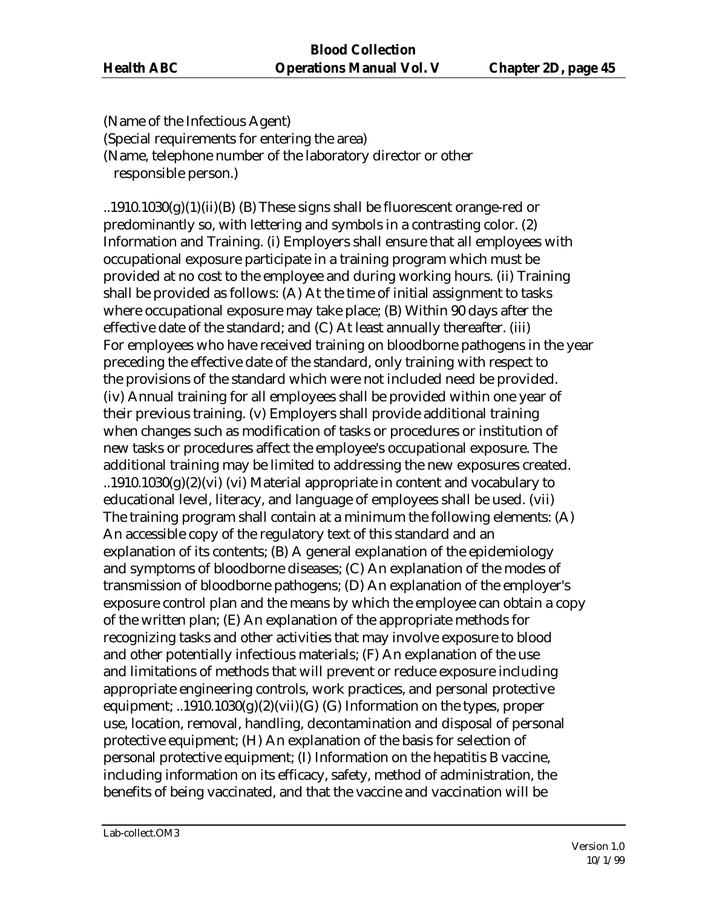(Name of the Infectious Agent)
(Special requirements for entering the area)
(Name, telephone number of the laboratory director or other
 responsible person.)

..1910.1030(g)(1)(ii)(B) (B) These signs shall be fluorescent orange-red or predominantly so, with lettering and symbols in a contrasting color. (2) Information and Training. (i) Employers shall ensure that all employees with occupational exposure participate in a training program which must be provided at no cost to the employee and during working hours. (ii) Training shall be provided as follows: (A) At the time of initial assignment to tasks where occupational exposure may take place; (B) Within 90 days after the effective date of the standard; and (C) At least annually thereafter. (iii) For employees who have received training on bloodborne pathogens in the year preceding the effective date of the standard, only training with respect to the provisions of the standard which were not included need be provided. (iv) Annual training for all employees shall be provided within one year of their previous training. (v) Employers shall provide additional training when changes such as modification of tasks or procedures or institution of new tasks or procedures affect the employee's occupational exposure. The additional training may be limited to addressing the new exposures created. ..1910.1030(g)(2)(vi) (vi) Material appropriate in content and vocabulary to educational level, literacy, and language of employees shall be used. (vii) The training program shall contain at a minimum the following elements: (A) An accessible copy of the regulatory text of this standard and an explanation of its contents; (B) A general explanation of the epidemiology and symptoms of bloodborne diseases; (C) An explanation of the modes of transmission of bloodborne pathogens; (D) An explanation of the employer's exposure control plan and the means by which the employee can obtain a copy of the written plan; (E) An explanation of the appropriate methods for recognizing tasks and other activities that may involve exposure to blood and other potentially infectious materials; (F) An explanation of the use and limitations of methods that will prevent or reduce exposure including appropriate engineering controls, work practices, and personal protective equipment; ..1910.1030(g)(2)(vii)(G) (G) Information on the types, proper use, location, removal, handling, decontamination and disposal of personal protective equipment; (H) An explanation of the basis for selection of personal protective equipment; (I) Information on the hepatitis B vaccine, including information on its efficacy, safety, method of administration, the benefits of being vaccinated, and that the vaccine and vaccination will be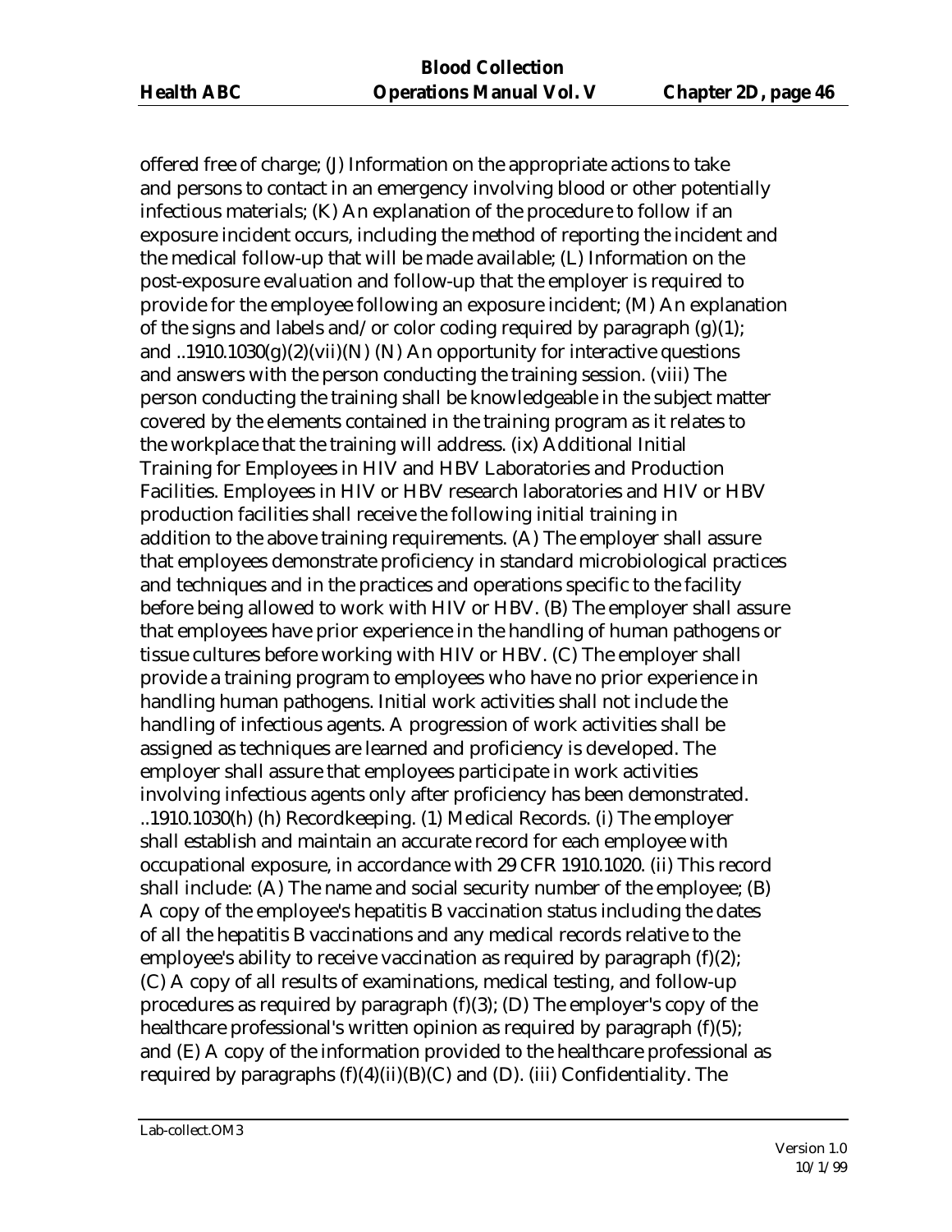offered free of charge; (J) Information on the appropriate actions to take and persons to contact in an emergency involving blood or other potentially infectious materials; (K) An explanation of the procedure to follow if an exposure incident occurs, including the method of reporting the incident and the medical follow-up that will be made available; (L) Information on the post-exposure evaluation and follow-up that the employer is required to provide for the employee following an exposure incident; (M) An explanation of the signs and labels and/or color coding required by paragraph (g)(1); and ..1910.1030(g)(2)(vii)(N) (N) An opportunity for interactive questions and answers with the person conducting the training session. (viii) The person conducting the training shall be knowledgeable in the subject matter covered by the elements contained in the training program as it relates to the workplace that the training will address. (ix) Additional Initial Training for Employees in HIV and HBV Laboratories and Production Facilities. Employees in HIV or HBV research laboratories and HIV or HBV production facilities shall receive the following initial training in addition to the above training requirements. (A) The employer shall assure that employees demonstrate proficiency in standard microbiological practices and techniques and in the practices and operations specific to the facility before being allowed to work with HIV or HBV. (B) The employer shall assure that employees have prior experience in the handling of human pathogens or tissue cultures before working with HIV or HBV. (C) The employer shall provide a training program to employees who have no prior experience in handling human pathogens. Initial work activities shall not include the handling of infectious agents. A progression of work activities shall be assigned as techniques are learned and proficiency is developed. The employer shall assure that employees participate in work activities involving infectious agents only after proficiency has been demonstrated. ..1910.1030(h) (h) Recordkeeping. (1) Medical Records. (i) The employer shall establish and maintain an accurate record for each employee with occupational exposure, in accordance with 29 CFR 1910.1020. (ii) This record shall include: (A) The name and social security number of the employee; (B) A copy of the employee's hepatitis B vaccination status including the dates of all the hepatitis B vaccinations and any medical records relative to the employee's ability to receive vaccination as required by paragraph (f)(2); (C) A copy of all results of examinations, medical testing, and follow-up procedures as required by paragraph (f)(3); (D) The employer's copy of the healthcare professional's written opinion as required by paragraph (f)(5); and (E) A copy of the information provided to the healthcare professional as required by paragraphs (f)(4)(ii)(B)(C) and (D). (iii) Confidentiality. The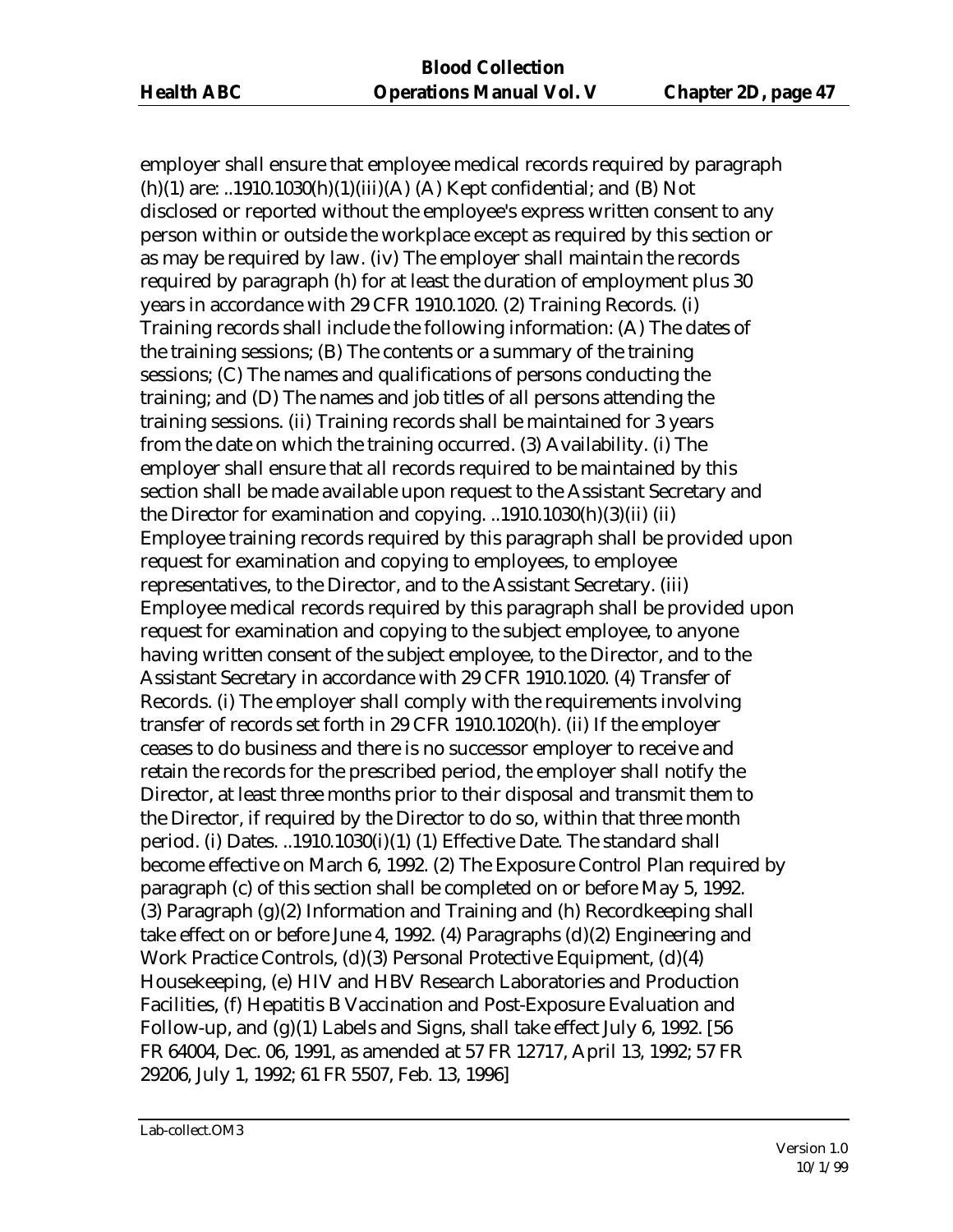employer shall ensure that employee medical records required by paragraph (h)(1) are: ..1910.1030(h)(1)(iii)(A) (A) Kept confidential; and (B) Not disclosed or reported without the employee's express written consent to any person within or outside the workplace except as required by this section or as may be required by law. (iv) The employer shall maintain the records required by paragraph (h) for at least the duration of employment plus 30 years in accordance with 29 CFR 1910.1020. (2) Training Records. (i) Training records shall include the following information: (A) The dates of the training sessions; (B) The contents or a summary of the training sessions; (C) The names and qualifications of persons conducting the training; and (D) The names and job titles of all persons attending the training sessions. (ii) Training records shall be maintained for 3 years from the date on which the training occurred. (3) Availability. (i) The employer shall ensure that all records required to be maintained by this section shall be made available upon request to the Assistant Secretary and the Director for examination and copying. ..1910.1030(h)(3)(ii) (ii) Employee training records required by this paragraph shall be provided upon request for examination and copying to employees, to employee representatives, to the Director, and to the Assistant Secretary. (iii) Employee medical records required by this paragraph shall be provided upon request for examination and copying to the subject employee, to anyone having written consent of the subject employee, to the Director, and to the Assistant Secretary in accordance with 29 CFR 1910.1020. (4) Transfer of Records. (i) The employer shall comply with the requirements involving transfer of records set forth in 29 CFR 1910.1020(h). (ii) If the employer ceases to do business and there is no successor employer to receive and retain the records for the prescribed period, the employer shall notify the Director, at least three months prior to their disposal and transmit them to the Director, if required by the Director to do so, within that three month period. (i) Dates. ..1910.1030(i)(1) (1) Effective Date. The standard shall become effective on March 6, 1992. (2) The Exposure Control Plan required by paragraph (c) of this section shall be completed on or before May 5, 1992. (3) Paragraph (g)(2) Information and Training and (h) Recordkeeping shall take effect on or before June 4, 1992. (4) Paragraphs (d)(2) Engineering and Work Practice Controls, (d)(3) Personal Protective Equipment, (d)(4) Housekeeping, (e) HIV and HBV Research Laboratories and Production Facilities, (f) Hepatitis B Vaccination and Post-Exposure Evaluation and Follow-up, and (g)(1) Labels and Signs, shall take effect July 6, 1992. [56 FR 64004, Dec. 06, 1991, as amended at 57 FR 12717, April 13, 1992; 57 FR 29206, July 1, 1992; 61 FR 5507, Feb. 13, 1996]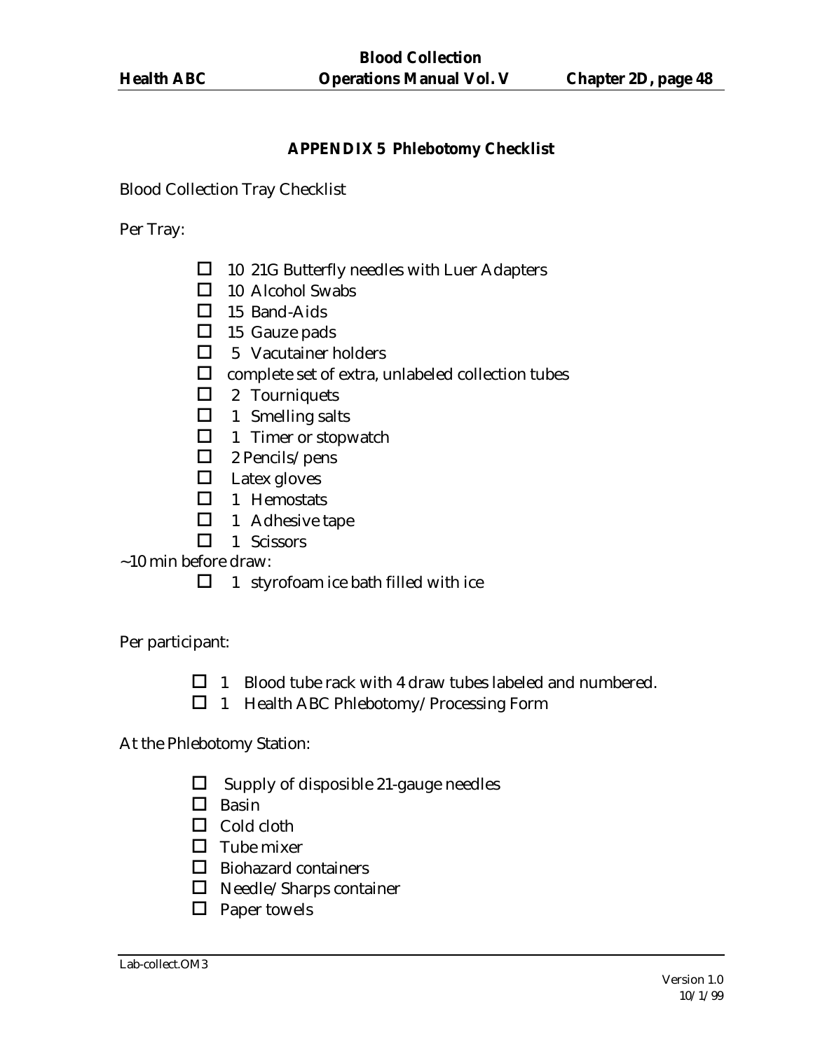## APPENDIX 5 Phlebotomy Checklist

Blood Collection Tray Checklist

Per Tray:

- ☐ 10 21G Butterfly needles with Luer Adapters
- ☐ 10 Alcohol Swabs
- ☐ 15 Band-Aids
- ☐ 15 Gauze pads
- ☐ 5 Vacutainer holders
- ☐ complete set of extra, unlabeled collection tubes
- ☐ 2 Tourniquets
- ☐ 1 Smelling salts
- ☐ 1 Timer or stopwatch
- ☐ 2 Pencils/pens
- ☐ Latex gloves
- ☐ 1 Hemostats
- ☐ 1 Adhesive tape
- ☐ 1 Scissors

~10 min before draw:

- ☐ 1 styrofoam ice bath filled with ice

Per participant:

- ☐ 1 Blood tube rack with 4 draw tubes labeled and numbered.
- ☐ 1 Health ABC Phlebotomy/Processing Form

At the Phlebotomy Station:

- ☐ Supply of disposible 21-gauge needles
- ☐ Basin
- ☐ Cold cloth
- ☐ Tube mixer
- ☐ Biohazard containers
- ☐ Needle/Sharps container
- ☐ Paper towels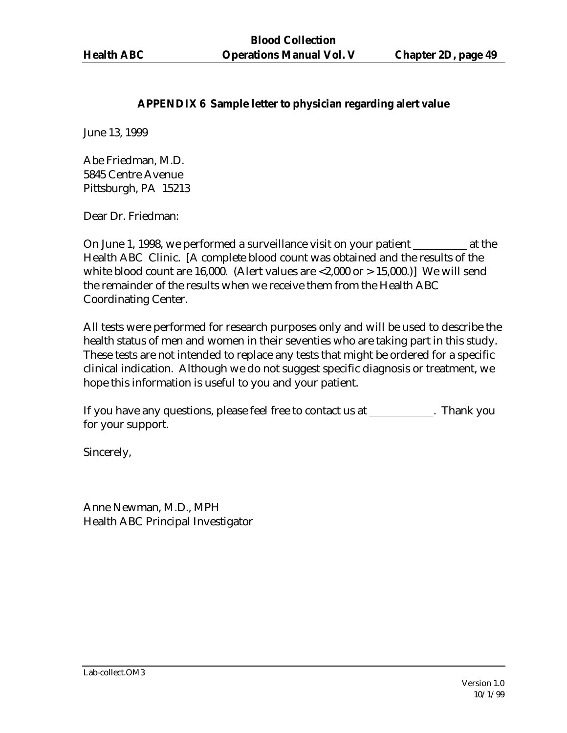## APPENDIX 6 Sample letter to physician regarding alert value

June 13, 1999

Abe Friedman, M.D.
5845 Centre Avenue
Pittsburgh, PA 15213

Dear Dr. Friedman:

On June 1, 1998, we performed a surveillance visit on your patient __________ at the Health ABC Clinic. [A complete blood count was obtained and the results of the white blood count are 16,000. (Alert values are <2,000 or > 15,000.)] We will send the remainder of the results when we receive them from the Health ABC Coordinating Center.

All tests were performed for research purposes only and will be used to describe the health status of men and women in their seventies who are taking part in this study. These tests are not intended to replace any tests that might be ordered for a specific clinical indication. Although we do not suggest specific diagnosis or treatment, we hope this information is useful to you and your patient.

If you have any questions, please feel free to contact us at ____________. Thank you for your support.

Sincerely,

Anne Newman, M.D., MPH
Health ABC Principal Investigator